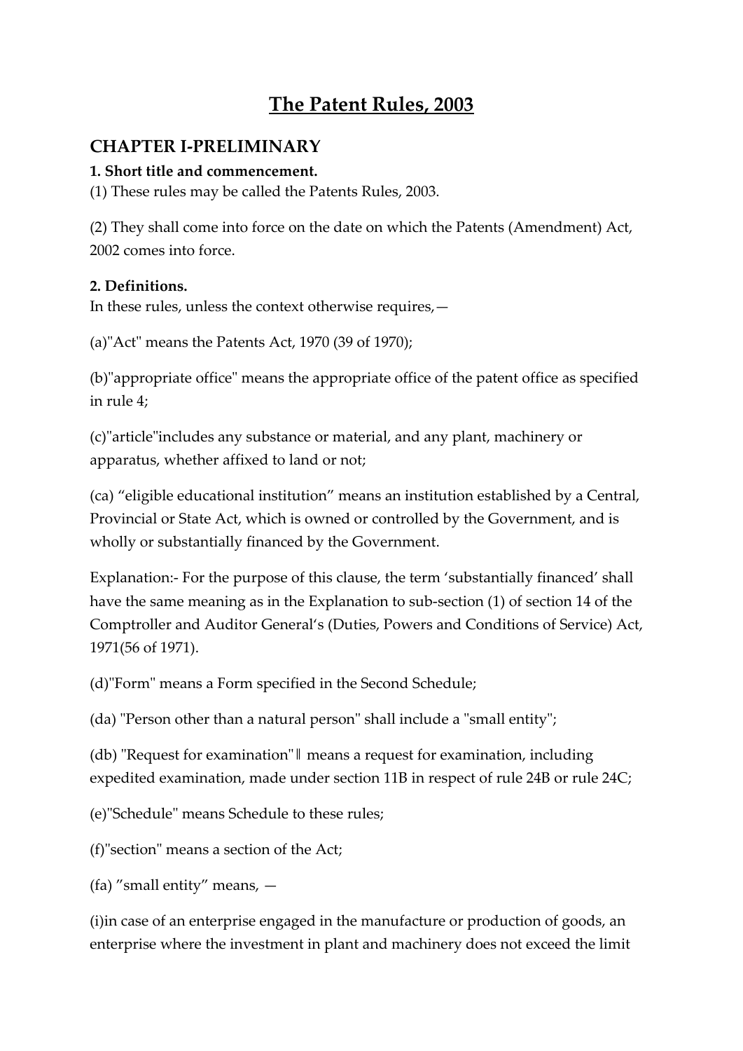# The Patent Rules, 2003

## CHAPTER I-PRELIMINARY

**1. Short title and commencement.**

(1) These rules may be called the Patents Rules, 2003.

(2) They shall come into force on the date on which the Patents (Amendment) Act, 2002 comes into force.

**2. Definitions.**

In these rules, unless the context otherwise requires,—

(a)"Act" means the Patents Act, 1970 (39 of 1970);

(b)"appropriate office" means the appropriate office of the patent office as specified in rule 4;

(c)"article"includes any substance or material, and any plant, machinery or apparatus, whether affixed to land or not;

(ca) "eligible educational institution" means an institution established by a Central, Provincial or State Act, which is owned or controlled by the Government, and is wholly or substantially financed by the Government.

Explanation:- For the purpose of this clause, the term 'substantially financed' shall have the same meaning as in the Explanation to sub-section (1) of section 14 of the Comptroller and Auditor General's (Duties, Powers and Conditions of Service) Act, 1971(56 of 1971).

(d)"Form" means a Form specified in the Second Schedule;

(da) "Person other than a natural person" shall include a "small entity";

(db) "Request for examination"‖ means a request for examination, including expedited examination, made under section 11B in respect of rule 24B or rule 24C;

(e)"Schedule" means Schedule to these rules;

(f)"section" means a section of the Act;

(fa) "small entity" means, —

(i)in case of an enterprise engaged in the manufacture or production of goods, an enterprise where the investment in plant and machinery does not exceed the limit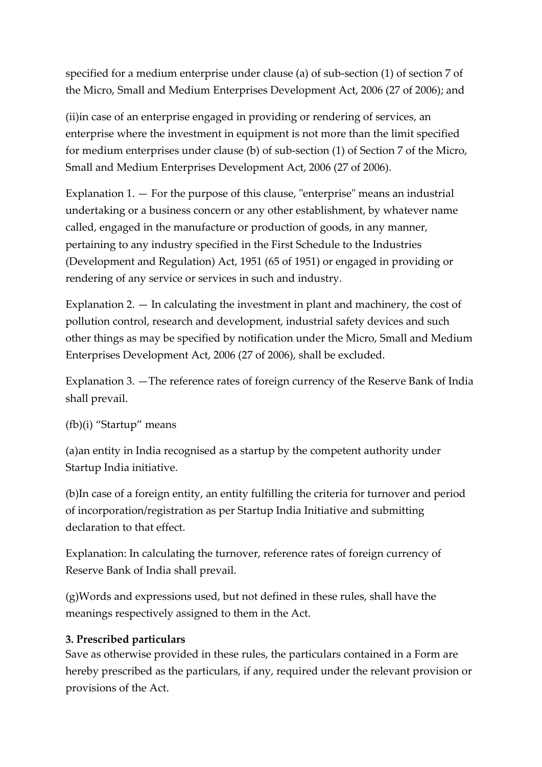specified for a medium enterprise under clause (a) of sub-section (1) of section 7 of the Micro, Small and Medium Enterprises Development Act, 2006 (27 of 2006); and

(ii)in case of an enterprise engaged in providing or rendering of services, an enterprise where the investment in equipment is not more than the limit specified for medium enterprises under clause (b) of sub-section (1) of Section 7 of the Micro, Small and Medium Enterprises Development Act, 2006 (27 of 2006).

Explanation 1. — For the purpose of this clause, "enterprise" means an industrial undertaking or a business concern or any other establishment, by whatever name called, engaged in the manufacture or production of goods, in any manner, pertaining to any industry specified in the First Schedule to the Industries (Development and Regulation) Act, 1951 (65 of 1951) or engaged in providing or rendering of any service or services in such and industry.

Explanation 2. — In calculating the investment in plant and machinery, the cost of pollution control, research and development, industrial safety devices and such other things as may be specified by notification under the Micro, Small and Medium Enterprises Development Act, 2006 (27 of 2006), shall be excluded.

Explanation 3. —The reference rates of foreign currency of the Reserve Bank of India shall prevail.

(fb)(i) “Startup” means

(a)an entity in India recognised as a startup by the competent authority under Startup India initiative.

(b)In case of a foreign entity, an entity fulfilling the criteria for turnover and period of incorporation/registration as per Startup India Initiative and submitting declaration to that effect.

Explanation: In calculating the turnover, reference rates of foreign currency of Reserve Bank of India shall prevail.

(g)Words and expressions used, but not defined in these rules, shall have the meanings respectively assigned to them in the Act.

**3. Prescribed particulars**

Save as otherwise provided in these rules, the particulars contained in a Form are hereby prescribed as the particulars, if any, required under the relevant provision or provisions of the Act.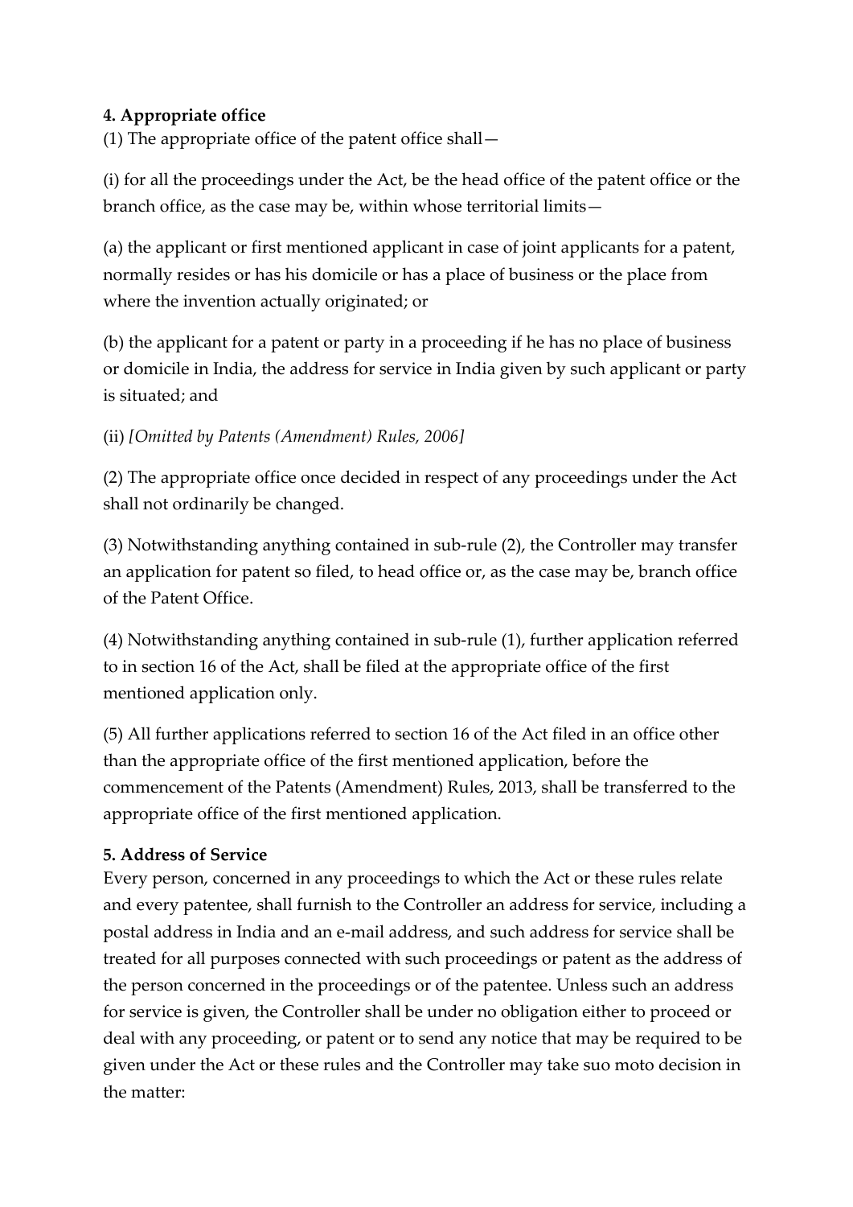**4. Appropriate office**

(1) The appropriate office of the patent office shall—

(i) for all the proceedings under the Act, be the head office of the patent office or the branch office, as the case may be, within whose territorial limits—

(a) the applicant or first mentioned applicant in case of joint applicants for a patent, normally resides or has his domicile or has a place of business or the place from where the invention actually originated; or

(b) the applicant for a patent or party in a proceeding if he has no place of business or domicile in India, the address for service in India given by such applicant or party is situated; and

(ii) *[Omitted by Patents (Amendment) Rules, 2006]*

(2) The appropriate office once decided in respect of any proceedings under the Act shall not ordinarily be changed.

(3) Notwithstanding anything contained in sub-rule (2), the Controller may transfer an application for patent so filed, to head office or, as the case may be, branch office of the Patent Office.

(4) Notwithstanding anything contained in sub-rule (1), further application referred to in section 16 of the Act, shall be filed at the appropriate office of the first mentioned application only.

(5) All further applications referred to section 16 of the Act filed in an office other than the appropriate office of the first mentioned application, before the commencement of the Patents (Amendment) Rules, 2013, shall be transferred to the appropriate office of the first mentioned application.

**5. Address of Service**

Every person, concerned in any proceedings to which the Act or these rules relate and every patentee, shall furnish to the Controller an address for service, including a postal address in India and an e-mail address, and such address for service shall be treated for all purposes connected with such proceedings or patent as the address of the person concerned in the proceedings or of the patentee. Unless such an address for service is given, the Controller shall be under no obligation either to proceed or deal with any proceeding, or patent or to send any notice that may be required to be given under the Act or these rules and the Controller may take suo moto decision in the matter: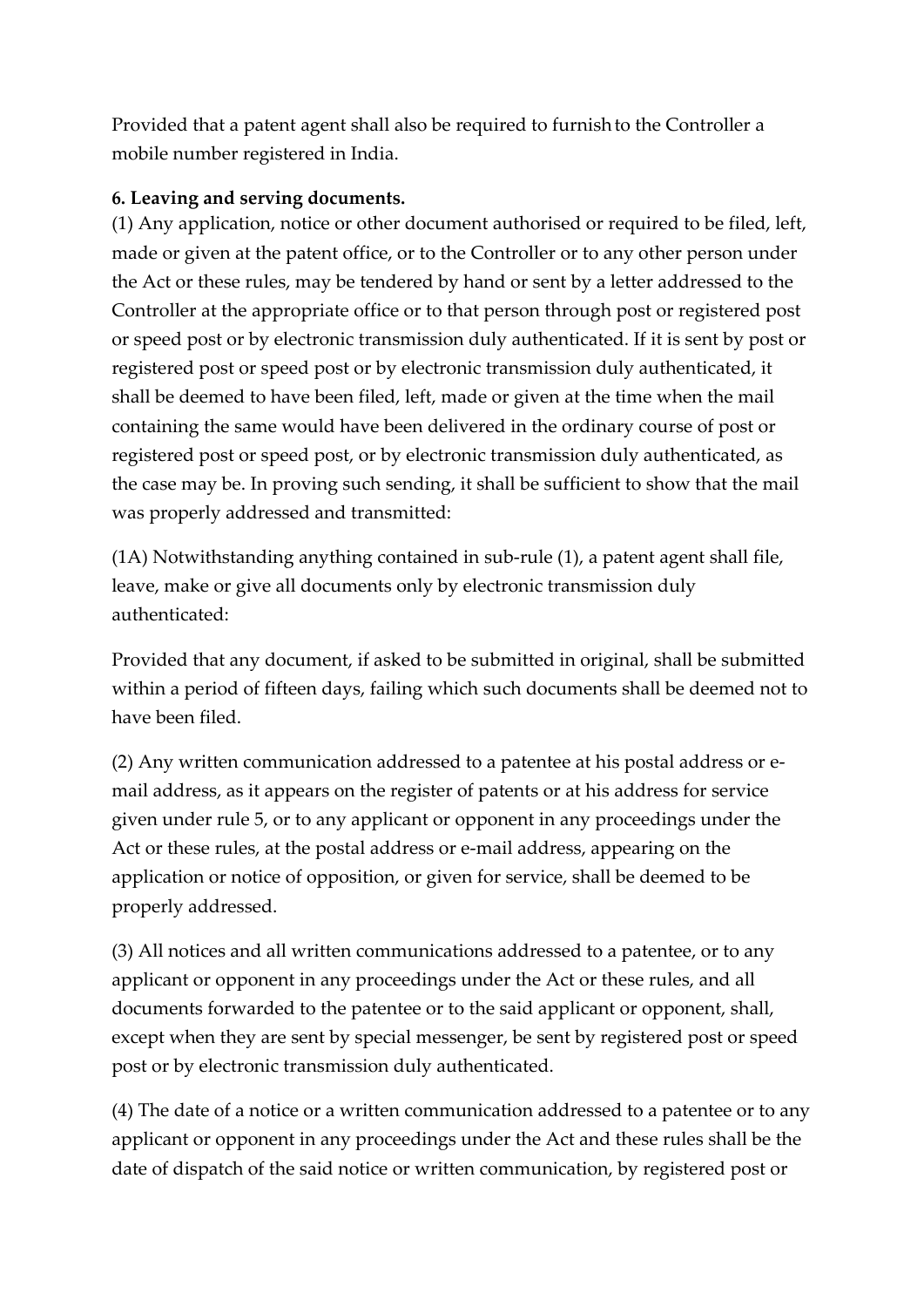Provided that a patent agent shall also be required to furnish to the Controller a mobile number registered in India.

**6. Leaving and serving documents.**

(1) Any application, notice or other document authorised or required to be filed, left, made or given at the patent office, or to the Controller or to any other person under the Act or these rules, may be tendered by hand or sent by a letter addressed to the Controller at the appropriate office or to that person through post or registered post or speed post or by electronic transmission duly authenticated. If it is sent by post or registered post or speed post or by electronic transmission duly authenticated, it shall be deemed to have been filed, left, made or given at the time when the mail containing the same would have been delivered in the ordinary course of post or registered post or speed post, or by electronic transmission duly authenticated, as the case may be. In proving such sending, it shall be sufficient to show that the mail was properly addressed and transmitted:

(1A) Notwithstanding anything contained in sub-rule (1), a patent agent shall file, leave, make or give all documents only by electronic transmission duly authenticated:

Provided that any document, if asked to be submitted in original, shall be submitted within a period of fifteen days, failing which such documents shall be deemed not to have been filed.

(2) Any written communication addressed to a patentee at his postal address or e-mail address, as it appears on the register of patents or at his address for service given under rule 5, or to any applicant or opponent in any proceedings under the Act or these rules, at the postal address or e-mail address, appearing on the application or notice of opposition, or given for service, shall be deemed to be properly addressed.

(3) All notices and all written communications addressed to a patentee, or to any applicant or opponent in any proceedings under the Act or these rules, and all documents forwarded to the patentee or to the said applicant or opponent, shall, except when they are sent by special messenger, be sent by registered post or speed post or by electronic transmission duly authenticated.

(4) The date of a notice or a written communication addressed to a patentee or to any applicant or opponent in any proceedings under the Act and these rules shall be the date of dispatch of the said notice or written communication, by registered post or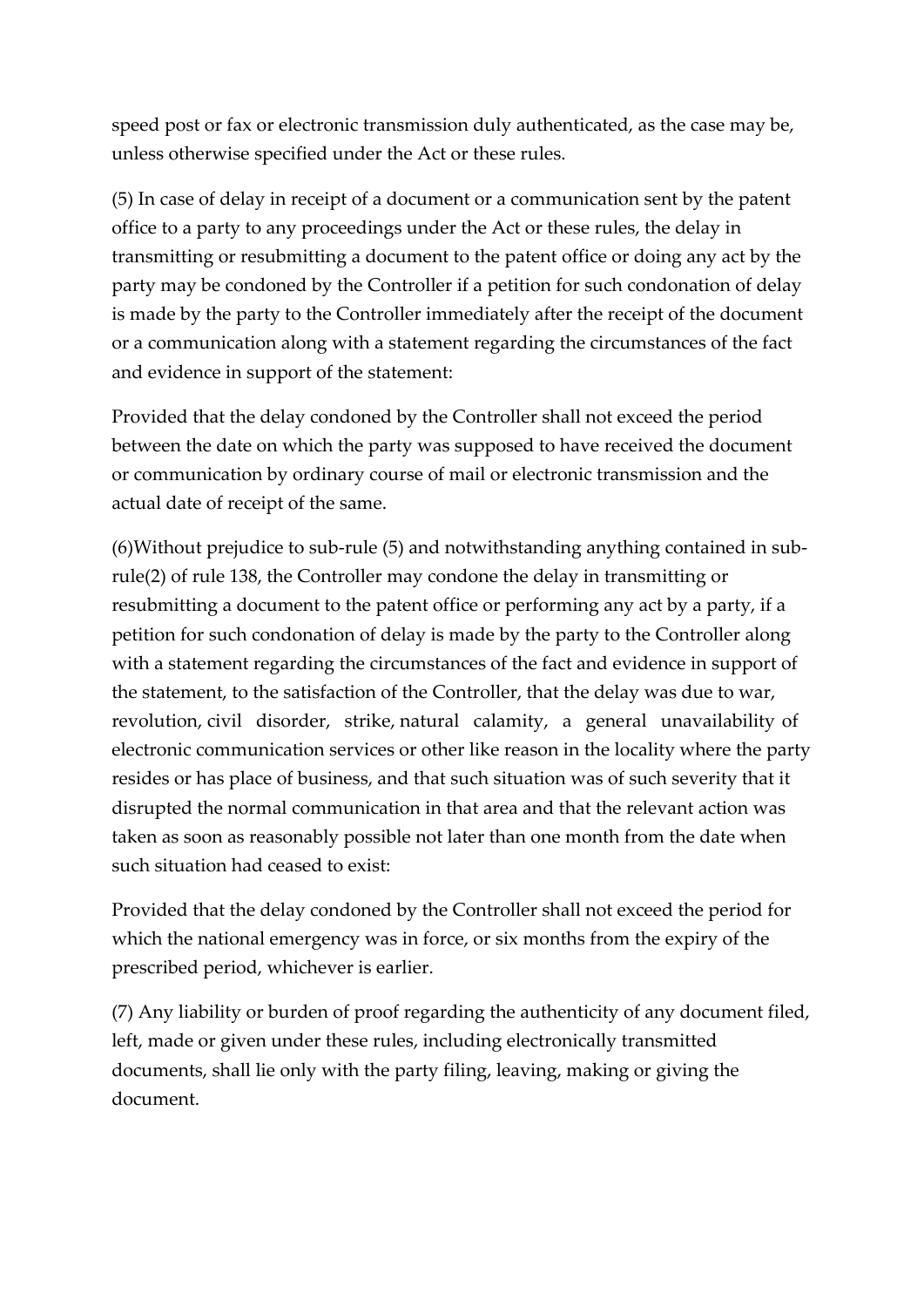speed post or fax or electronic transmission duly authenticated, as the case may be, unless otherwise specified under the Act or these rules.

(5) In case of delay in receipt of a document or a communication sent by the patent office to a party to any proceedings under the Act or these rules, the delay in transmitting or resubmitting a document to the patent office or doing any act by the party may be condoned by the Controller if a petition for such condonation of delay is made by the party to the Controller immediately after the receipt of the document or a communication along with a statement regarding the circumstances of the fact and evidence in support of the statement:

Provided that the delay condoned by the Controller shall not exceed the period between the date on which the party was supposed to have received the document or communication by ordinary course of mail or electronic transmission and the actual date of receipt of the same.

(6)Without prejudice to sub-rule (5) and notwithstanding anything contained in sub-rule(2) of rule 138, the Controller may condone the delay in transmitting or resubmitting a document to the patent office or performing any act by a party, if a petition for such condonation of delay is made by the party to the Controller along with a statement regarding the circumstances of the fact and evidence in support of the statement, to the satisfaction of the Controller, that the delay was due to war, revolution, civil disorder, strike, natural calamity, a general unavailability of electronic communication services or other like reason in the locality where the party resides or has place of business, and that such situation was of such severity that it disrupted the normal communication in that area and that the relevant action was taken as soon as reasonably possible not later than one month from the date when such situation had ceased to exist:

Provided that the delay condoned by the Controller shall not exceed the period for which the national emergency was in force, or six months from the expiry of the prescribed period, whichever is earlier.

(7) Any liability or burden of proof regarding the authenticity of any document filed, left, made or given under these rules, including electronically transmitted documents, shall lie only with the party filing, leaving, making or giving the document.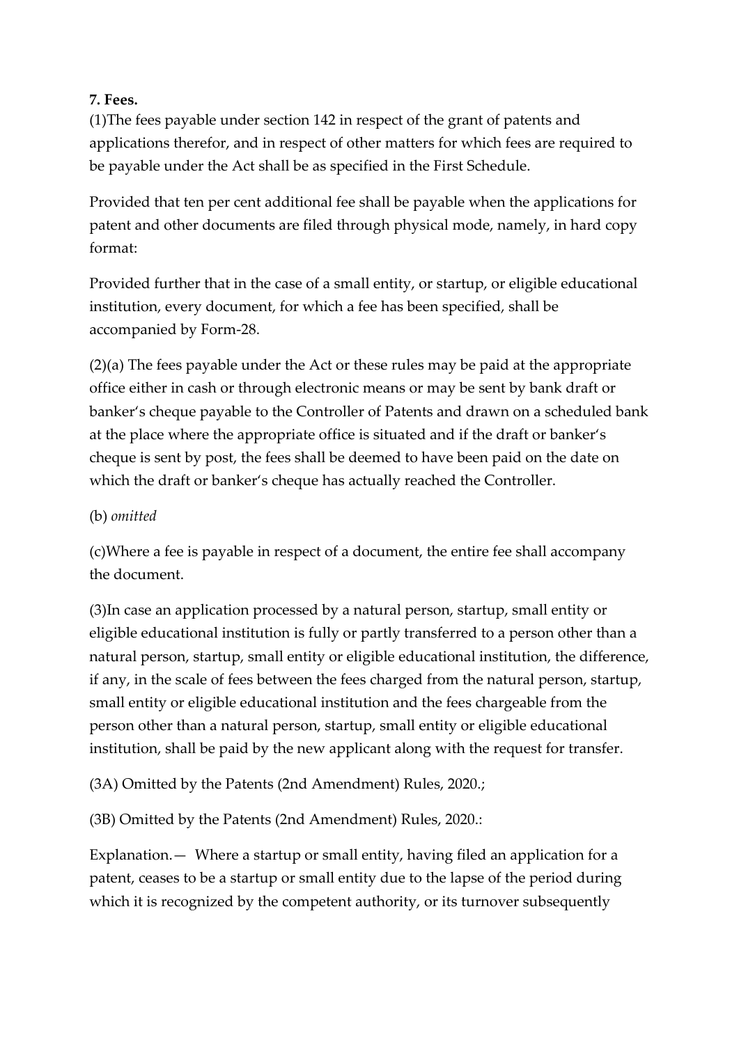**7. Fees.**

(1)The fees payable under section 142 in respect of the grant of patents and applications therefor, and in respect of other matters for which fees are required to be payable under the Act shall be as specified in the First Schedule.

Provided that ten per cent additional fee shall be payable when the applications for patent and other documents are filed through physical mode, namely, in hard copy format:

Provided further that in the case of a small entity, or startup, or eligible educational institution, every document, for which a fee has been specified, shall be accompanied by Form-28.

(2)(a) The fees payable under the Act or these rules may be paid at the appropriate office either in cash or through electronic means or may be sent by bank draft or banker's cheque payable to the Controller of Patents and drawn on a scheduled bank at the place where the appropriate office is situated and if the draft or banker's cheque is sent by post, the fees shall be deemed to have been paid on the date on which the draft or banker's cheque has actually reached the Controller.

(b) *omitted*

(c)Where a fee is payable in respect of a document, the entire fee shall accompany the document.

(3)In case an application processed by a natural person, startup, small entity or eligible educational institution is fully or partly transferred to a person other than a natural person, startup, small entity or eligible educational institution, the difference, if any, in the scale of fees between the fees charged from the natural person, startup, small entity or eligible educational institution and the fees chargeable from the person other than a natural person, startup, small entity or eligible educational institution, shall be paid by the new applicant along with the request for transfer.

(3A) Omitted by the Patents (2nd Amendment) Rules, 2020.;

(3B) Omitted by the Patents (2nd Amendment) Rules, 2020.:

Explanation.— Where a startup or small entity, having filed an application for a patent, ceases to be a startup or small entity due to the lapse of the period during which it is recognized by the competent authority, or its turnover subsequently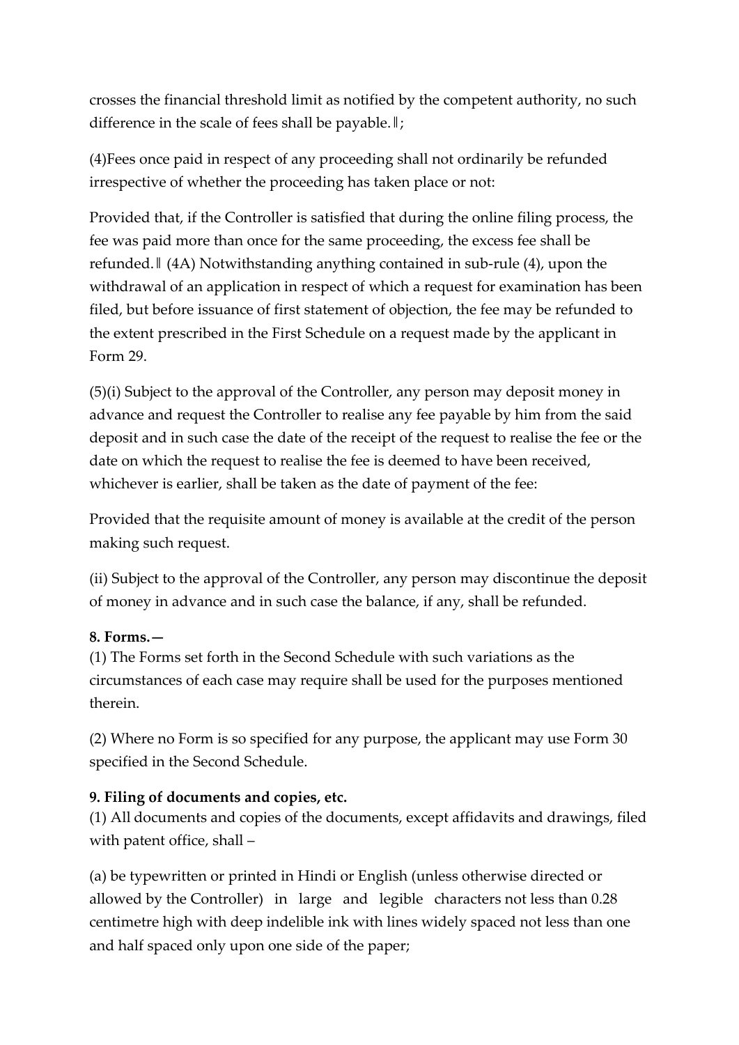crosses the financial threshold limit as notified by the competent authority, no such difference in the scale of fees shall be payable.‖;

(4)Fees once paid in respect of any proceeding shall not ordinarily be refunded irrespective of whether the proceeding has taken place or not:

Provided that, if the Controller is satisfied that during the online filing process, the fee was paid more than once for the same proceeding, the excess fee shall be refunded.‖ (4A) Notwithstanding anything contained in sub-rule (4), upon the withdrawal of an application in respect of which a request for examination has been filed, but before issuance of first statement of objection, the fee may be refunded to the extent prescribed in the First Schedule on a request made by the applicant in Form 29.

(5)(i) Subject to the approval of the Controller, any person may deposit money in advance and request the Controller to realise any fee payable by him from the said deposit and in such case the date of the receipt of the request to realise the fee or the date on which the request to realise the fee is deemed to have been received, whichever is earlier, shall be taken as the date of payment of the fee:

Provided that the requisite amount of money is available at the credit of the person making such request.

(ii) Subject to the approval of the Controller, any person may discontinue the deposit of money in advance and in such case the balance, if any, shall be refunded.

**8. Forms.—**

(1) The Forms set forth in the Second Schedule with such variations as the circumstances of each case may require shall be used for the purposes mentioned therein.

(2) Where no Form is so specified for any purpose, the applicant may use Form 30 specified in the Second Schedule.

**9. Filing of documents and copies, etc.**

(1) All documents and copies of the documents, except affidavits and drawings, filed with patent office, shall –

(a) be typewritten or printed in Hindi or English (unless otherwise directed or allowed by the Controller) in large and legible characters not less than 0.28 centimetre high with deep indelible ink with lines widely spaced not less than one and half spaced only upon one side of the paper;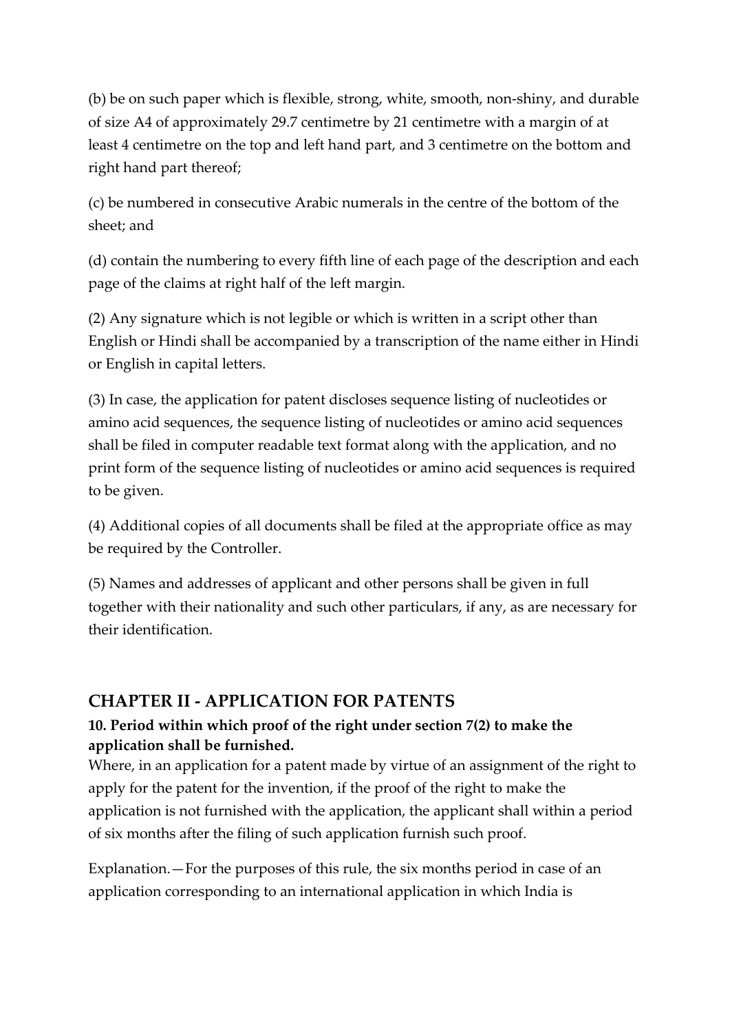(b) be on such paper which is flexible, strong, white, smooth, non-shiny, and durable of size A4 of approximately 29.7 centimetre by 21 centimetre with a margin of at least 4 centimetre on the top and left hand part, and 3 centimetre on the bottom and right hand part thereof;

(c) be numbered in consecutive Arabic numerals in the centre of the bottom of the sheet; and

(d) contain the numbering to every fifth line of each page of the description and each page of the claims at right half of the left margin.

(2) Any signature which is not legible or which is written in a script other than English or Hindi shall be accompanied by a transcription of the name either in Hindi or English in capital letters.

(3) In case, the application for patent discloses sequence listing of nucleotides or amino acid sequences, the sequence listing of nucleotides or amino acid sequences shall be filed in computer readable text format along with the application, and no print form of the sequence listing of nucleotides or amino acid sequences is required to be given.

(4) Additional copies of all documents shall be filed at the appropriate office as may be required by the Controller.

(5) Names and addresses of applicant and other persons shall be given in full together with their nationality and such other particulars, if any, as are necessary for their identification.

## CHAPTER II - APPLICATION FOR PATENTS

### 10. Period within which proof of the right under section 7(2) to make the application shall be furnished.

Where, in an application for a patent made by virtue of an assignment of the right to apply for the patent for the invention, if the proof of the right to make the application is not furnished with the application, the applicant shall within a period of six months after the filing of such application furnish such proof.

Explanation.—For the purposes of this rule, the six months period in case of an application corresponding to an international application in which India is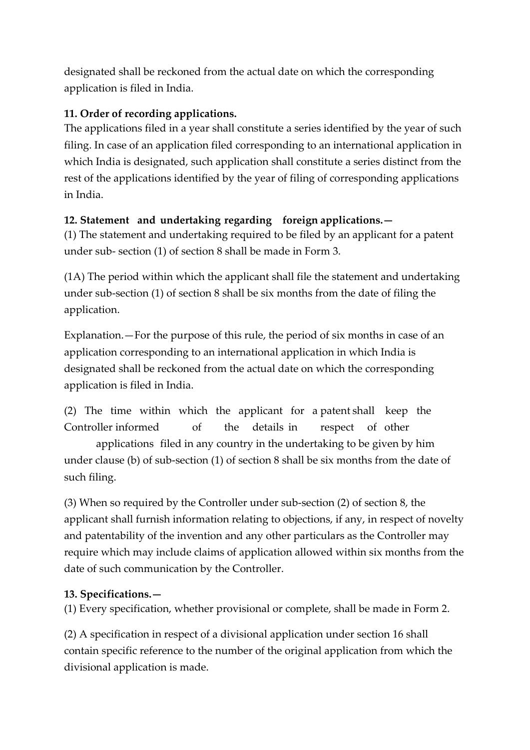designated shall be reckoned from the actual date on which the corresponding application is filed in India.

**11. Order of recording applications.**

The applications filed in a year shall constitute a series identified by the year of such filing. In case of an application filed corresponding to an international application in which India is designated, such application shall constitute a series distinct from the rest of the applications identified by the year of filing of corresponding applications in India.

**12. Statement and undertaking regarding foreign applications.—**

(1) The statement and undertaking required to be filed by an applicant for a patent under sub- section (1) of section 8 shall be made in Form 3.

(1A) The period within which the applicant shall file the statement and undertaking under sub-section (1) of section 8 shall be six months from the date of filing the application.

Explanation.—For the purpose of this rule, the period of six months in case of an application corresponding to an international application in which India is designated shall be reckoned from the actual date on which the corresponding application is filed in India.

(2) The time within which the applicant for a patent shall keep the Controller informed of the details in respect of other applications filed in any country in the undertaking to be given by him under clause (b) of sub-section (1) of section 8 shall be six months from the date of such filing.

(3) When so required by the Controller under sub-section (2) of section 8, the applicant shall furnish information relating to objections, if any, in respect of novelty and patentability of the invention and any other particulars as the Controller may require which may include claims of application allowed within six months from the date of such communication by the Controller.

**13. Specifications.—**

(1) Every specification, whether provisional or complete, shall be made in Form 2.

(2) A specification in respect of a divisional application under section 16 shall contain specific reference to the number of the original application from which the divisional application is made.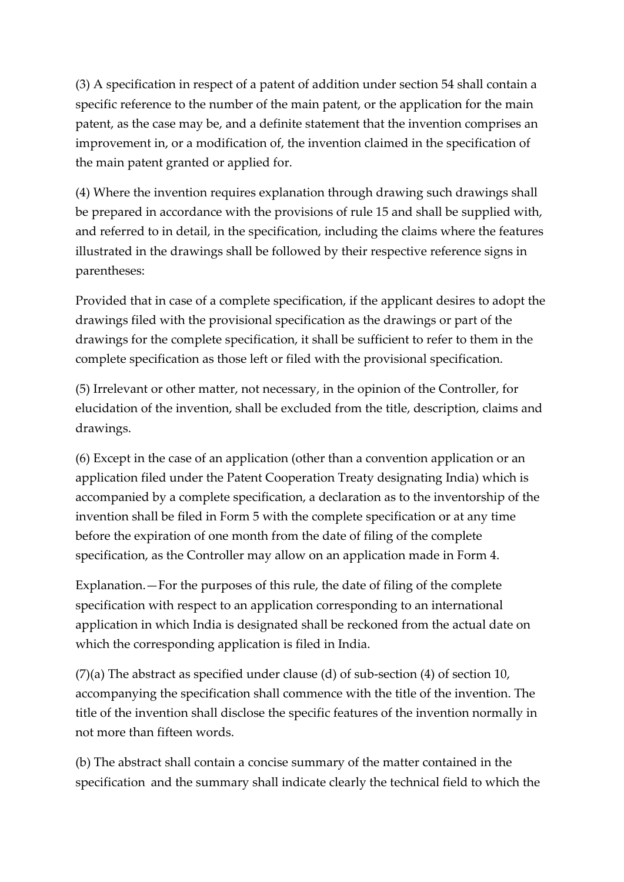(3) A specification in respect of a patent of addition under section 54 shall contain a specific reference to the number of the main patent, or the application for the main patent, as the case may be, and a definite statement that the invention comprises an improvement in, or a modification of, the invention claimed in the specification of the main patent granted or applied for.

(4) Where the invention requires explanation through drawing such drawings shall be prepared in accordance with the provisions of rule 15 and shall be supplied with, and referred to in detail, in the specification, including the claims where the features illustrated in the drawings shall be followed by their respective reference signs in parentheses:

Provided that in case of a complete specification, if the applicant desires to adopt the drawings filed with the provisional specification as the drawings or part of the drawings for the complete specification, it shall be sufficient to refer to them in the complete specification as those left or filed with the provisional specification.

(5) Irrelevant or other matter, not necessary, in the opinion of the Controller, for elucidation of the invention, shall be excluded from the title, description, claims and drawings.

(6) Except in the case of an application (other than a convention application or an application filed under the Patent Cooperation Treaty designating India) which is accompanied by a complete specification, a declaration as to the inventorship of the invention shall be filed in Form 5 with the complete specification or at any time before the expiration of one month from the date of filing of the complete specification, as the Controller may allow on an application made in Form 4.

Explanation.—For the purposes of this rule, the date of filing of the complete specification with respect to an application corresponding to an international application in which India is designated shall be reckoned from the actual date on which the corresponding application is filed in India.

(7)(a) The abstract as specified under clause (d) of sub-section (4) of section 10, accompanying the specification shall commence with the title of the invention. The title of the invention shall disclose the specific features of the invention normally in not more than fifteen words.

(b) The abstract shall contain a concise summary of the matter contained in the specification and the summary shall indicate clearly the technical field to which the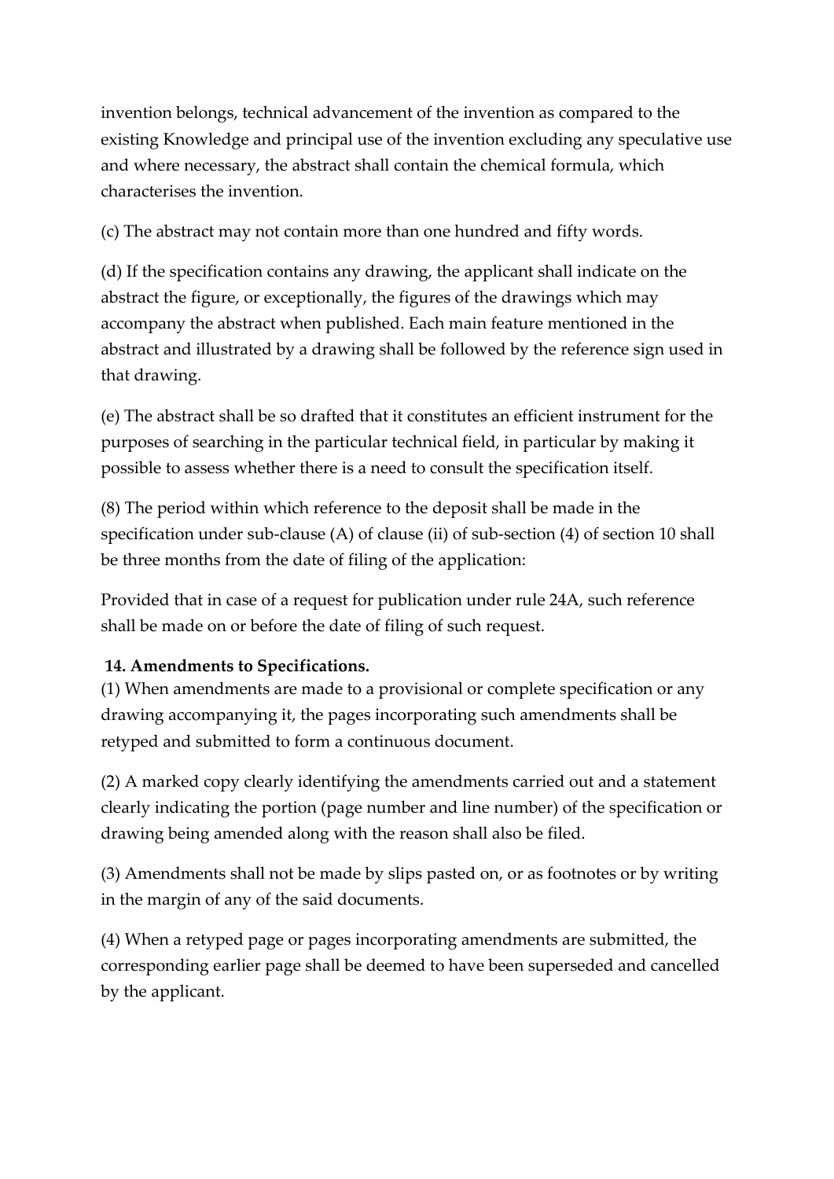invention belongs, technical advancement of the invention as compared to the existing Knowledge and principal use of the invention excluding any speculative use and where necessary, the abstract shall contain the chemical formula, which characterises the invention.

(c) The abstract may not contain more than one hundred and fifty words.

(d) If the specification contains any drawing, the applicant shall indicate on the abstract the figure, or exceptionally, the figures of the drawings which may accompany the abstract when published. Each main feature mentioned in the abstract and illustrated by a drawing shall be followed by the reference sign used in that drawing.

(e) The abstract shall be so drafted that it constitutes an efficient instrument for the purposes of searching in the particular technical field, in particular by making it possible to assess whether there is a need to consult the specification itself.

(8) The period within which reference to the deposit shall be made in the specification under sub-clause (A) of clause (ii) of sub-section (4) of section 10 shall be three months from the date of filing of the application:

Provided that in case of a request for publication under rule 24A, such reference shall be made on or before the date of filing of such request.

**14. Amendments to Specifications.**

(1) When amendments are made to a provisional or complete specification or any drawing accompanying it, the pages incorporating such amendments shall be retyped and submitted to form a continuous document.

(2) A marked copy clearly identifying the amendments carried out and a statement clearly indicating the portion (page number and line number) of the specification or drawing being amended along with the reason shall also be filed.

(3) Amendments shall not be made by slips pasted on, or as footnotes or by writing in the margin of any of the said documents.

(4) When a retyped page or pages incorporating amendments are submitted, the corresponding earlier page shall be deemed to have been superseded and cancelled by the applicant.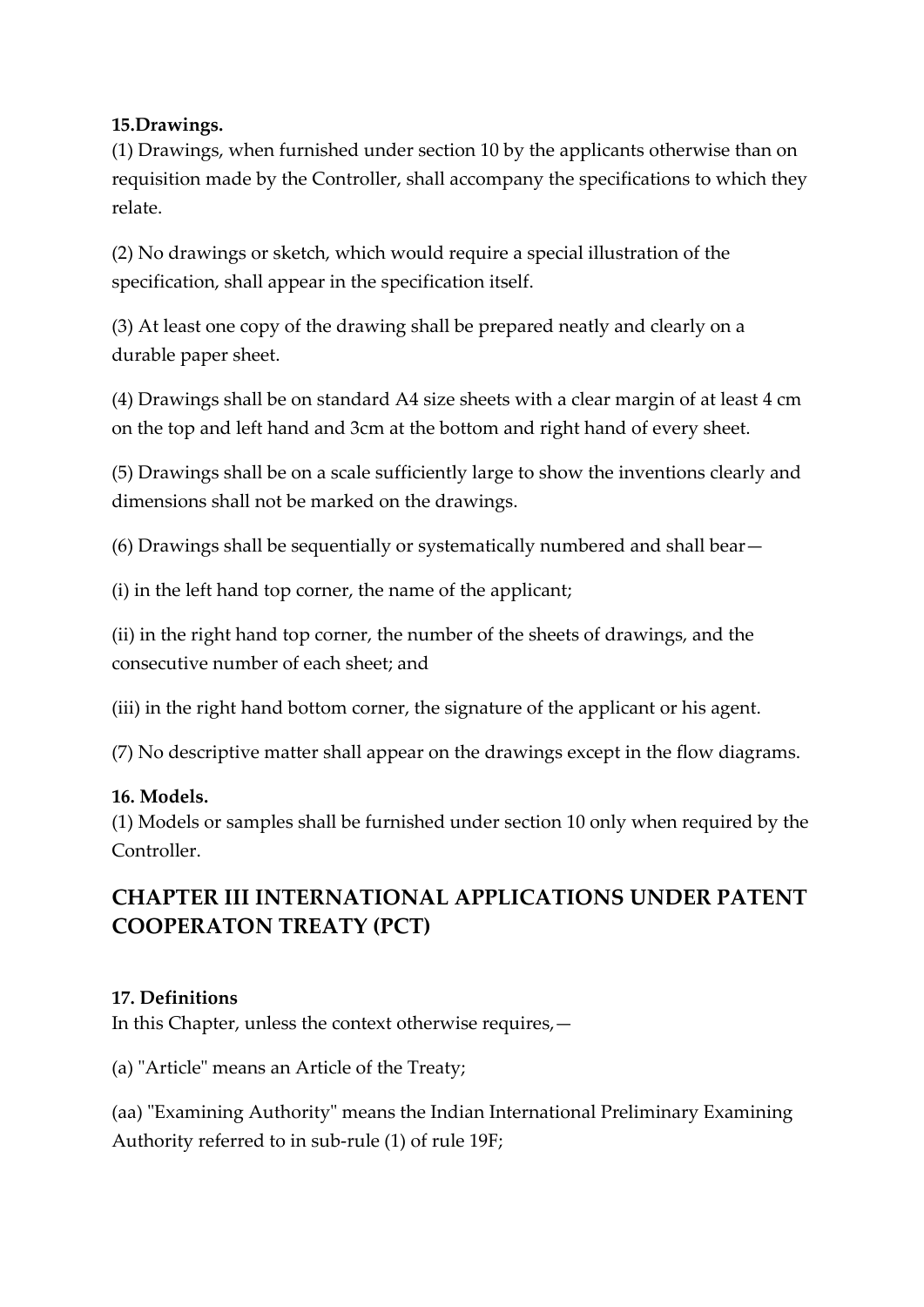**15.Drawings.**
(1) Drawings, when furnished under section 10 by the applicants otherwise than on requisition made by the Controller, shall accompany the specifications to which they relate.

(2) No drawings or sketch, which would require a special illustration of the specification, shall appear in the specification itself.

(3) At least one copy of the drawing shall be prepared neatly and clearly on a durable paper sheet.

(4) Drawings shall be on standard A4 size sheets with a clear margin of at least 4 cm on the top and left hand and 3cm at the bottom and right hand of every sheet.

(5) Drawings shall be on a scale sufficiently large to show the inventions clearly and dimensions shall not be marked on the drawings.

(6) Drawings shall be sequentially or systematically numbered and shall bear—

(i) in the left hand top corner, the name of the applicant;

(ii) in the right hand top corner, the number of the sheets of drawings, and the consecutive number of each sheet; and

(iii) in the right hand bottom corner, the signature of the applicant or his agent.

(7) No descriptive matter shall appear on the drawings except in the flow diagrams.

**16. Models.**
(1) Models or samples shall be furnished under section 10 only when required by the Controller.

## CHAPTER III INTERNATIONAL APPLICATIONS UNDER PATENT COOPERATON TREATY (PCT)

**17. Definitions**
In this Chapter, unless the context otherwise requires,—

(a) "Article" means an Article of the Treaty;

(aa) "Examining Authority" means the Indian International Preliminary Examining Authority referred to in sub-rule (1) of rule 19F;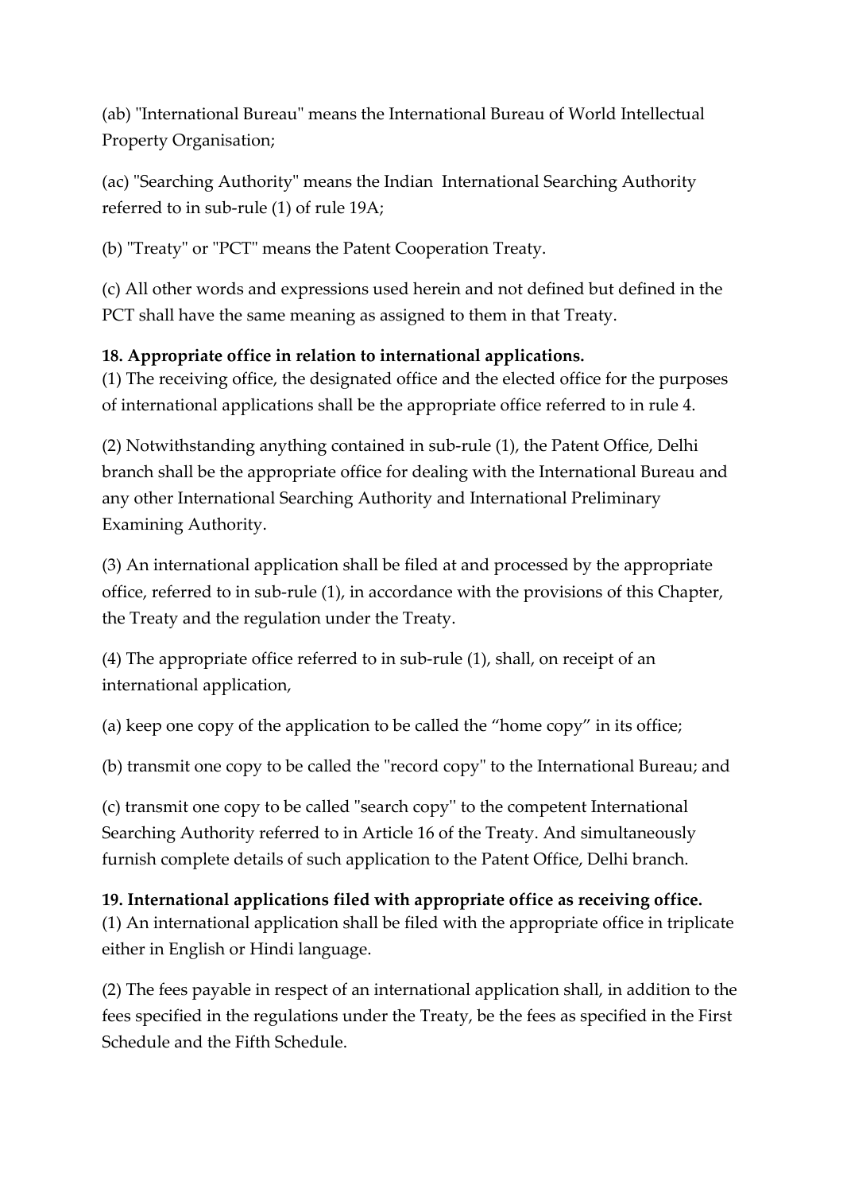(ab) "International Bureau" means the International Bureau of World Intellectual Property Organisation;

(ac) "Searching Authority" means the Indian International Searching Authority referred to in sub-rule (1) of rule 19A;

(b) "Treaty" or "PCT" means the Patent Cooperation Treaty.

(c) All other words and expressions used herein and not defined but defined in the PCT shall have the same meaning as assigned to them in that Treaty.

**18. Appropriate office in relation to international applications.**

(1) The receiving office, the designated office and the elected office for the purposes of international applications shall be the appropriate office referred to in rule 4.

(2) Notwithstanding anything contained in sub-rule (1), the Patent Office, Delhi branch shall be the appropriate office for dealing with the International Bureau and any other International Searching Authority and International Preliminary Examining Authority.

(3) An international application shall be filed at and processed by the appropriate office, referred to in sub-rule (1), in accordance with the provisions of this Chapter, the Treaty and the regulation under the Treaty.

(4) The appropriate office referred to in sub-rule (1), shall, on receipt of an international application,

(a) keep one copy of the application to be called the "home copy" in its office;

(b) transmit one copy to be called the "record copy" to the International Bureau; and

(c) transmit one copy to be called "search copy" to the competent International Searching Authority referred to in Article 16 of the Treaty. And simultaneously furnish complete details of such application to the Patent Office, Delhi branch.

**19. International applications filed with appropriate office as receiving office.**

(1) An international application shall be filed with the appropriate office in triplicate either in English or Hindi language.

(2) The fees payable in respect of an international application shall, in addition to the fees specified in the regulations under the Treaty, be the fees as specified in the First Schedule and the Fifth Schedule.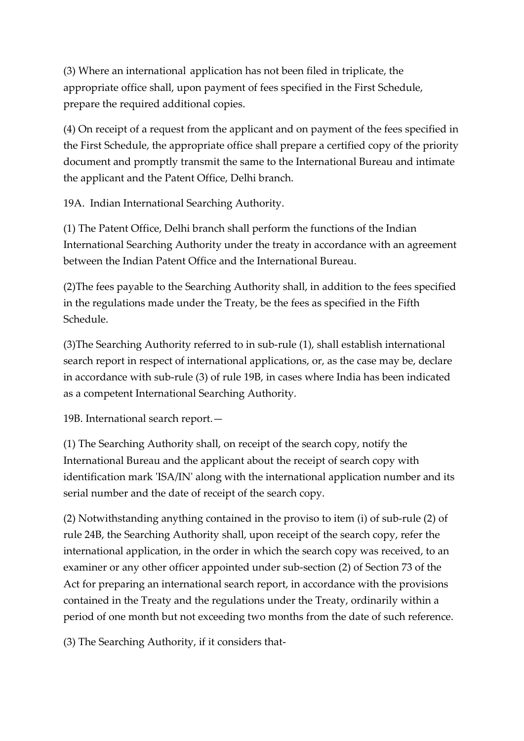(3) Where an international application has not been filed in triplicate, the appropriate office shall, upon payment of fees specified in the First Schedule, prepare the required additional copies.

(4) On receipt of a request from the applicant and on payment of the fees specified in the First Schedule, the appropriate office shall prepare a certified copy of the priority document and promptly transmit the same to the International Bureau and intimate the applicant and the Patent Office, Delhi branch.

19A. Indian International Searching Authority.

(1) The Patent Office, Delhi branch shall perform the functions of the Indian International Searching Authority under the treaty in accordance with an agreement between the Indian Patent Office and the International Bureau.

(2)The fees payable to the Searching Authority shall, in addition to the fees specified in the regulations made under the Treaty, be the fees as specified in the Fifth Schedule.

(3)The Searching Authority referred to in sub-rule (1), shall establish international search report in respect of international applications, or, as the case may be, declare in accordance with sub-rule (3) of rule 19B, in cases where India has been indicated as a competent International Searching Authority.

19B. International search report.—

(1) The Searching Authority shall, on receipt of the search copy, notify the International Bureau and the applicant about the receipt of search copy with identification mark 'ISA/IN' along with the international application number and its serial number and the date of receipt of the search copy.

(2) Notwithstanding anything contained in the proviso to item (i) of sub-rule (2) of rule 24B, the Searching Authority shall, upon receipt of the search copy, refer the international application, in the order in which the search copy was received, to an examiner or any other officer appointed under sub-section (2) of Section 73 of the Act for preparing an international search report, in accordance with the provisions contained in the Treaty and the regulations under the Treaty, ordinarily within a period of one month but not exceeding two months from the date of such reference.

(3) The Searching Authority, if it considers that-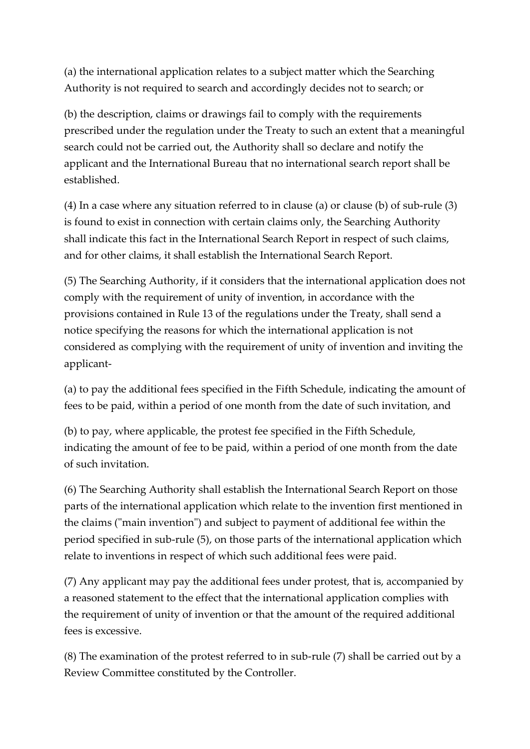(a) the international application relates to a subject matter which the Searching Authority is not required to search and accordingly decides not to search; or

(b) the description, claims or drawings fail to comply with the requirements prescribed under the regulation under the Treaty to such an extent that a meaningful search could not be carried out, the Authority shall so declare and notify the applicant and the International Bureau that no international search report shall be established.

(4) In a case where any situation referred to in clause (a) or clause (b) of sub-rule (3) is found to exist in connection with certain claims only, the Searching Authority shall indicate this fact in the International Search Report in respect of such claims, and for other claims, it shall establish the International Search Report.

(5) The Searching Authority, if it considers that the international application does not comply with the requirement of unity of invention, in accordance with the provisions contained in Rule 13 of the regulations under the Treaty, shall send a notice specifying the reasons for which the international application is not considered as complying with the requirement of unity of invention and inviting the applicant-

(a) to pay the additional fees specified in the Fifth Schedule, indicating the amount of fees to be paid, within a period of one month from the date of such invitation, and

(b) to pay, where applicable, the protest fee specified in the Fifth Schedule, indicating the amount of fee to be paid, within a period of one month from the date of such invitation.

(6) The Searching Authority shall establish the International Search Report on those parts of the international application which relate to the invention first mentioned in the claims ("main invention") and subject to payment of additional fee within the period specified in sub-rule (5), on those parts of the international application which relate to inventions in respect of which such additional fees were paid.

(7) Any applicant may pay the additional fees under protest, that is, accompanied by a reasoned statement to the effect that the international application complies with the requirement of unity of invention or that the amount of the required additional fees is excessive.

(8) The examination of the protest referred to in sub-rule (7) shall be carried out by a Review Committee constituted by the Controller.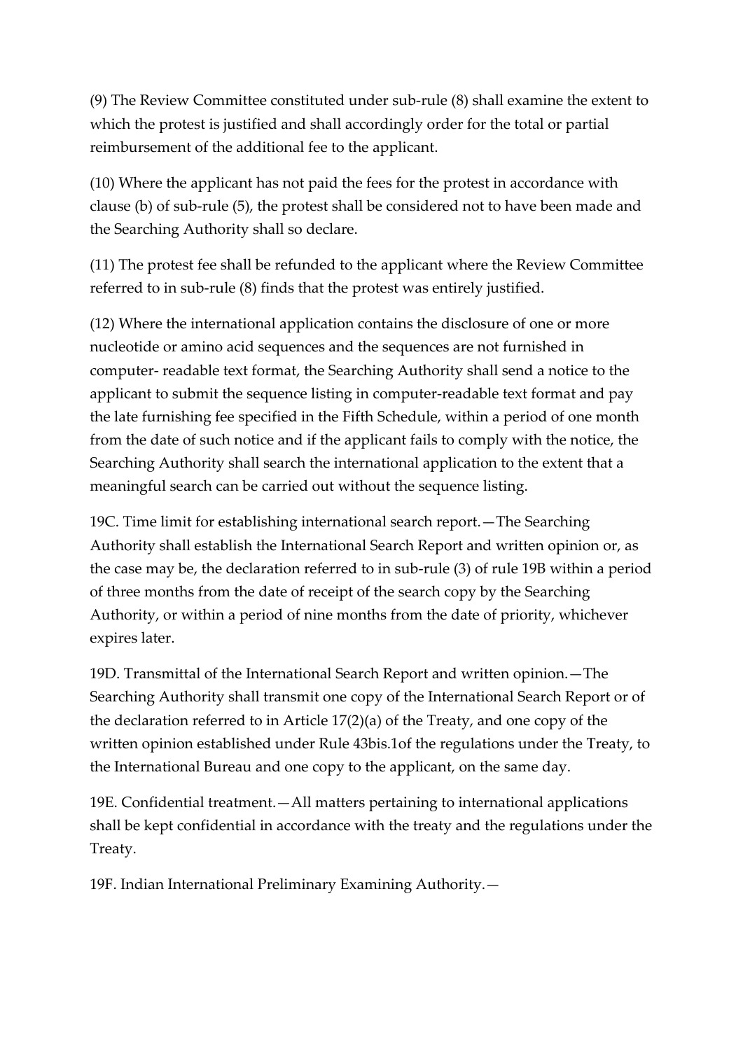(9) The Review Committee constituted under sub-rule (8) shall examine the extent to which the protest is justified and shall accordingly order for the total or partial reimbursement of the additional fee to the applicant.

(10) Where the applicant has not paid the fees for the protest in accordance with clause (b) of sub-rule (5), the protest shall be considered not to have been made and the Searching Authority shall so declare.

(11) The protest fee shall be refunded to the applicant where the Review Committee referred to in sub-rule (8) finds that the protest was entirely justified.

(12) Where the international application contains the disclosure of one or more nucleotide or amino acid sequences and the sequences are not furnished in computer- readable text format, the Searching Authority shall send a notice to the applicant to submit the sequence listing in computer-readable text format and pay the late furnishing fee specified in the Fifth Schedule, within a period of one month from the date of such notice and if the applicant fails to comply with the notice, the Searching Authority shall search the international application to the extent that a meaningful search can be carried out without the sequence listing.

19C. Time limit for establishing international search report.—The Searching Authority shall establish the International Search Report and written opinion or, as the case may be, the declaration referred to in sub-rule (3) of rule 19B within a period of three months from the date of receipt of the search copy by the Searching Authority, or within a period of nine months from the date of priority, whichever expires later.

19D. Transmittal of the International Search Report and written opinion.—The Searching Authority shall transmit one copy of the International Search Report or of the declaration referred to in Article 17(2)(a) of the Treaty, and one copy of the written opinion established under Rule 43bis.1of the regulations under the Treaty, to the International Bureau and one copy to the applicant, on the same day.

19E. Confidential treatment.—All matters pertaining to international applications shall be kept confidential in accordance with the treaty and the regulations under the Treaty.

19F. Indian International Preliminary Examining Authority.—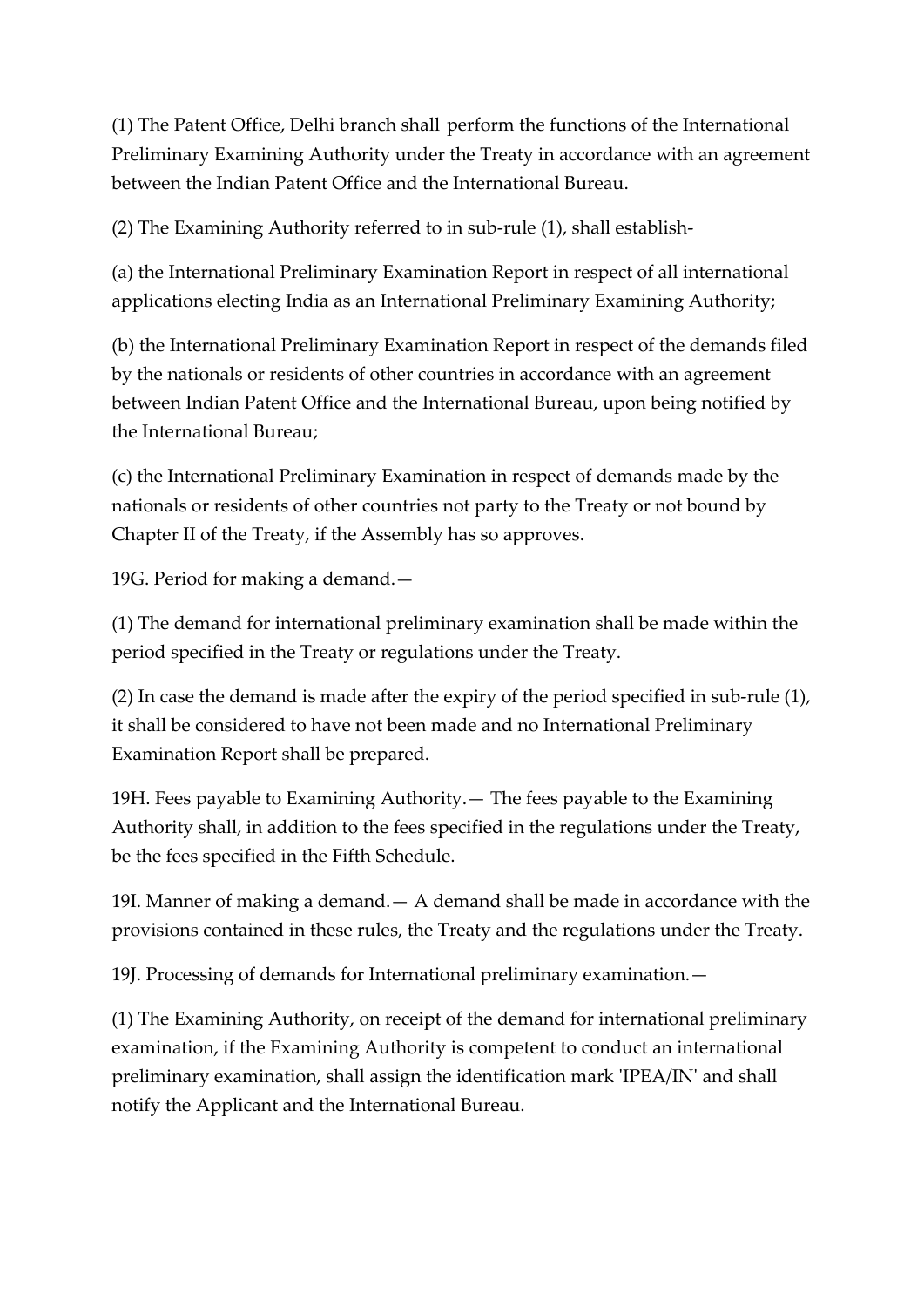(1) The Patent Office, Delhi branch shall perform the functions of the International Preliminary Examining Authority under the Treaty in accordance with an agreement between the Indian Patent Office and the International Bureau.

(2) The Examining Authority referred to in sub-rule (1), shall establish-

(a) the International Preliminary Examination Report in respect of all international applications electing India as an International Preliminary Examining Authority;

(b) the International Preliminary Examination Report in respect of the demands filed by the nationals or residents of other countries in accordance with an agreement between Indian Patent Office and the International Bureau, upon being notified by the International Bureau;

(c) the International Preliminary Examination in respect of demands made by the nationals or residents of other countries not party to the Treaty or not bound by Chapter II of the Treaty, if the Assembly has so approves.

19G. Period for making a demand.—

(1) The demand for international preliminary examination shall be made within the period specified in the Treaty or regulations under the Treaty.

(2) In case the demand is made after the expiry of the period specified in sub-rule (1), it shall be considered to have not been made and no International Preliminary Examination Report shall be prepared.

19H. Fees payable to Examining Authority.— The fees payable to the Examining Authority shall, in addition to the fees specified in the regulations under the Treaty, be the fees specified in the Fifth Schedule.

19I. Manner of making a demand.— A demand shall be made in accordance with the provisions contained in these rules, the Treaty and the regulations under the Treaty.

19J. Processing of demands for International preliminary examination.—

(1) The Examining Authority, on receipt of the demand for international preliminary examination, if the Examining Authority is competent to conduct an international preliminary examination, shall assign the identification mark 'IPEA/IN' and shall notify the Applicant and the International Bureau.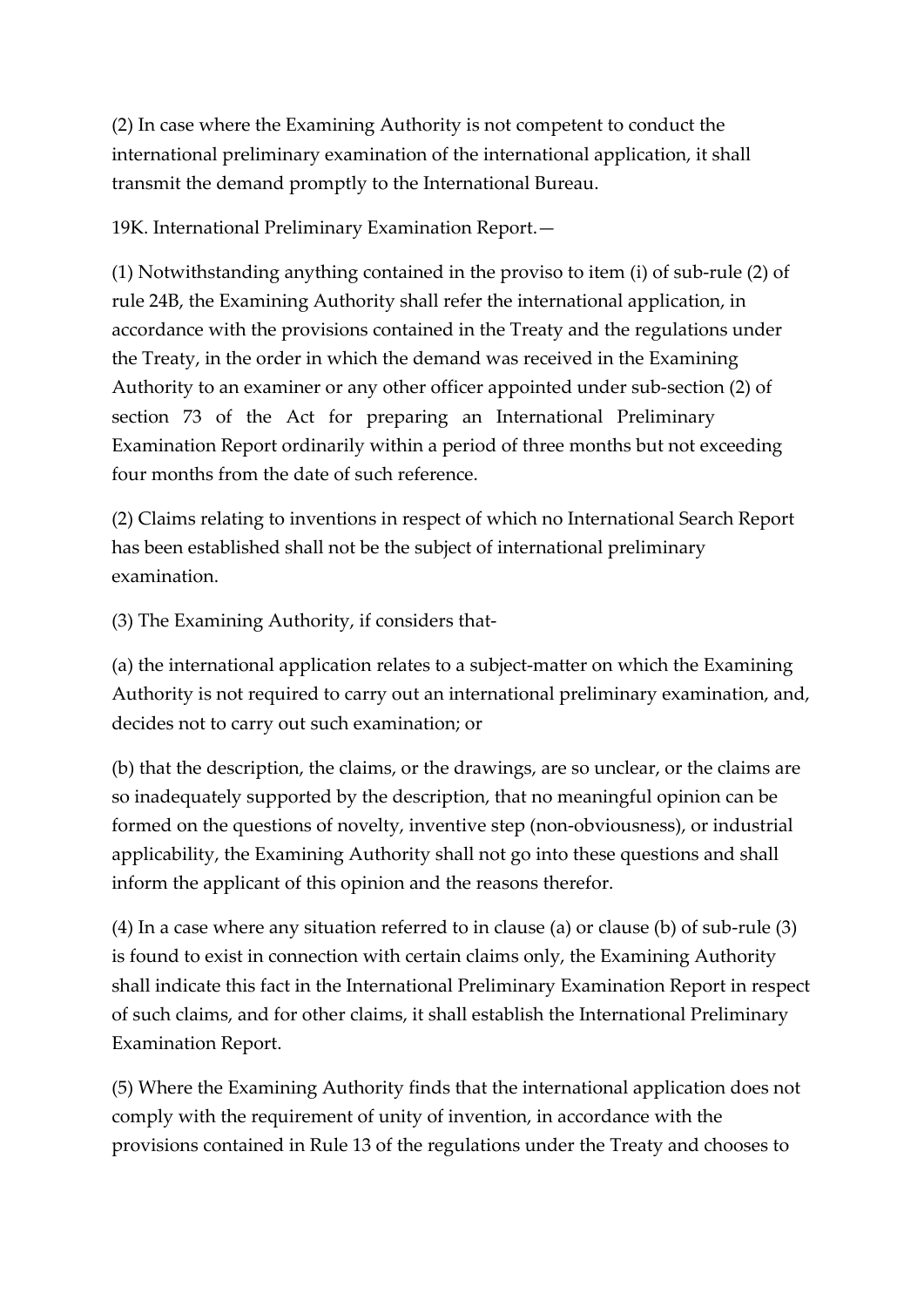(2) In case where the Examining Authority is not competent to conduct the international preliminary examination of the international application, it shall transmit the demand promptly to the International Bureau.

19K. International Preliminary Examination Report.—

(1) Notwithstanding anything contained in the proviso to item (i) of sub-rule (2) of rule 24B, the Examining Authority shall refer the international application, in accordance with the provisions contained in the Treaty and the regulations under the Treaty, in the order in which the demand was received in the Examining Authority to an examiner or any other officer appointed under sub-section (2) of section 73 of the Act for preparing an International Preliminary Examination Report ordinarily within a period of three months but not exceeding four months from the date of such reference.

(2) Claims relating to inventions in respect of which no International Search Report has been established shall not be the subject of international preliminary examination.

(3) The Examining Authority, if considers that-

(a) the international application relates to a subject-matter on which the Examining Authority is not required to carry out an international preliminary examination, and, decides not to carry out such examination; or

(b) that the description, the claims, or the drawings, are so unclear, or the claims are so inadequately supported by the description, that no meaningful opinion can be formed on the questions of novelty, inventive step (non-obviousness), or industrial applicability, the Examining Authority shall not go into these questions and shall inform the applicant of this opinion and the reasons therefor.

(4) In a case where any situation referred to in clause (a) or clause (b) of sub-rule (3) is found to exist in connection with certain claims only, the Examining Authority shall indicate this fact in the International Preliminary Examination Report in respect of such claims, and for other claims, it shall establish the International Preliminary Examination Report.

(5) Where the Examining Authority finds that the international application does not comply with the requirement of unity of invention, in accordance with the provisions contained in Rule 13 of the regulations under the Treaty and chooses to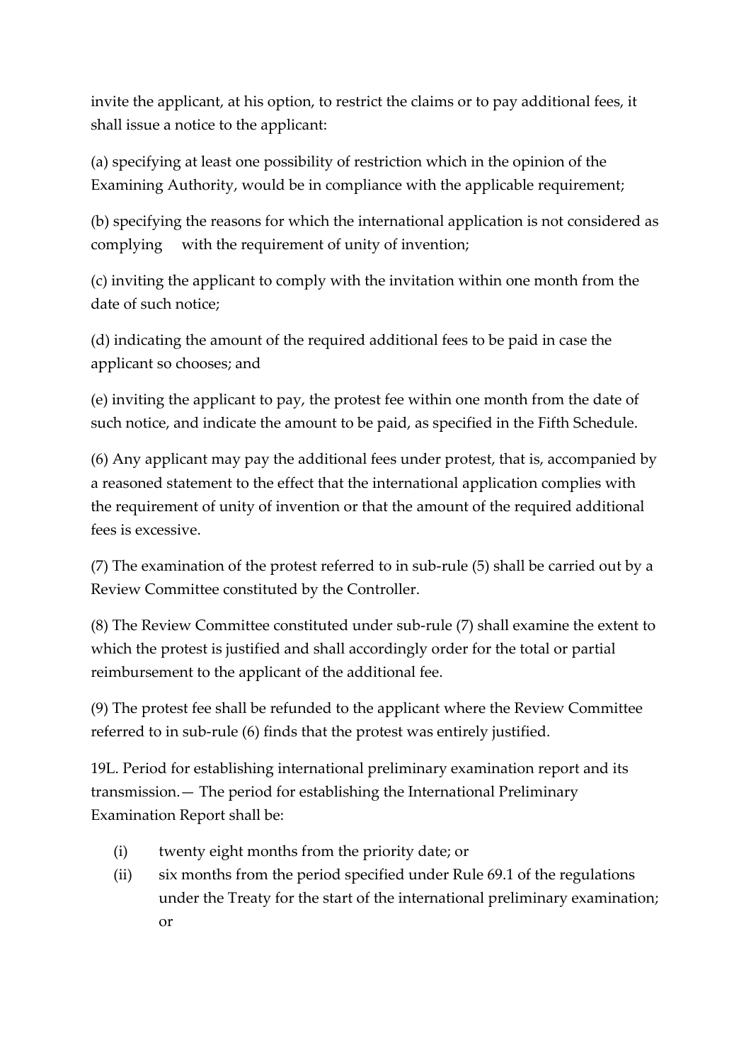invite the applicant, at his option, to restrict the claims or to pay additional fees, it shall issue a notice to the applicant:

(a) specifying at least one possibility of restriction which in the opinion of the Examining Authority, would be in compliance with the applicable requirement;

(b) specifying the reasons for which the international application is not considered as complying with the requirement of unity of invention;

(c) inviting the applicant to comply with the invitation within one month from the date of such notice;

(d) indicating the amount of the required additional fees to be paid in case the applicant so chooses; and

(e) inviting the applicant to pay, the protest fee within one month from the date of such notice, and indicate the amount to be paid, as specified in the Fifth Schedule.

(6) Any applicant may pay the additional fees under protest, that is, accompanied by a reasoned statement to the effect that the international application complies with the requirement of unity of invention or that the amount of the required additional fees is excessive.

(7) The examination of the protest referred to in sub-rule (5) shall be carried out by a Review Committee constituted by the Controller.

(8) The Review Committee constituted under sub-rule (7) shall examine the extent to which the protest is justified and shall accordingly order for the total or partial reimbursement to the applicant of the additional fee.

(9) The protest fee shall be refunded to the applicant where the Review Committee referred to in sub-rule (6) finds that the protest was entirely justified.

19L. Period for establishing international preliminary examination report and its transmission.— The period for establishing the International Preliminary Examination Report shall be:

- (i) twenty eight months from the priority date; or
- (ii) six months from the period specified under Rule 69.1 of the regulations under the Treaty for the start of the international preliminary examination; or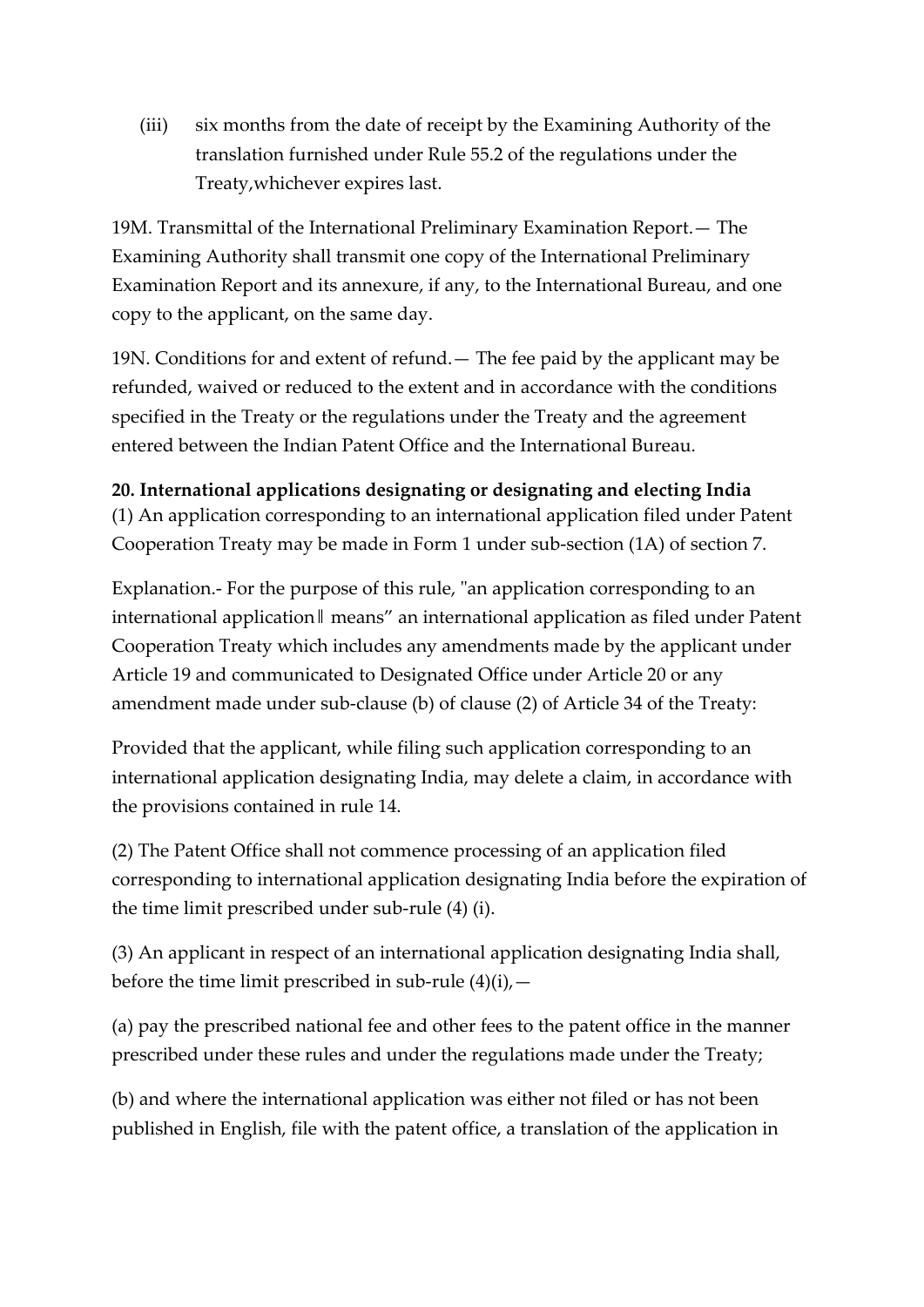(iii) six months from the date of receipt by the Examining Authority of the translation furnished under Rule 55.2 of the regulations under the Treaty,whichever expires last.

19M. Transmittal of the International Preliminary Examination Report.— The Examining Authority shall transmit one copy of the International Preliminary Examination Report and its annexure, if any, to the International Bureau, and one copy to the applicant, on the same day.

19N. Conditions for and extent of refund.— The fee paid by the applicant may be refunded, waived or reduced to the extent and in accordance with the conditions specified in the Treaty or the regulations under the Treaty and the agreement entered between the Indian Patent Office and the International Bureau.

**20. International applications designating or designating and electing India**
(1) An application corresponding to an international application filed under Patent Cooperation Treaty may be made in Form 1 under sub-section (1A) of section 7.

Explanation.- For the purpose of this rule, "an application corresponding to an international application‖ means" an international application as filed under Patent Cooperation Treaty which includes any amendments made by the applicant under Article 19 and communicated to Designated Office under Article 20 or any amendment made under sub-clause (b) of clause (2) of Article 34 of the Treaty:

Provided that the applicant, while filing such application corresponding to an international application designating India, may delete a claim, in accordance with the provisions contained in rule 14.

(2) The Patent Office shall not commence processing of an application filed corresponding to international application designating India before the expiration of the time limit prescribed under sub-rule (4) (i).

(3) An applicant in respect of an international application designating India shall, before the time limit prescribed in sub-rule (4)(i),—

(a) pay the prescribed national fee and other fees to the patent office in the manner prescribed under these rules and under the regulations made under the Treaty;

(b) and where the international application was either not filed or has not been published in English, file with the patent office, a translation of the application in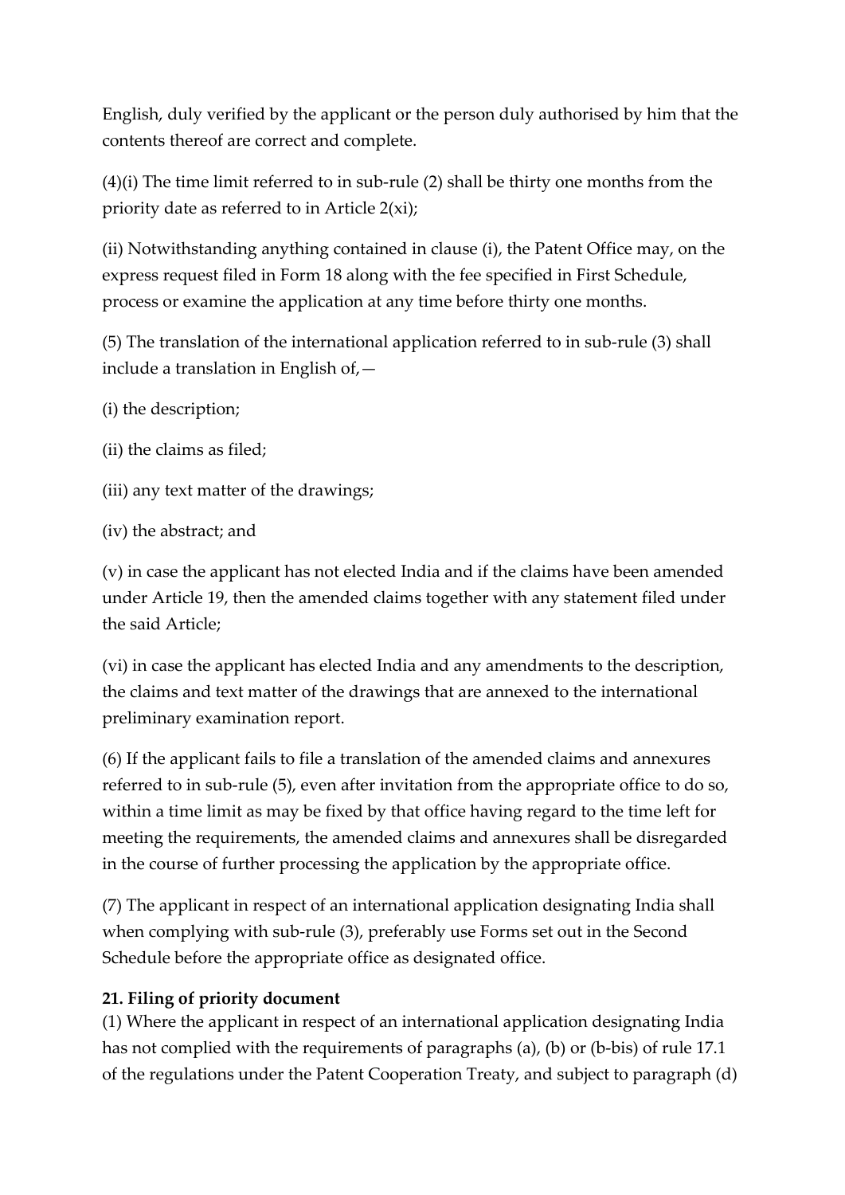English, duly verified by the applicant or the person duly authorised by him that the contents thereof are correct and complete.

(4)(i) The time limit referred to in sub-rule (2) shall be thirty one months from the priority date as referred to in Article 2(xi);

(ii) Notwithstanding anything contained in clause (i), the Patent Office may, on the express request filed in Form 18 along with the fee specified in First Schedule, process or examine the application at any time before thirty one months.

(5) The translation of the international application referred to in sub-rule (3) shall include a translation in English of,—

(i) the description;

(ii) the claims as filed;

(iii) any text matter of the drawings;

(iv) the abstract; and

(v) in case the applicant has not elected India and if the claims have been amended under Article 19, then the amended claims together with any statement filed under the said Article;

(vi) in case the applicant has elected India and any amendments to the description, the claims and text matter of the drawings that are annexed to the international preliminary examination report.

(6) If the applicant fails to file a translation of the amended claims and annexures referred to in sub-rule (5), even after invitation from the appropriate office to do so, within a time limit as may be fixed by that office having regard to the time left for meeting the requirements, the amended claims and annexures shall be disregarded in the course of further processing the application by the appropriate office.

(7) The applicant in respect of an international application designating India shall when complying with sub-rule (3), preferably use Forms set out in the Second Schedule before the appropriate office as designated office.

**21. Filing of priority document**

(1) Where the applicant in respect of an international application designating India has not complied with the requirements of paragraphs (a), (b) or (b-bis) of rule 17.1 of the regulations under the Patent Cooperation Treaty, and subject to paragraph (d)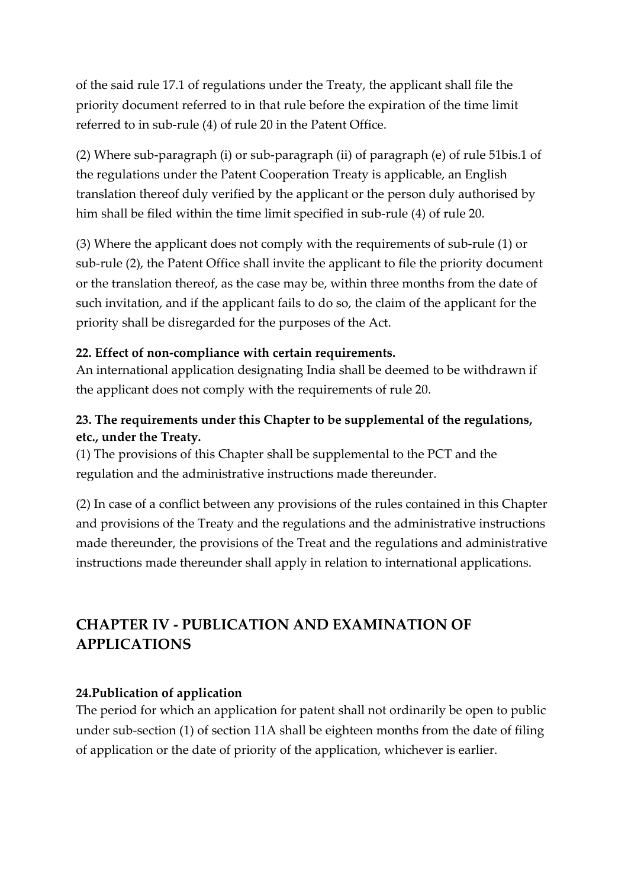of the said rule 17.1 of regulations under the Treaty, the applicant shall file the priority document referred to in that rule before the expiration of the time limit referred to in sub-rule (4) of rule 20 in the Patent Office.

(2) Where sub-paragraph (i) or sub-paragraph (ii) of paragraph (e) of rule 51bis.1 of the regulations under the Patent Cooperation Treaty is applicable, an English translation thereof duly verified by the applicant or the person duly authorised by him shall be filed within the time limit specified in sub-rule (4) of rule 20.

(3) Where the applicant does not comply with the requirements of sub-rule (1) or sub-rule (2), the Patent Office shall invite the applicant to file the priority document or the translation thereof, as the case may be, within three months from the date of such invitation, and if the applicant fails to do so, the claim of the applicant for the priority shall be disregarded for the purposes of the Act.

**22. Effect of non-compliance with certain requirements.**
An international application designating India shall be deemed to be withdrawn if the applicant does not comply with the requirements of rule 20.

**23. The requirements under this Chapter to be supplemental of the regulations, etc., under the Treaty.**
(1) The provisions of this Chapter shall be supplemental to the PCT and the regulation and the administrative instructions made thereunder.

(2) In case of a conflict between any provisions of the rules contained in this Chapter and provisions of the Treaty and the regulations and the administrative instructions made thereunder, the provisions of the Treat and the regulations and administrative instructions made thereunder shall apply in relation to international applications.

## CHAPTER IV - PUBLICATION AND EXAMINATION OF APPLICATIONS

**24.Publication of application**
The period for which an application for patent shall not ordinarily be open to public under sub-section (1) of section 11A shall be eighteen months from the date of filing of application or the date of priority of the application, whichever is earlier.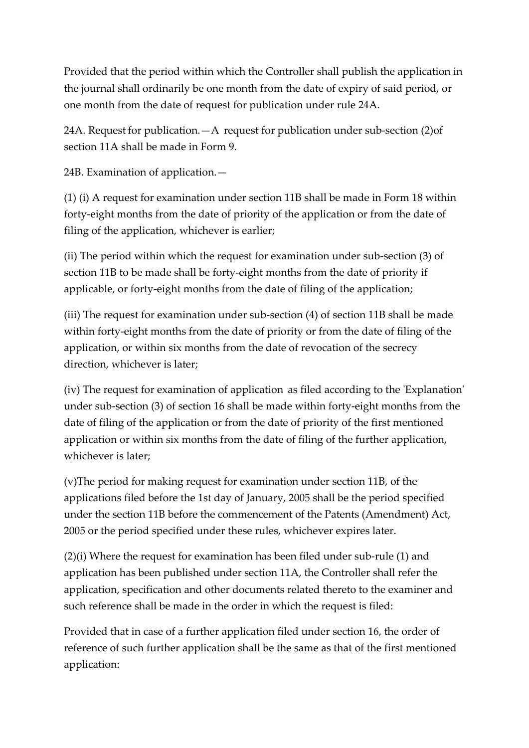Provided that the period within which the Controller shall publish the application in the journal shall ordinarily be one month from the date of expiry of said period, or one month from the date of request for publication under rule 24A.

24A. Request for publication.—A request for publication under sub-section (2)of section 11A shall be made in Form 9.

24B. Examination of application.—

(1) (i) A request for examination under section 11B shall be made in Form 18 within forty-eight months from the date of priority of the application or from the date of filing of the application, whichever is earlier;

(ii) The period within which the request for examination under sub-section (3) of section 11B to be made shall be forty-eight months from the date of priority if applicable, or forty-eight months from the date of filing of the application;

(iii) The request for examination under sub-section (4) of section 11B shall be made within forty-eight months from the date of priority or from the date of filing of the application, or within six months from the date of revocation of the secrecy direction, whichever is later;

(iv) The request for examination of application as filed according to the 'Explanation' under sub-section (3) of section 16 shall be made within forty-eight months from the date of filing of the application or from the date of priority of the first mentioned application or within six months from the date of filing of the further application, whichever is later;

(v)The period for making request for examination under section 11B, of the applications filed before the 1st day of January, 2005 shall be the period specified under the section 11B before the commencement of the Patents (Amendment) Act, 2005 or the period specified under these rules, whichever expires later.

(2)(i) Where the request for examination has been filed under sub-rule (1) and application has been published under section 11A, the Controller shall refer the application, specification and other documents related thereto to the examiner and such reference shall be made in the order in which the request is filed:

Provided that in case of a further application filed under section 16, the order of reference of such further application shall be the same as that of the first mentioned application: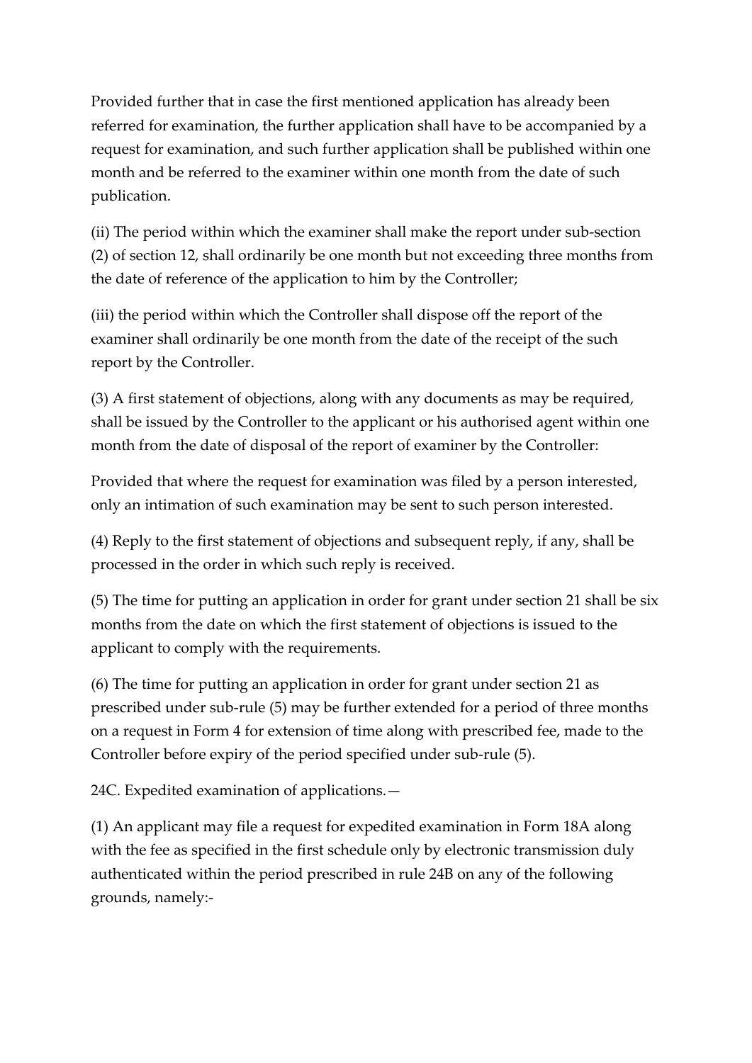Provided further that in case the first mentioned application has already been referred for examination, the further application shall have to be accompanied by a request for examination, and such further application shall be published within one month and be referred to the examiner within one month from the date of such publication.

(ii) The period within which the examiner shall make the report under sub-section (2) of section 12, shall ordinarily be one month but not exceeding three months from the date of reference of the application to him by the Controller;

(iii) the period within which the Controller shall dispose off the report of the examiner shall ordinarily be one month from the date of the receipt of the such report by the Controller.

(3) A first statement of objections, along with any documents as may be required, shall be issued by the Controller to the applicant or his authorised agent within one month from the date of disposal of the report of examiner by the Controller:

Provided that where the request for examination was filed by a person interested, only an intimation of such examination may be sent to such person interested.

(4) Reply to the first statement of objections and subsequent reply, if any, shall be processed in the order in which such reply is received.

(5) The time for putting an application in order for grant under section 21 shall be six months from the date on which the first statement of objections is issued to the applicant to comply with the requirements.

(6) The time for putting an application in order for grant under section 21 as prescribed under sub-rule (5) may be further extended for a period of three months on a request in Form 4 for extension of time along with prescribed fee, made to the Controller before expiry of the period specified under sub-rule (5).

24C. Expedited examination of applications.—

(1) An applicant may file a request for expedited examination in Form 18A along with the fee as specified in the first schedule only by electronic transmission duly authenticated within the period prescribed in rule 24B on any of the following grounds, namely:-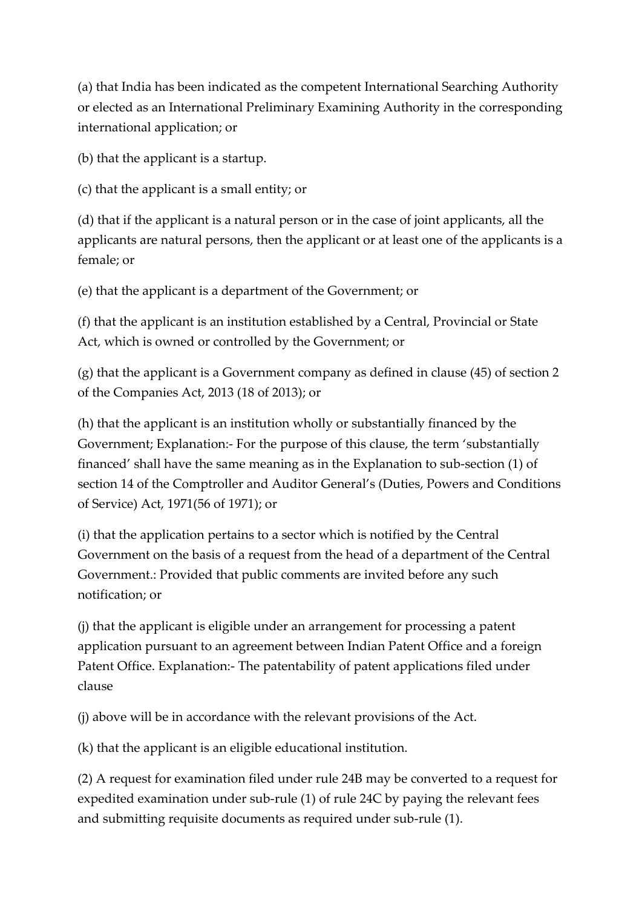(a) that India has been indicated as the competent International Searching Authority or elected as an International Preliminary Examining Authority in the corresponding international application; or

(b) that the applicant is a startup.

(c) that the applicant is a small entity; or

(d) that if the applicant is a natural person or in the case of joint applicants, all the applicants are natural persons, then the applicant or at least one of the applicants is a female; or

(e) that the applicant is a department of the Government; or

(f) that the applicant is an institution established by a Central, Provincial or State Act, which is owned or controlled by the Government; or

(g) that the applicant is a Government company as defined in clause (45) of section 2 of the Companies Act, 2013 (18 of 2013); or

(h) that the applicant is an institution wholly or substantially financed by the Government; Explanation:- For the purpose of this clause, the term 'substantially financed' shall have the same meaning as in the Explanation to sub-section (1) of section 14 of the Comptroller and Auditor General's (Duties, Powers and Conditions of Service) Act, 1971(56 of 1971); or

(i) that the application pertains to a sector which is notified by the Central Government on the basis of a request from the head of a department of the Central Government.: Provided that public comments are invited before any such notification; or

(j) that the applicant is eligible under an arrangement for processing a patent application pursuant to an agreement between Indian Patent Office and a foreign Patent Office. Explanation:- The patentability of patent applications filed under clause

(j) above will be in accordance with the relevant provisions of the Act.

(k) that the applicant is an eligible educational institution.

(2) A request for examination filed under rule 24B may be converted to a request for expedited examination under sub-rule (1) of rule 24C by paying the relevant fees and submitting requisite documents as required under sub-rule (1).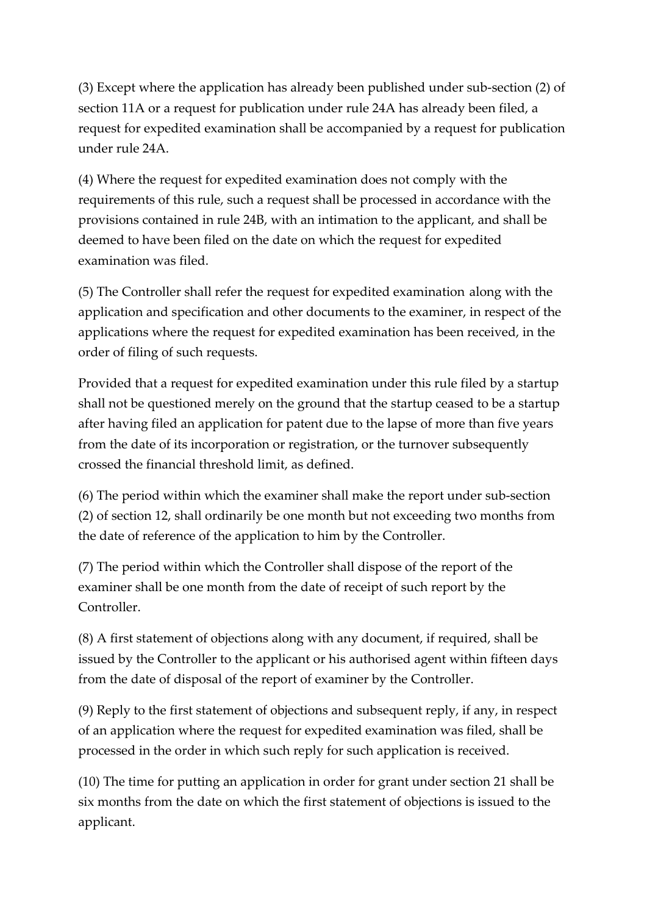(3) Except where the application has already been published under sub-section (2) of section 11A or a request for publication under rule 24A has already been filed, a request for expedited examination shall be accompanied by a request for publication under rule 24A.

(4) Where the request for expedited examination does not comply with the requirements of this rule, such a request shall be processed in accordance with the provisions contained in rule 24B, with an intimation to the applicant, and shall be deemed to have been filed on the date on which the request for expedited examination was filed.

(5) The Controller shall refer the request for expedited examination along with the application and specification and other documents to the examiner, in respect of the applications where the request for expedited examination has been received, in the order of filing of such requests.

Provided that a request for expedited examination under this rule filed by a startup shall not be questioned merely on the ground that the startup ceased to be a startup after having filed an application for patent due to the lapse of more than five years from the date of its incorporation or registration, or the turnover subsequently crossed the financial threshold limit, as defined.

(6) The period within which the examiner shall make the report under sub-section (2) of section 12, shall ordinarily be one month but not exceeding two months from the date of reference of the application to him by the Controller.

(7) The period within which the Controller shall dispose of the report of the examiner shall be one month from the date of receipt of such report by the Controller.

(8) A first statement of objections along with any document, if required, shall be issued by the Controller to the applicant or his authorised agent within fifteen days from the date of disposal of the report of examiner by the Controller.

(9) Reply to the first statement of objections and subsequent reply, if any, in respect of an application where the request for expedited examination was filed, shall be processed in the order in which such reply for such application is received.

(10) The time for putting an application in order for grant under section 21 shall be six months from the date on which the first statement of objections is issued to the applicant.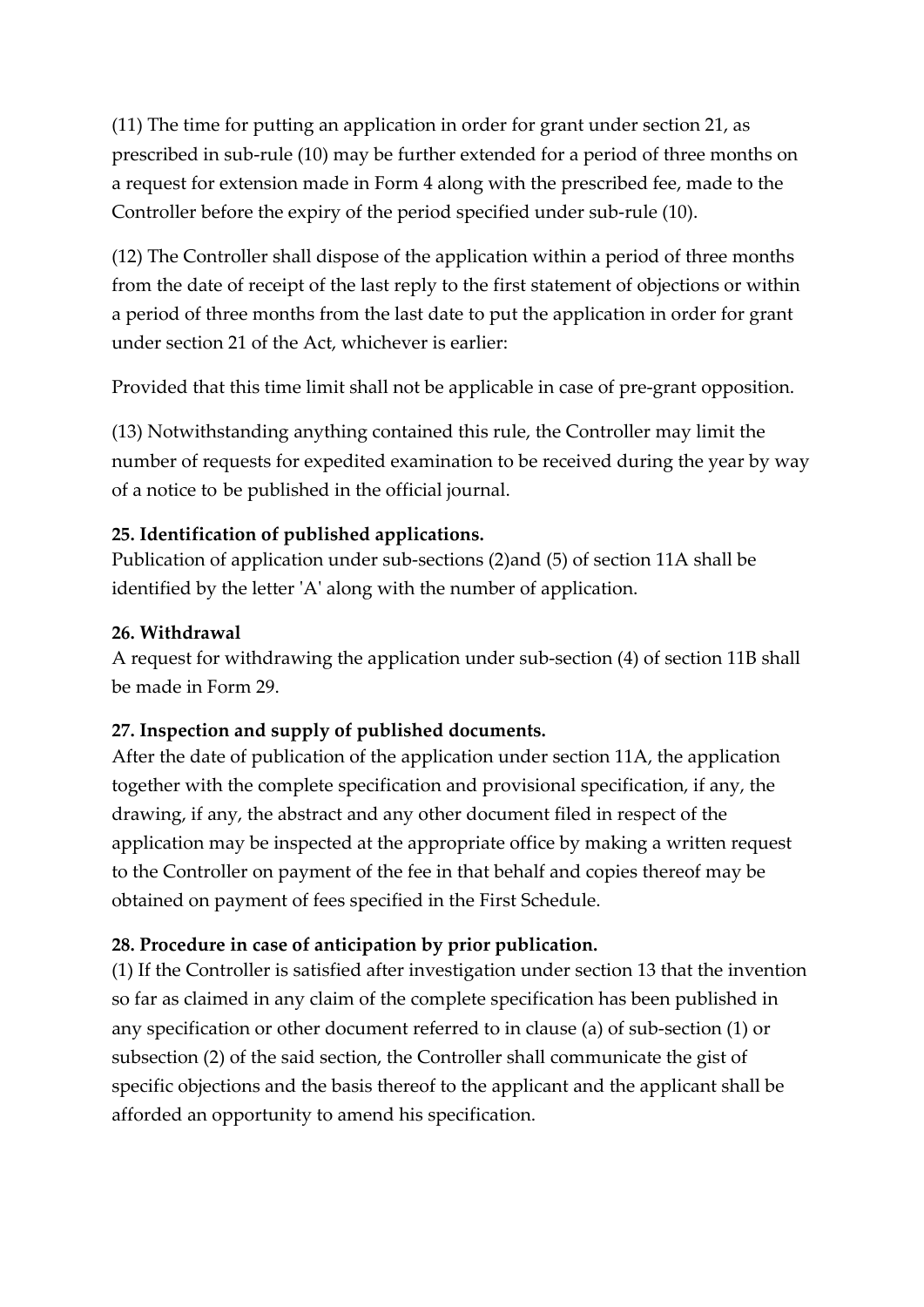(11) The time for putting an application in order for grant under section 21, as prescribed in sub-rule (10) may be further extended for a period of three months on a request for extension made in Form 4 along with the prescribed fee, made to the Controller before the expiry of the period specified under sub-rule (10).

(12) The Controller shall dispose of the application within a period of three months from the date of receipt of the last reply to the first statement of objections or within a period of three months from the last date to put the application in order for grant under section 21 of the Act, whichever is earlier:

Provided that this time limit shall not be applicable in case of pre-grant opposition.

(13) Notwithstanding anything contained this rule, the Controller may limit the number of requests for expedited examination to be received during the year by way of a notice to be published in the official journal.

**25. Identification of published applications.**
Publication of application under sub-sections (2)and (5) of section 11A shall be identified by the letter 'A' along with the number of application.

**26. Withdrawal**
A request for withdrawing the application under sub-section (4) of section 11B shall be made in Form 29.

**27. Inspection and supply of published documents.**
After the date of publication of the application under section 11A, the application together with the complete specification and provisional specification, if any, the drawing, if any, the abstract and any other document filed in respect of the application may be inspected at the appropriate office by making a written request to the Controller on payment of the fee in that behalf and copies thereof may be obtained on payment of fees specified in the First Schedule.

**28. Procedure in case of anticipation by prior publication.**
(1) If the Controller is satisfied after investigation under section 13 that the invention so far as claimed in any claim of the complete specification has been published in any specification or other document referred to in clause (a) of sub-section (1) or subsection (2) of the said section, the Controller shall communicate the gist of specific objections and the basis thereof to the applicant and the applicant shall be afforded an opportunity to amend his specification.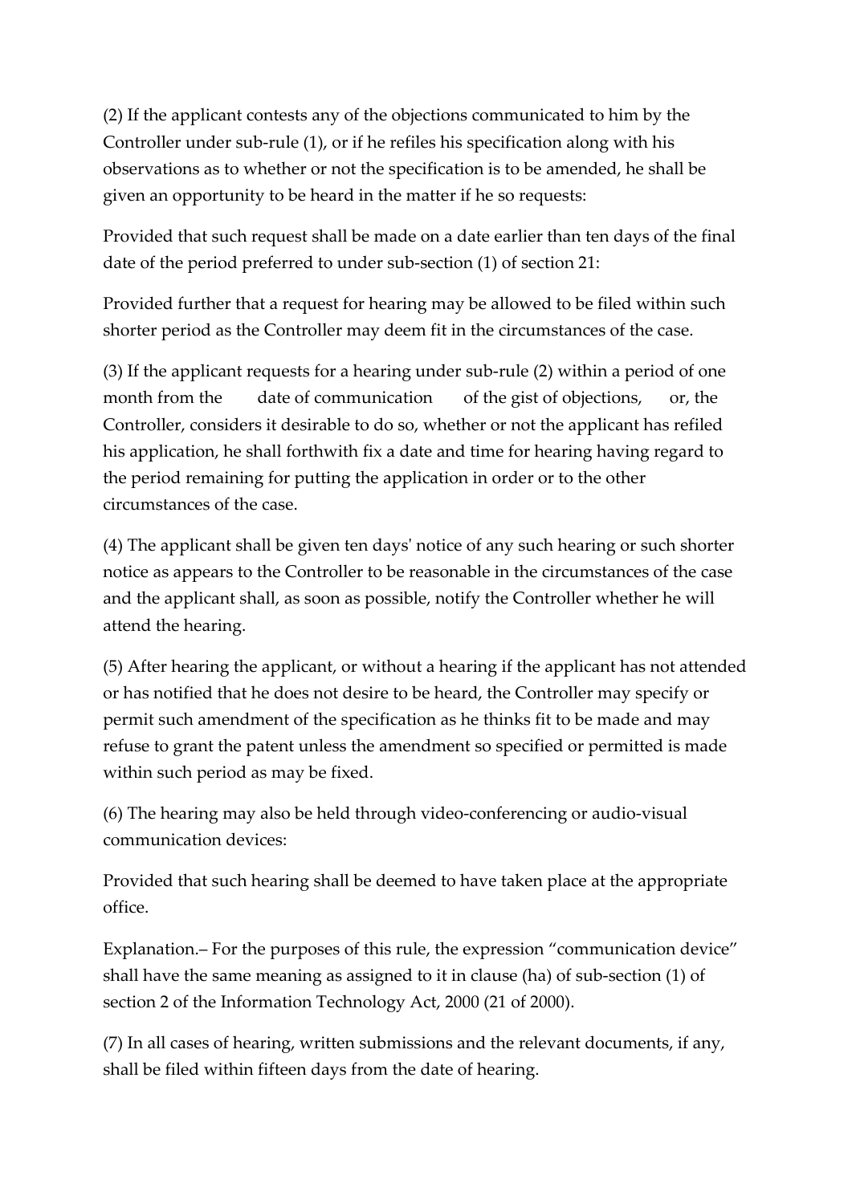(2) If the applicant contests any of the objections communicated to him by the Controller under sub-rule (1), or if he refiles his specification along with his observations as to whether or not the specification is to be amended, he shall be given an opportunity to be heard in the matter if he so requests:

Provided that such request shall be made on a date earlier than ten days of the final date of the period preferred to under sub-section (1) of section 21:

Provided further that a request for hearing may be allowed to be filed within such shorter period as the Controller may deem fit in the circumstances of the case.

(3) If the applicant requests for a hearing under sub-rule (2) within a period of one month from the date of communication of the gist of objections, or, the Controller, considers it desirable to do so, whether or not the applicant has refiled his application, he shall forthwith fix a date and time for hearing having regard to the period remaining for putting the application in order or to the other circumstances of the case.

(4) The applicant shall be given ten days' notice of any such hearing or such shorter notice as appears to the Controller to be reasonable in the circumstances of the case and the applicant shall, as soon as possible, notify the Controller whether he will attend the hearing.

(5) After hearing the applicant, or without a hearing if the applicant has not attended or has notified that he does not desire to be heard, the Controller may specify or permit such amendment of the specification as he thinks fit to be made and may refuse to grant the patent unless the amendment so specified or permitted is made within such period as may be fixed.

(6) The hearing may also be held through video-conferencing or audio-visual communication devices:

Provided that such hearing shall be deemed to have taken place at the appropriate office.

Explanation.– For the purposes of this rule, the expression "communication device" shall have the same meaning as assigned to it in clause (ha) of sub-section (1) of section 2 of the Information Technology Act, 2000 (21 of 2000).

(7) In all cases of hearing, written submissions and the relevant documents, if any, shall be filed within fifteen days from the date of hearing.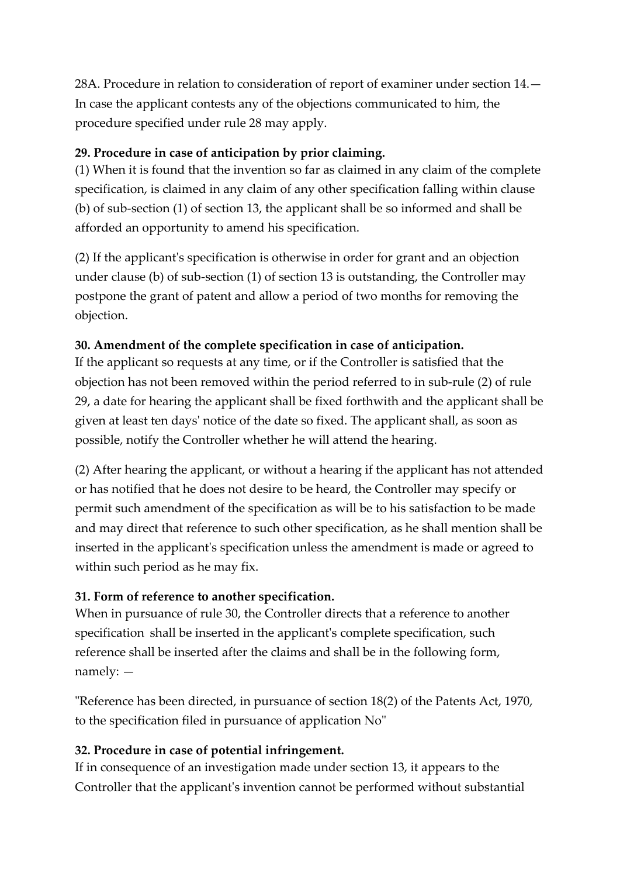28A. Procedure in relation to consideration of report of examiner under section 14.— In case the applicant contests any of the objections communicated to him, the procedure specified under rule 28 may apply.

**29. Procedure in case of anticipation by prior claiming.**

(1) When it is found that the invention so far as claimed in any claim of the complete specification, is claimed in any claim of any other specification falling within clause (b) of sub-section (1) of section 13, the applicant shall be so informed and shall be afforded an opportunity to amend his specification.

(2) If the applicant's specification is otherwise in order for grant and an objection under clause (b) of sub-section (1) of section 13 is outstanding, the Controller may postpone the grant of patent and allow a period of two months for removing the objection.

**30. Amendment of the complete specification in case of anticipation.**

If the applicant so requests at any time, or if the Controller is satisfied that the objection has not been removed within the period referred to in sub-rule (2) of rule 29, a date for hearing the applicant shall be fixed forthwith and the applicant shall be given at least ten days' notice of the date so fixed. The applicant shall, as soon as possible, notify the Controller whether he will attend the hearing.

(2) After hearing the applicant, or without a hearing if the applicant has not attended or has notified that he does not desire to be heard, the Controller may specify or permit such amendment of the specification as will be to his satisfaction to be made and may direct that reference to such other specification, as he shall mention shall be inserted in the applicant's specification unless the amendment is made or agreed to within such period as he may fix.

**31. Form of reference to another specification.**

When in pursuance of rule 30, the Controller directs that a reference to another specification shall be inserted in the applicant's complete specification, such reference shall be inserted after the claims and shall be in the following form, namely: —

"Reference has been directed, in pursuance of section 18(2) of the Patents Act, 1970, to the specification filed in pursuance of application No"

**32. Procedure in case of potential infringement.**

If in consequence of an investigation made under section 13, it appears to the Controller that the applicant's invention cannot be performed without substantial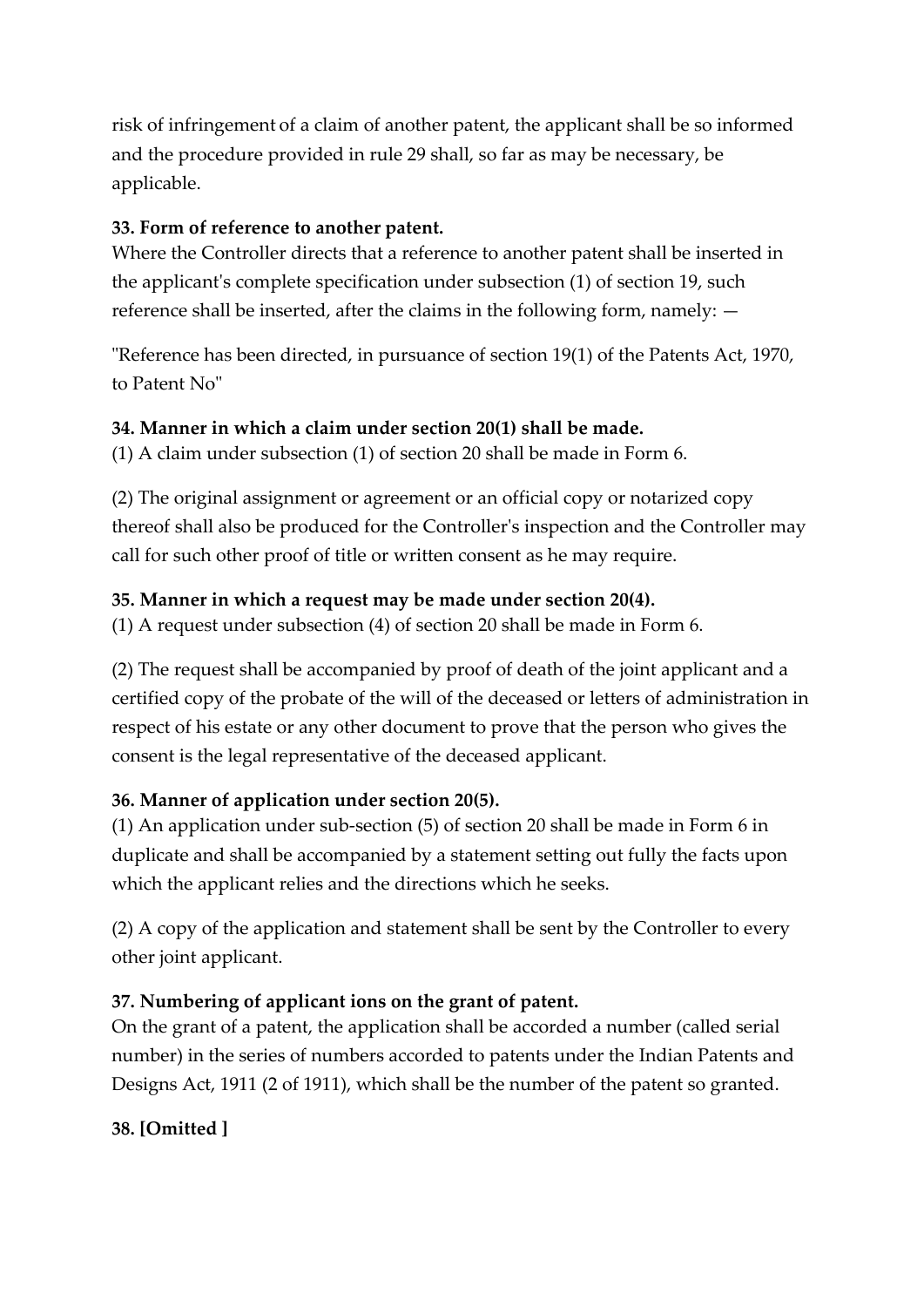risk of infringement of a claim of another patent, the applicant shall be so informed and the procedure provided in rule 29 shall, so far as may be necessary, be applicable.

**33. Form of reference to another patent.**

Where the Controller directs that a reference to another patent shall be inserted in the applicant's complete specification under subsection (1) of section 19, such reference shall be inserted, after the claims in the following form, namely: —

"Reference has been directed, in pursuance of section 19(1) of the Patents Act, 1970, to Patent No"

**34. Manner in which a claim under section 20(1) shall be made.**

(1) A claim under subsection (1) of section 20 shall be made in Form 6.

(2) The original assignment or agreement or an official copy or notarized copy thereof shall also be produced for the Controller's inspection and the Controller may call for such other proof of title or written consent as he may require.

**35. Manner in which a request may be made under section 20(4).**

(1) A request under subsection (4) of section 20 shall be made in Form 6.

(2) The request shall be accompanied by proof of death of the joint applicant and a certified copy of the probate of the will of the deceased or letters of administration in respect of his estate or any other document to prove that the person who gives the consent is the legal representative of the deceased applicant.

**36. Manner of application under section 20(5).**

(1) An application under sub-section (5) of section 20 shall be made in Form 6 in duplicate and shall be accompanied by a statement setting out fully the facts upon which the applicant relies and the directions which he seeks.

(2) A copy of the application and statement shall be sent by the Controller to every other joint applicant.

**37. Numbering of applicant ions on the grant of patent.**

On the grant of a patent, the application shall be accorded a number (called serial number) in the series of numbers accorded to patents under the Indian Patents and Designs Act, 1911 (2 of 1911), which shall be the number of the patent so granted.

**38. [Omitted ]**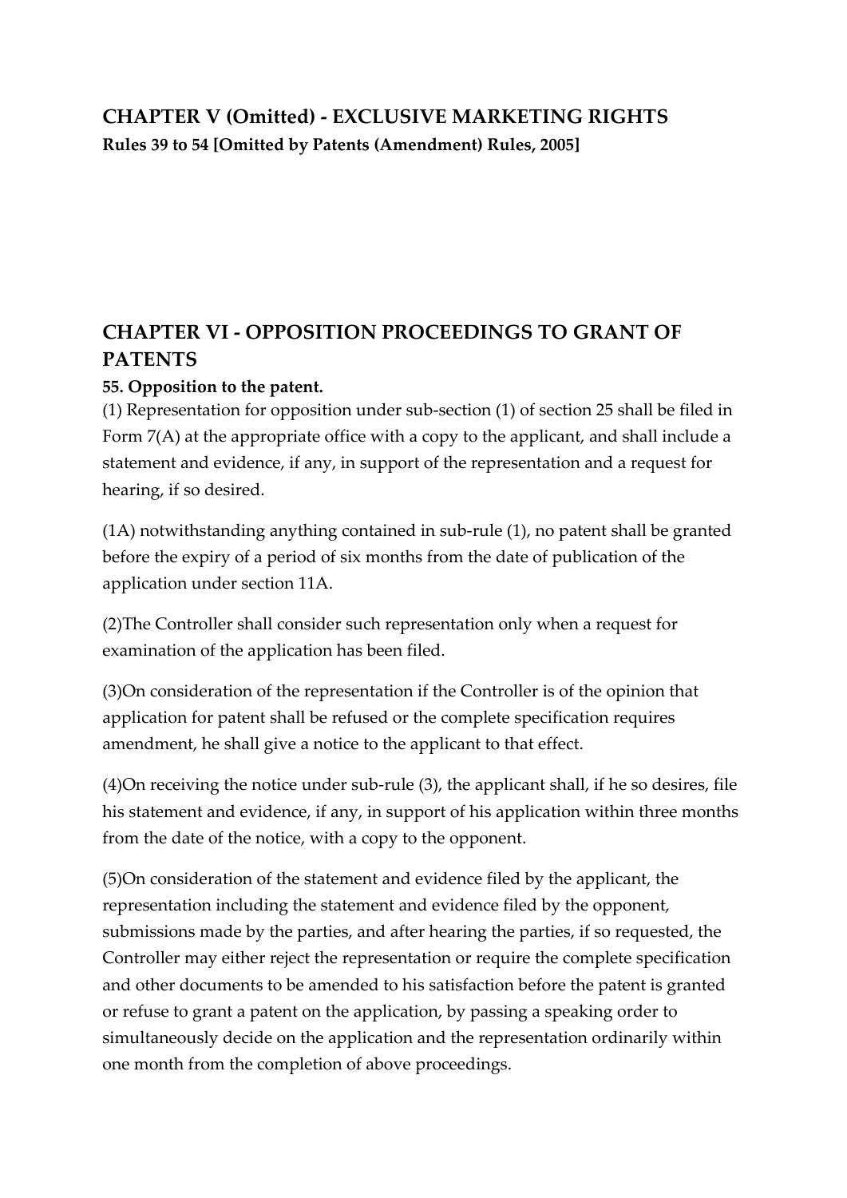## CHAPTER V (Omitted) - EXCLUSIVE MARKETING RIGHTS

**Rules 39 to 54 [Omitted by Patents (Amendment) Rules, 2005]**

## CHAPTER VI - OPPOSITION PROCEEDINGS TO GRANT OF PATENTS

**55. Opposition to the patent.**

(1) Representation for opposition under sub-section (1) of section 25 shall be filed in Form 7(A) at the appropriate office with a copy to the applicant, and shall include a statement and evidence, if any, in support of the representation and a request for hearing, if so desired.

(1A) notwithstanding anything contained in sub-rule (1), no patent shall be granted before the expiry of a period of six months from the date of publication of the application under section 11A.

(2)The Controller shall consider such representation only when a request for examination of the application has been filed.

(3)On consideration of the representation if the Controller is of the opinion that application for patent shall be refused or the complete specification requires amendment, he shall give a notice to the applicant to that effect.

(4)On receiving the notice under sub-rule (3), the applicant shall, if he so desires, file his statement and evidence, if any, in support of his application within three months from the date of the notice, with a copy to the opponent.

(5)On consideration of the statement and evidence filed by the applicant, the representation including the statement and evidence filed by the opponent, submissions made by the parties, and after hearing the parties, if so requested, the Controller may either reject the representation or require the complete specification and other documents to be amended to his satisfaction before the patent is granted or refuse to grant a patent on the application, by passing a speaking order to simultaneously decide on the application and the representation ordinarily within one month from the completion of above proceedings.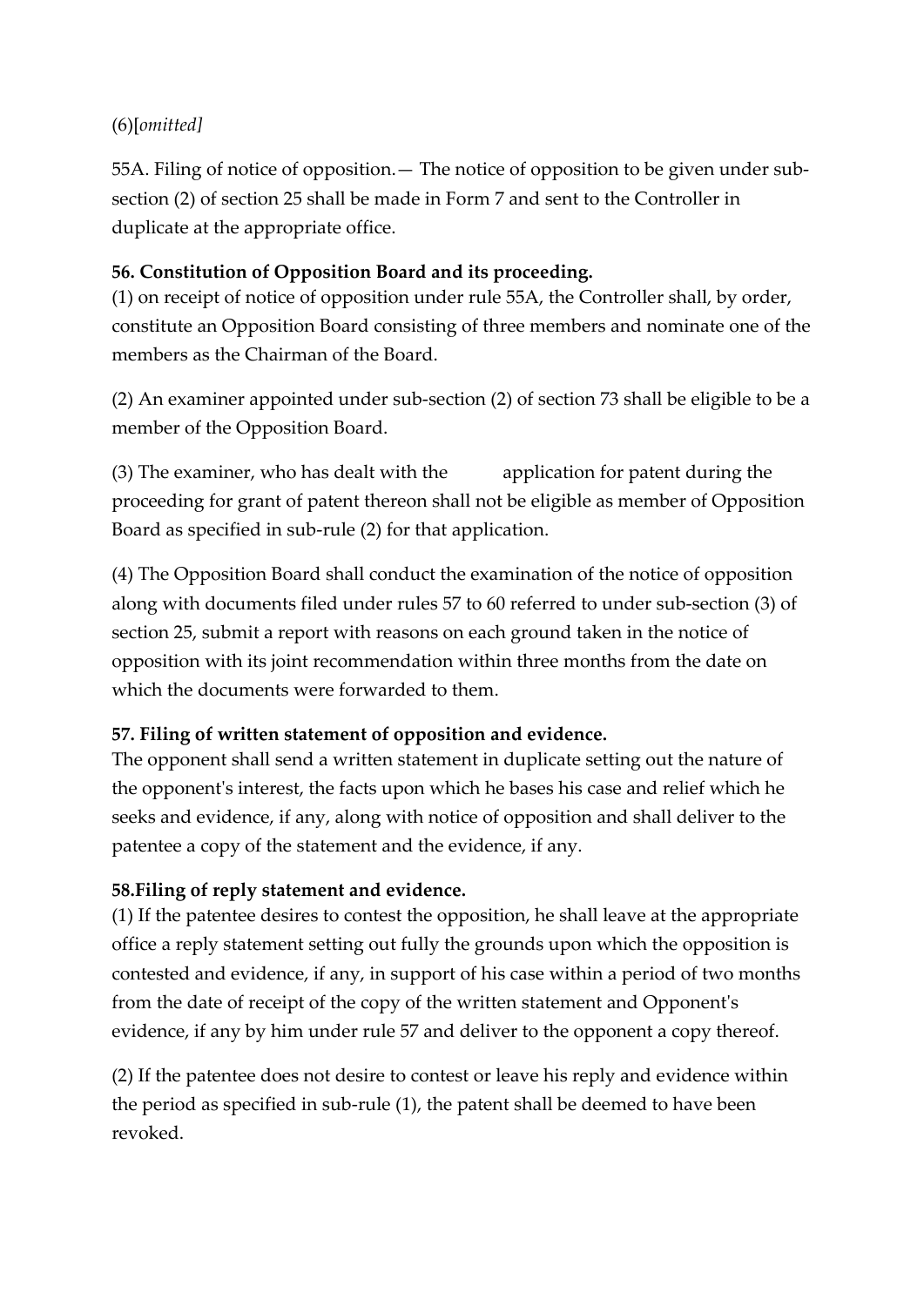(6)[*omitted]*

55A. Filing of notice of opposition.— The notice of opposition to be given under sub-section (2) of section 25 shall be made in Form 7 and sent to the Controller in duplicate at the appropriate office.

**56. Constitution of Opposition Board and its proceeding.**

(1) on receipt of notice of opposition under rule 55A, the Controller shall, by order, constitute an Opposition Board consisting of three members and nominate one of the members as the Chairman of the Board.

(2) An examiner appointed under sub-section (2) of section 73 shall be eligible to be a member of the Opposition Board.

(3) The examiner, who has dealt with the application for patent during the proceeding for grant of patent thereon shall not be eligible as member of Opposition Board as specified in sub-rule (2) for that application.

(4) The Opposition Board shall conduct the examination of the notice of opposition along with documents filed under rules 57 to 60 referred to under sub-section (3) of section 25, submit a report with reasons on each ground taken in the notice of opposition with its joint recommendation within three months from the date on which the documents were forwarded to them.

**57. Filing of written statement of opposition and evidence.**

The opponent shall send a written statement in duplicate setting out the nature of the opponent's interest, the facts upon which he bases his case and relief which he seeks and evidence, if any, along with notice of opposition and shall deliver to the patentee a copy of the statement and the evidence, if any.

**58.Filing of reply statement and evidence.**

(1) If the patentee desires to contest the opposition, he shall leave at the appropriate office a reply statement setting out fully the grounds upon which the opposition is contested and evidence, if any, in support of his case within a period of two months from the date of receipt of the copy of the written statement and Opponent's evidence, if any by him under rule 57 and deliver to the opponent a copy thereof.

(2) If the patentee does not desire to contest or leave his reply and evidence within the period as specified in sub-rule (1), the patent shall be deemed to have been revoked.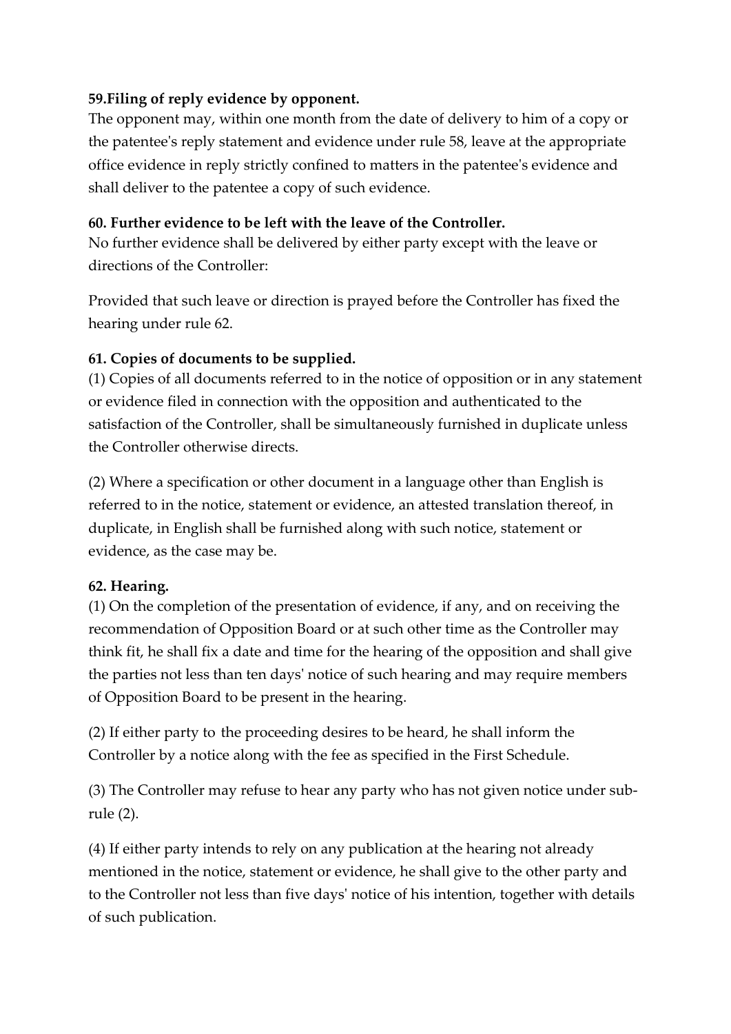**59.Filing of reply evidence by opponent.**

The opponent may, within one month from the date of delivery to him of a copy or the patentee's reply statement and evidence under rule 58, leave at the appropriate office evidence in reply strictly confined to matters in the patentee's evidence and shall deliver to the patentee a copy of such evidence.

**60. Further evidence to be left with the leave of the Controller.**

No further evidence shall be delivered by either party except with the leave or directions of the Controller:

Provided that such leave or direction is prayed before the Controller has fixed the hearing under rule 62.

**61. Copies of documents to be supplied.**

(1) Copies of all documents referred to in the notice of opposition or in any statement or evidence filed in connection with the opposition and authenticated to the satisfaction of the Controller, shall be simultaneously furnished in duplicate unless the Controller otherwise directs.

(2) Where a specification or other document in a language other than English is referred to in the notice, statement or evidence, an attested translation thereof, in duplicate, in English shall be furnished along with such notice, statement or evidence, as the case may be.

**62. Hearing.**

(1) On the completion of the presentation of evidence, if any, and on receiving the recommendation of Opposition Board or at such other time as the Controller may think fit, he shall fix a date and time for the hearing of the opposition and shall give the parties not less than ten days' notice of such hearing and may require members of Opposition Board to be present in the hearing.

(2) If either party to the proceeding desires to be heard, he shall inform the Controller by a notice along with the fee as specified in the First Schedule.

(3) The Controller may refuse to hear any party who has not given notice under sub-rule (2).

(4) If either party intends to rely on any publication at the hearing not already mentioned in the notice, statement or evidence, he shall give to the other party and to the Controller not less than five days' notice of his intention, together with details of such publication.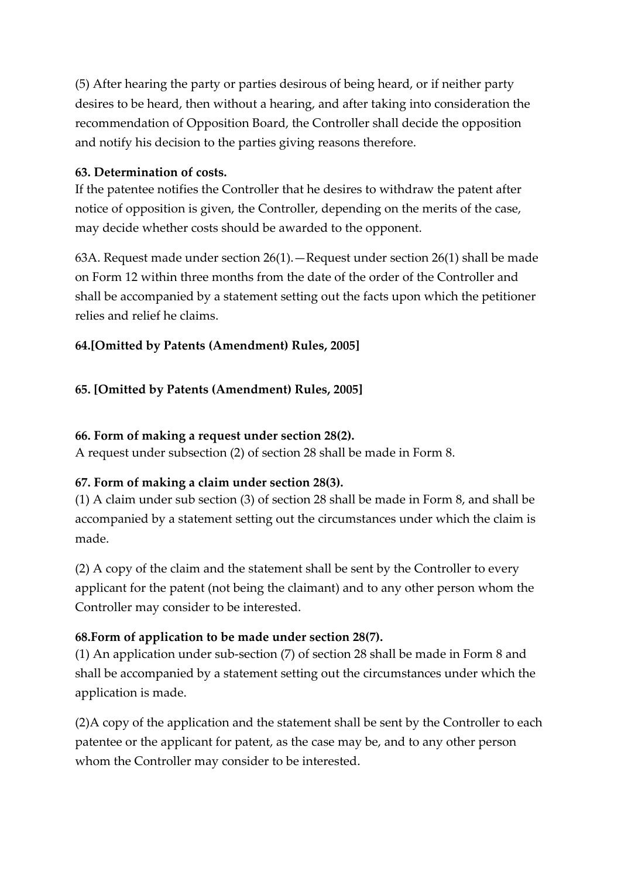(5) After hearing the party or parties desirous of being heard, or if neither party desires to be heard, then without a hearing, and after taking into consideration the recommendation of Opposition Board, the Controller shall decide the opposition and notify his decision to the parties giving reasons therefore.

**63. Determination of costs.**

If the patentee notifies the Controller that he desires to withdraw the patent after notice of opposition is given, the Controller, depending on the merits of the case, may decide whether costs should be awarded to the opponent.

63A. Request made under section 26(1).—Request under section 26(1) shall be made on Form 12 within three months from the date of the order of the Controller and shall be accompanied by a statement setting out the facts upon which the petitioner relies and relief he claims.

**64.[Omitted by Patents (Amendment) Rules, 2005]**

**65. [Omitted by Patents (Amendment) Rules, 2005]**

**66. Form of making a request under section 28(2).**

A request under subsection (2) of section 28 shall be made in Form 8.

**67. Form of making a claim under section 28(3).**

(1) A claim under sub section (3) of section 28 shall be made in Form 8, and shall be accompanied by a statement setting out the circumstances under which the claim is made.

(2) A copy of the claim and the statement shall be sent by the Controller to every applicant for the patent (not being the claimant) and to any other person whom the Controller may consider to be interested.

**68.Form of application to be made under section 28(7).**

(1) An application under sub-section (7) of section 28 shall be made in Form 8 and shall be accompanied by a statement setting out the circumstances under which the application is made.

(2)A copy of the application and the statement shall be sent by the Controller to each patentee or the applicant for patent, as the case may be, and to any other person whom the Controller may consider to be interested.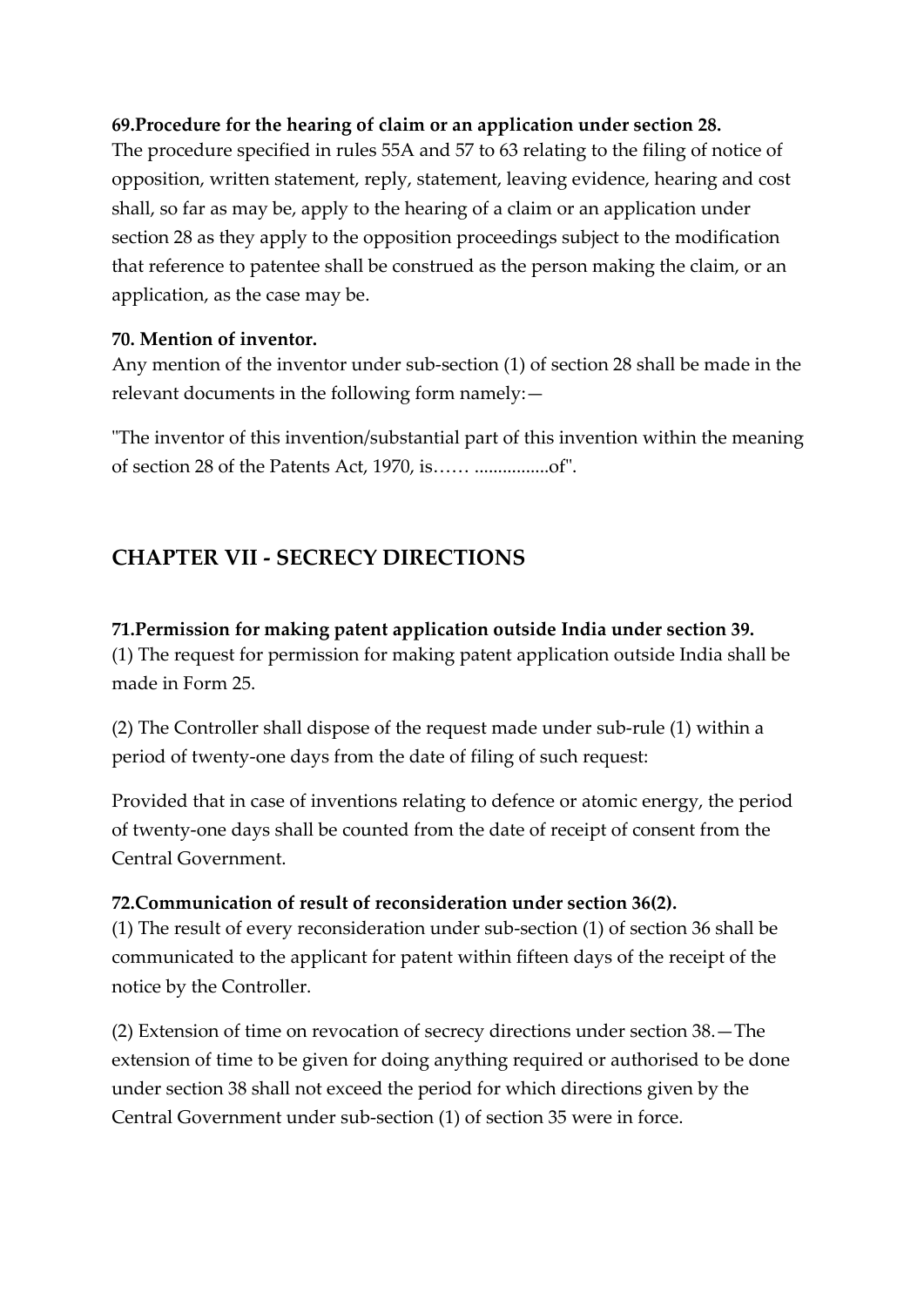**69.Procedure for the hearing of claim or an application under section 28.**
The procedure specified in rules 55A and 57 to 63 relating to the filing of notice of opposition, written statement, reply, statement, leaving evidence, hearing and cost shall, so far as may be, apply to the hearing of a claim or an application under section 28 as they apply to the opposition proceedings subject to the modification that reference to patentee shall be construed as the person making the claim, or an application, as the case may be.

**70. Mention of inventor.**
Any mention of the inventor under sub-section (1) of section 28 shall be made in the relevant documents in the following form namely:—

"The inventor of this invention/substantial part of this invention within the meaning of section 28 of the Patents Act, 1970, is…… ................of".

## CHAPTER VII - SECRECY DIRECTIONS

**71.Permission for making patent application outside India under section 39.**
(1) The request for permission for making patent application outside India shall be made in Form 25.

(2) The Controller shall dispose of the request made under sub-rule (1) within a period of twenty-one days from the date of filing of such request:

Provided that in case of inventions relating to defence or atomic energy, the period of twenty-one days shall be counted from the date of receipt of consent from the Central Government.

**72.Communication of result of reconsideration under section 36(2).**
(1) The result of every reconsideration under sub-section (1) of section 36 shall be communicated to the applicant for patent within fifteen days of the receipt of the notice by the Controller.

(2) Extension of time on revocation of secrecy directions under section 38.—The extension of time to be given for doing anything required or authorised to be done under section 38 shall not exceed the period for which directions given by the Central Government under sub-section (1) of section 35 were in force.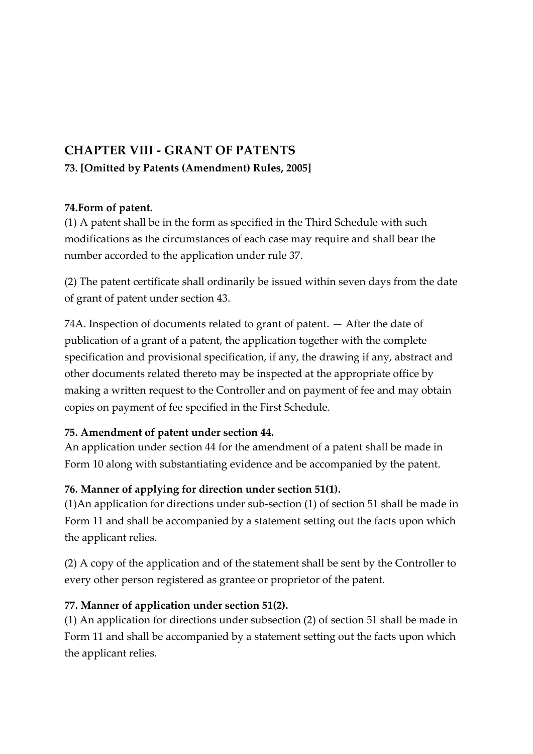## CHAPTER VIII - GRANT OF PATENTS

**73. [Omitted by Patents (Amendment) Rules, 2005]**

**74.Form of patent.**

(1) A patent shall be in the form as specified in the Third Schedule with such modifications as the circumstances of each case may require and shall bear the number accorded to the application under rule 37.

(2) The patent certificate shall ordinarily be issued within seven days from the date of grant of patent under section 43.

74A. Inspection of documents related to grant of patent. — After the date of publication of a grant of a patent, the application together with the complete specification and provisional specification, if any, the drawing if any, abstract and other documents related thereto may be inspected at the appropriate office by making a written request to the Controller and on payment of fee and may obtain copies on payment of fee specified in the First Schedule.

**75. Amendment of patent under section 44.**

An application under section 44 for the amendment of a patent shall be made in Form 10 along with substantiating evidence and be accompanied by the patent.

**76. Manner of applying for direction under section 51(1).**

(1)An application for directions under sub-section (1) of section 51 shall be made in Form 11 and shall be accompanied by a statement setting out the facts upon which the applicant relies.

(2) A copy of the application and of the statement shall be sent by the Controller to every other person registered as grantee or proprietor of the patent.

**77. Manner of application under section 51(2).**

(1) An application for directions under subsection (2) of section 51 shall be made in Form 11 and shall be accompanied by a statement setting out the facts upon which the applicant relies.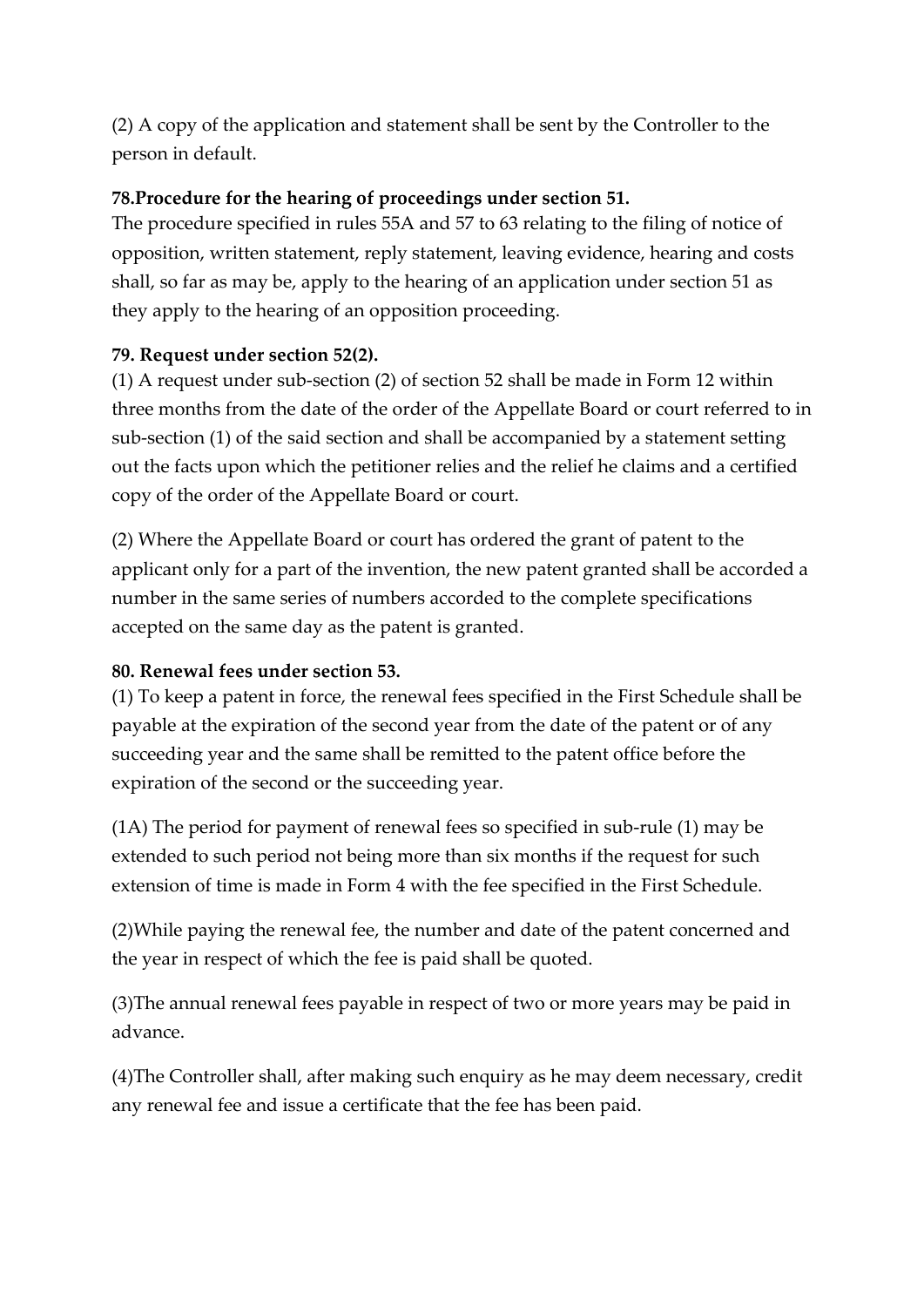(2) A copy of the application and statement shall be sent by the Controller to the person in default.

**78.Procedure for the hearing of proceedings under section 51.**

The procedure specified in rules 55A and 57 to 63 relating to the filing of notice of opposition, written statement, reply statement, leaving evidence, hearing and costs shall, so far as may be, apply to the hearing of an application under section 51 as they apply to the hearing of an opposition proceeding.

**79. Request under section 52(2).**

(1) A request under sub-section (2) of section 52 shall be made in Form 12 within three months from the date of the order of the Appellate Board or court referred to in sub-section (1) of the said section and shall be accompanied by a statement setting out the facts upon which the petitioner relies and the relief he claims and a certified copy of the order of the Appellate Board or court.

(2) Where the Appellate Board or court has ordered the grant of patent to the applicant only for a part of the invention, the new patent granted shall be accorded a number in the same series of numbers accorded to the complete specifications accepted on the same day as the patent is granted.

**80. Renewal fees under section 53.**

(1) To keep a patent in force, the renewal fees specified in the First Schedule shall be payable at the expiration of the second year from the date of the patent or of any succeeding year and the same shall be remitted to the patent office before the expiration of the second or the succeeding year.

(1A) The period for payment of renewal fees so specified in sub-rule (1) may be extended to such period not being more than six months if the request for such extension of time is made in Form 4 with the fee specified in the First Schedule.

(2)While paying the renewal fee, the number and date of the patent concerned and the year in respect of which the fee is paid shall be quoted.

(3)The annual renewal fees payable in respect of two or more years may be paid in advance.

(4)The Controller shall, after making such enquiry as he may deem necessary, credit any renewal fee and issue a certificate that the fee has been paid.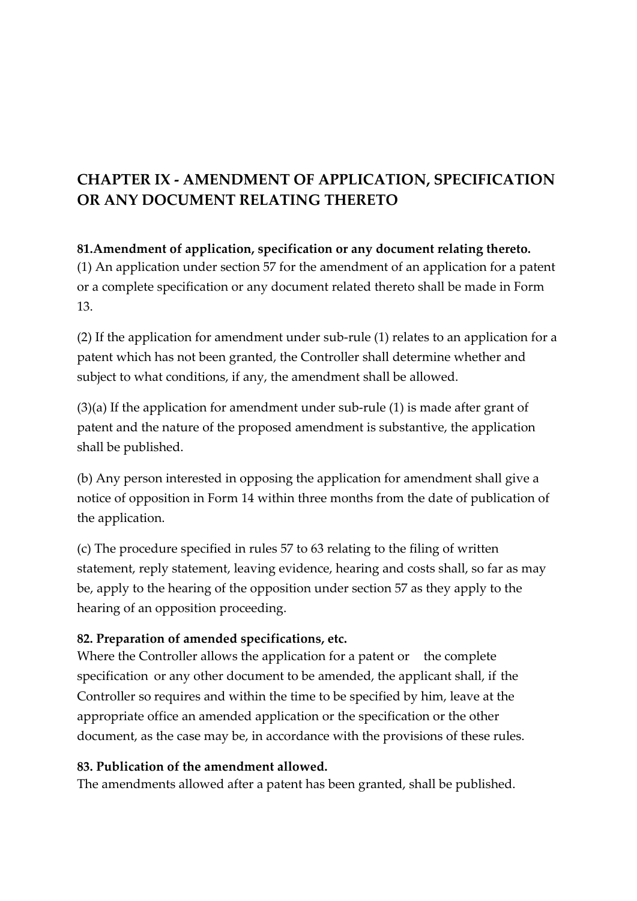## CHAPTER IX - AMENDMENT OF APPLICATION, SPECIFICATION OR ANY DOCUMENT RELATING THERETO

**81.Amendment of application, specification or any document relating thereto.**
(1) An application under section 57 for the amendment of an application for a patent or a complete specification or any document related thereto shall be made in Form 13.

(2) If the application for amendment under sub-rule (1) relates to an application for a patent which has not been granted, the Controller shall determine whether and subject to what conditions, if any, the amendment shall be allowed.

(3)(a) If the application for amendment under sub-rule (1) is made after grant of patent and the nature of the proposed amendment is substantive, the application shall be published.

(b) Any person interested in opposing the application for amendment shall give a notice of opposition in Form 14 within three months from the date of publication of the application.

(c) The procedure specified in rules 57 to 63 relating to the filing of written statement, reply statement, leaving evidence, hearing and costs shall, so far as may be, apply to the hearing of the opposition under section 57 as they apply to the hearing of an opposition proceeding.

**82. Preparation of amended specifications, etc.**
Where the Controller allows the application for a patent or the complete specification or any other document to be amended, the applicant shall, if the Controller so requires and within the time to be specified by him, leave at the appropriate office an amended application or the specification or the other document, as the case may be, in accordance with the provisions of these rules.

**83. Publication of the amendment allowed.**
The amendments allowed after a patent has been granted, shall be published.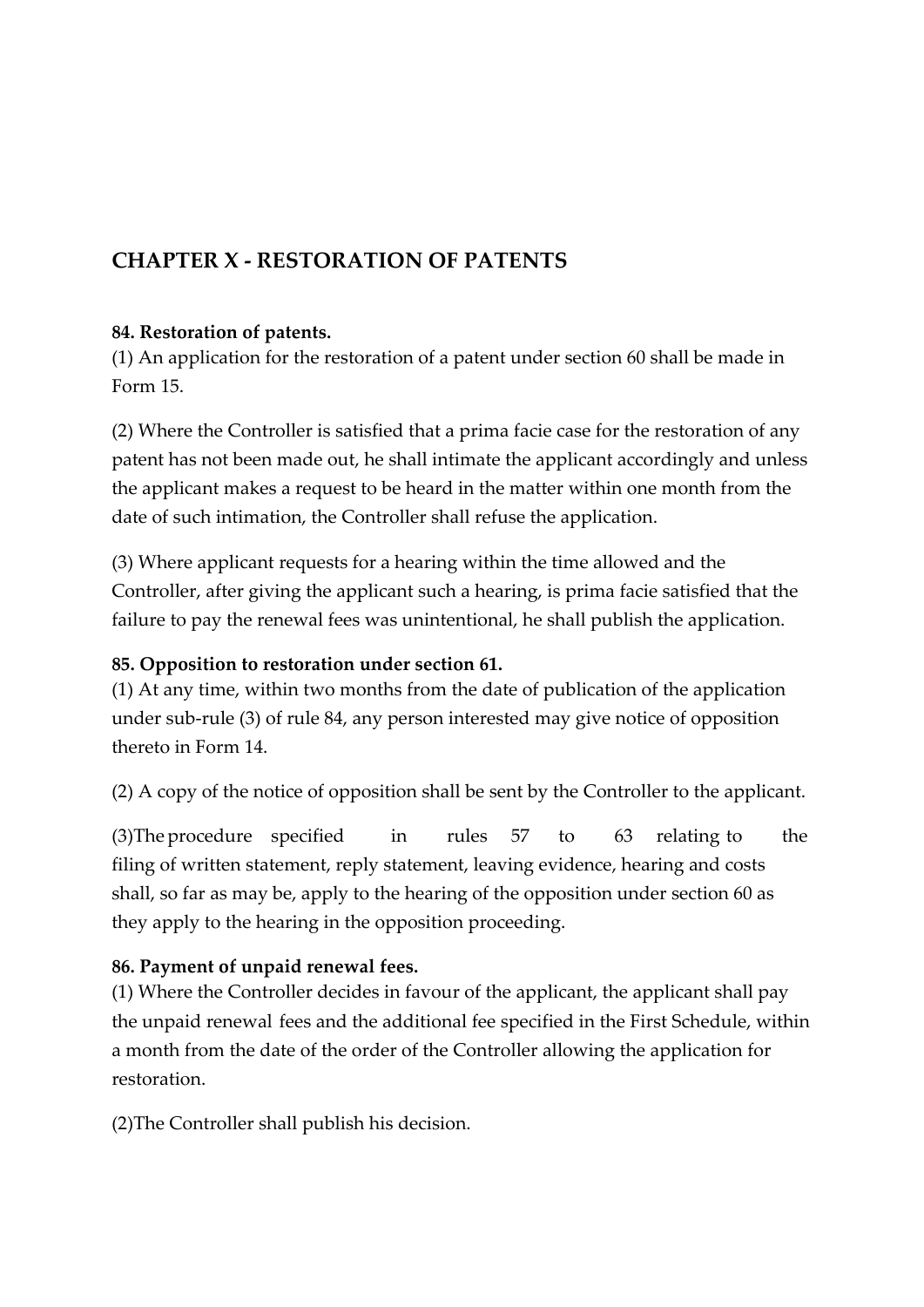## CHAPTER X - RESTORATION OF PATENTS

**84. Restoration of patents.**

(1) An application for the restoration of a patent under section 60 shall be made in Form 15.

(2) Where the Controller is satisfied that a prima facie case for the restoration of any patent has not been made out, he shall intimate the applicant accordingly and unless the applicant makes a request to be heard in the matter within one month from the date of such intimation, the Controller shall refuse the application.

(3) Where applicant requests for a hearing within the time allowed and the Controller, after giving the applicant such a hearing, is prima facie satisfied that the failure to pay the renewal fees was unintentional, he shall publish the application.

**85. Opposition to restoration under section 61.**

(1) At any time, within two months from the date of publication of the application under sub-rule (3) of rule 84, any person interested may give notice of opposition thereto in Form 14.

(2) A copy of the notice of opposition shall be sent by the Controller to the applicant.

(3)The procedure specified in rules 57 to 63 relating to the filing of written statement, reply statement, leaving evidence, hearing and costs shall, so far as may be, apply to the hearing of the opposition under section 60 as they apply to the hearing in the opposition proceeding.

**86. Payment of unpaid renewal fees.**

(1) Where the Controller decides in favour of the applicant, the applicant shall pay the unpaid renewal fees and the additional fee specified in the First Schedule, within a month from the date of the order of the Controller allowing the application for restoration.

(2)The Controller shall publish his decision.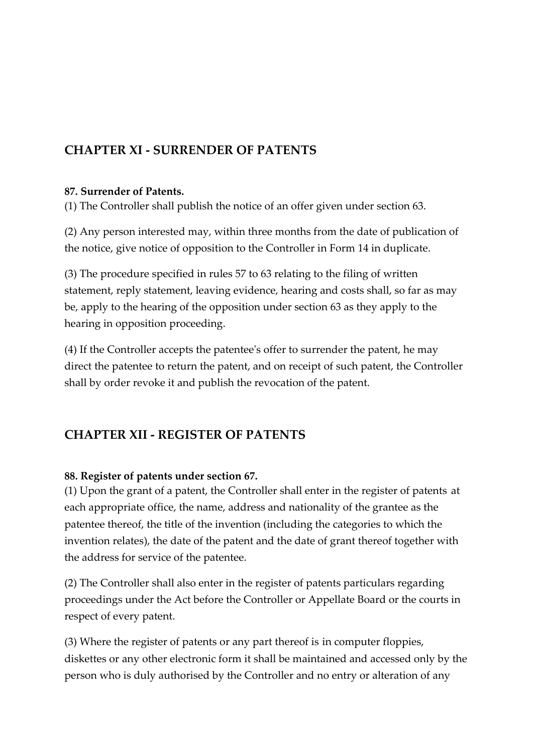## CHAPTER XI - SURRENDER OF PATENTS

**87. Surrender of Patents.**

(1) The Controller shall publish the notice of an offer given under section 63.

(2) Any person interested may, within three months from the date of publication of the notice, give notice of opposition to the Controller in Form 14 in duplicate.

(3) The procedure specified in rules 57 to 63 relating to the filing of written statement, reply statement, leaving evidence, hearing and costs shall, so far as may be, apply to the hearing of the opposition under section 63 as they apply to the hearing in opposition proceeding.

(4) If the Controller accepts the patentee's offer to surrender the patent, he may direct the patentee to return the patent, and on receipt of such patent, the Controller shall by order revoke it and publish the revocation of the patent.

## CHAPTER XII - REGISTER OF PATENTS

**88. Register of patents under section 67.**

(1) Upon the grant of a patent, the Controller shall enter in the register of patents at each appropriate office, the name, address and nationality of the grantee as the patentee thereof, the title of the invention (including the categories to which the invention relates), the date of the patent and the date of grant thereof together with the address for service of the patentee.

(2) The Controller shall also enter in the register of patents particulars regarding proceedings under the Act before the Controller or Appellate Board or the courts in respect of every patent.

(3) Where the register of patents or any part thereof is in computer floppies, diskettes or any other electronic form it shall be maintained and accessed only by the person who is duly authorised by the Controller and no entry or alteration of any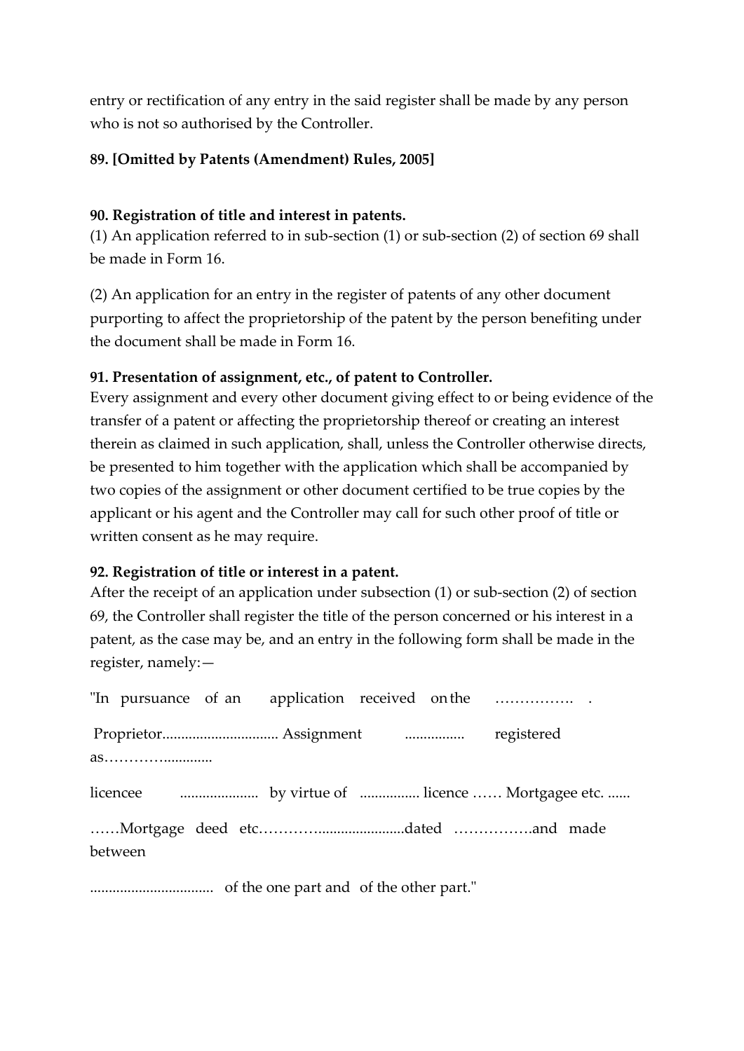entry or rectification of any entry in the said register shall be made by any person who is not so authorised by the Controller.

**89. [Omitted by Patents (Amendment) Rules, 2005]**

**90. Registration of title and interest in patents.**

(1) An application referred to in sub-section (1) or sub-section (2) of section 69 shall be made in Form 16.

(2) An application for an entry in the register of patents of any other document purporting to affect the proprietorship of the patent by the person benefiting under the document shall be made in Form 16.

**91. Presentation of assignment, etc., of patent to Controller.**

Every assignment and every other document giving effect to or being evidence of the transfer of a patent or affecting the proprietorship thereof or creating an interest therein as claimed in such application, shall, unless the Controller otherwise directs, be presented to him together with the application which shall be accompanied by two copies of the assignment or other document certified to be true copies by the applicant or his agent and the Controller may call for such other proof of title or written consent as he may require.

**92. Registration of title or interest in a patent.**

After the receipt of an application under subsection (1) or sub-section (2) of section 69, the Controller shall register the title of the person concerned or his interest in a patent, as the case may be, and an entry in the following form shall be made in the register, namely:—

"In pursuance of an application received on the ……………. .

Proprietor.............................. Assignment ................ registered as…………............

licencee ..................... by virtue of ................ licence …… Mortgagee etc. ......

……Mortgage deed etc…………......................dated …………….and made between

................................ of the one part and of the other part."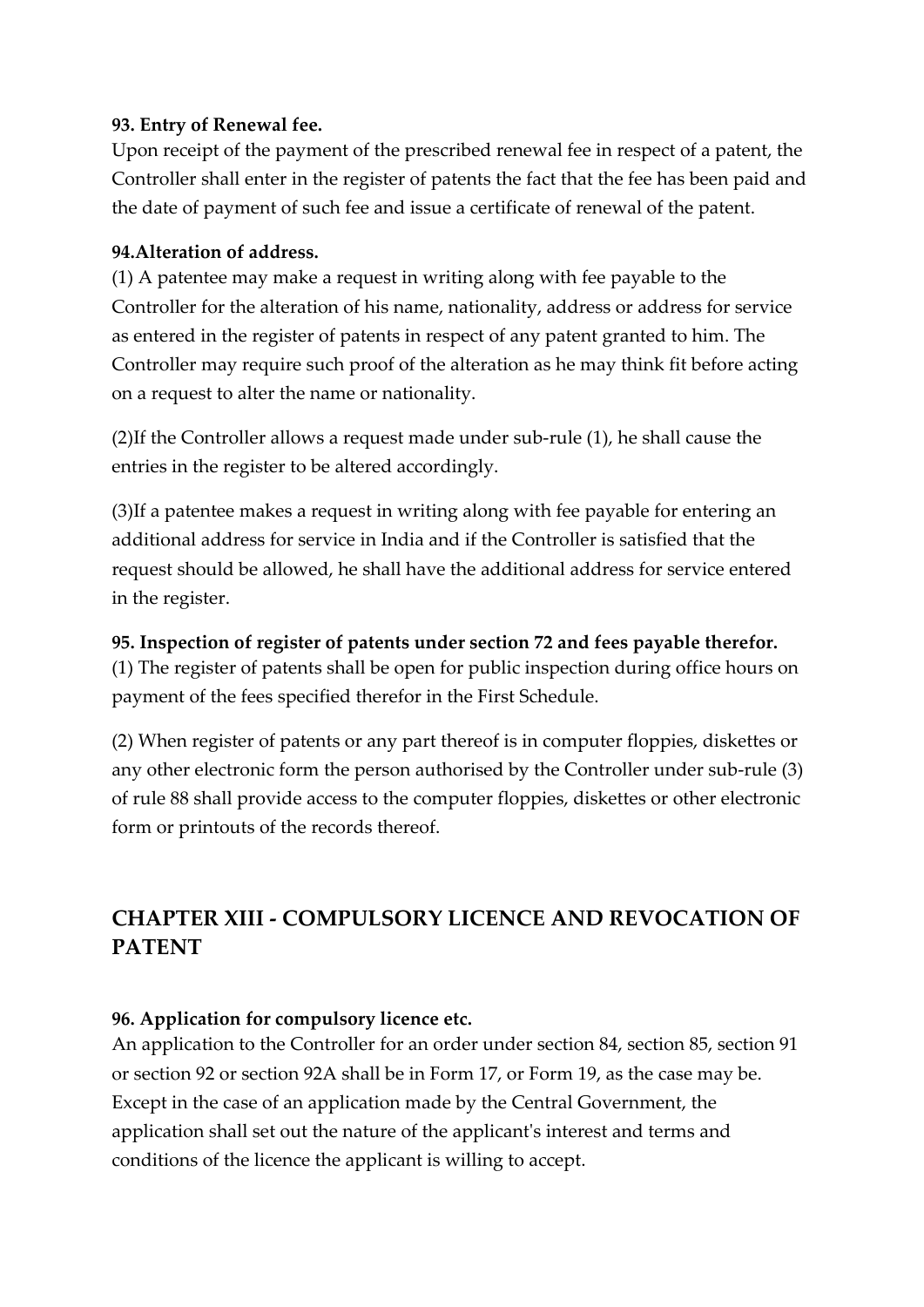**93. Entry of Renewal fee.**

Upon receipt of the payment of the prescribed renewal fee in respect of a patent, the Controller shall enter in the register of patents the fact that the fee has been paid and the date of payment of such fee and issue a certificate of renewal of the patent.

**94.Alteration of address.**

(1) A patentee may make a request in writing along with fee payable to the Controller for the alteration of his name, nationality, address or address for service as entered in the register of patents in respect of any patent granted to him. The Controller may require such proof of the alteration as he may think fit before acting on a request to alter the name or nationality.

(2)If the Controller allows a request made under sub-rule (1), he shall cause the entries in the register to be altered accordingly.

(3)If a patentee makes a request in writing along with fee payable for entering an additional address for service in India and if the Controller is satisfied that the request should be allowed, he shall have the additional address for service entered in the register.

**95. Inspection of register of patents under section 72 and fees payable therefor.**

(1) The register of patents shall be open for public inspection during office hours on payment of the fees specified therefor in the First Schedule.

(2) When register of patents or any part thereof is in computer floppies, diskettes or any other electronic form the person authorised by the Controller under sub-rule (3) of rule 88 shall provide access to the computer floppies, diskettes or other electronic form or printouts of the records thereof.

## CHAPTER XIII - COMPULSORY LICENCE AND REVOCATION OF PATENT

**96. Application for compulsory licence etc.**

An application to the Controller for an order under section 84, section 85, section 91 or section 92 or section 92A shall be in Form 17, or Form 19, as the case may be. Except in the case of an application made by the Central Government, the application shall set out the nature of the applicant's interest and terms and conditions of the licence the applicant is willing to accept.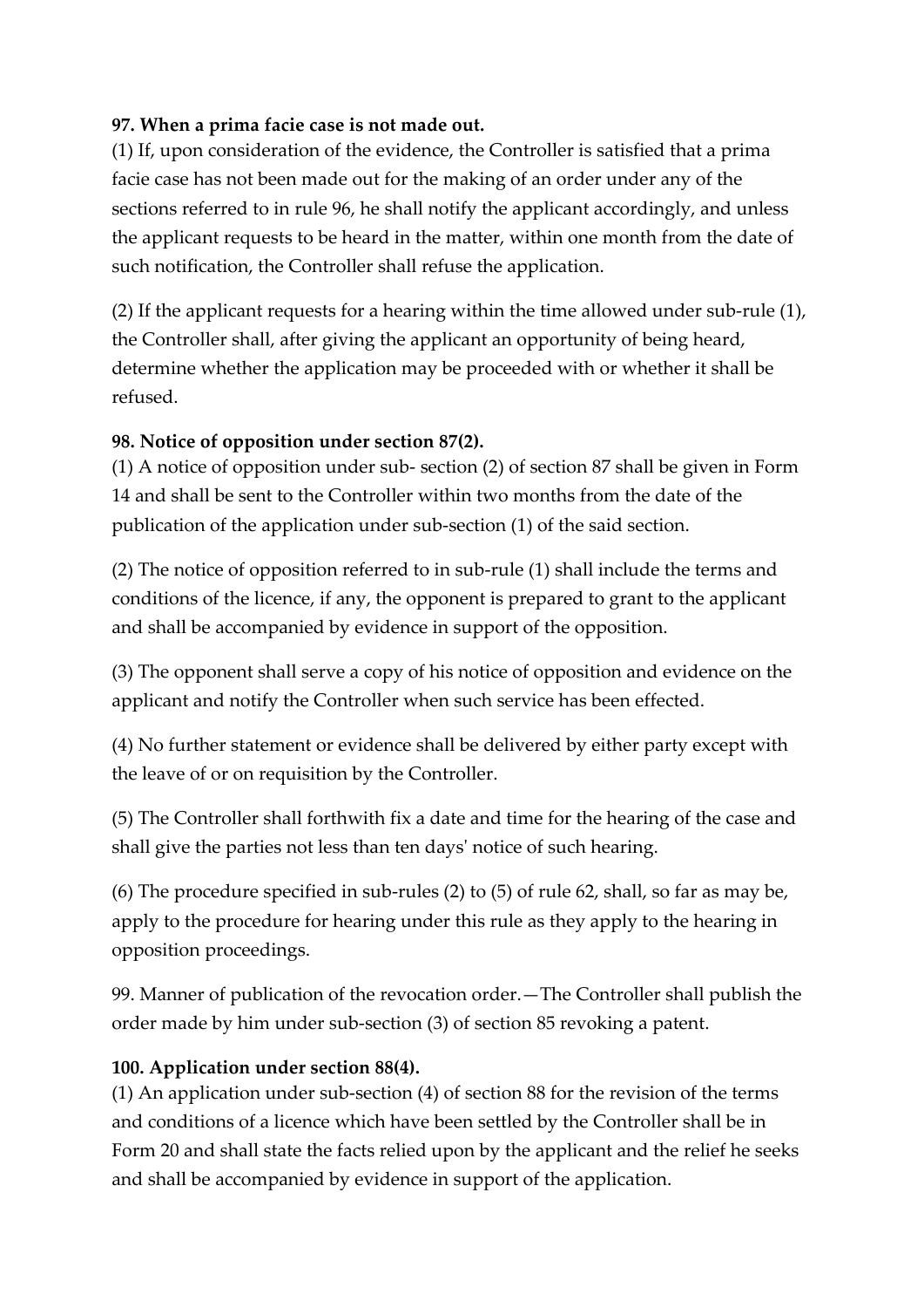**97. When a prima facie case is not made out.**

(1) If, upon consideration of the evidence, the Controller is satisfied that a prima facie case has not been made out for the making of an order under any of the sections referred to in rule 96, he shall notify the applicant accordingly, and unless the applicant requests to be heard in the matter, within one month from the date of such notification, the Controller shall refuse the application.

(2) If the applicant requests for a hearing within the time allowed under sub-rule (1), the Controller shall, after giving the applicant an opportunity of being heard, determine whether the application may be proceeded with or whether it shall be refused.

**98. Notice of opposition under section 87(2).**

(1) A notice of opposition under sub- section (2) of section 87 shall be given in Form 14 and shall be sent to the Controller within two months from the date of the publication of the application under sub-section (1) of the said section.

(2) The notice of opposition referred to in sub-rule (1) shall include the terms and conditions of the licence, if any, the opponent is prepared to grant to the applicant and shall be accompanied by evidence in support of the opposition.

(3) The opponent shall serve a copy of his notice of opposition and evidence on the applicant and notify the Controller when such service has been effected.

(4) No further statement or evidence shall be delivered by either party except with the leave of or on requisition by the Controller.

(5) The Controller shall forthwith fix a date and time for the hearing of the case and shall give the parties not less than ten days' notice of such hearing.

(6) The procedure specified in sub-rules (2) to (5) of rule 62, shall, so far as may be, apply to the procedure for hearing under this rule as they apply to the hearing in opposition proceedings.

99. Manner of publication of the revocation order.—The Controller shall publish the order made by him under sub-section (3) of section 85 revoking a patent.

**100. Application under section 88(4).**

(1) An application under sub-section (4) of section 88 for the revision of the terms and conditions of a licence which have been settled by the Controller shall be in Form 20 and shall state the facts relied upon by the applicant and the relief he seeks and shall be accompanied by evidence in support of the application.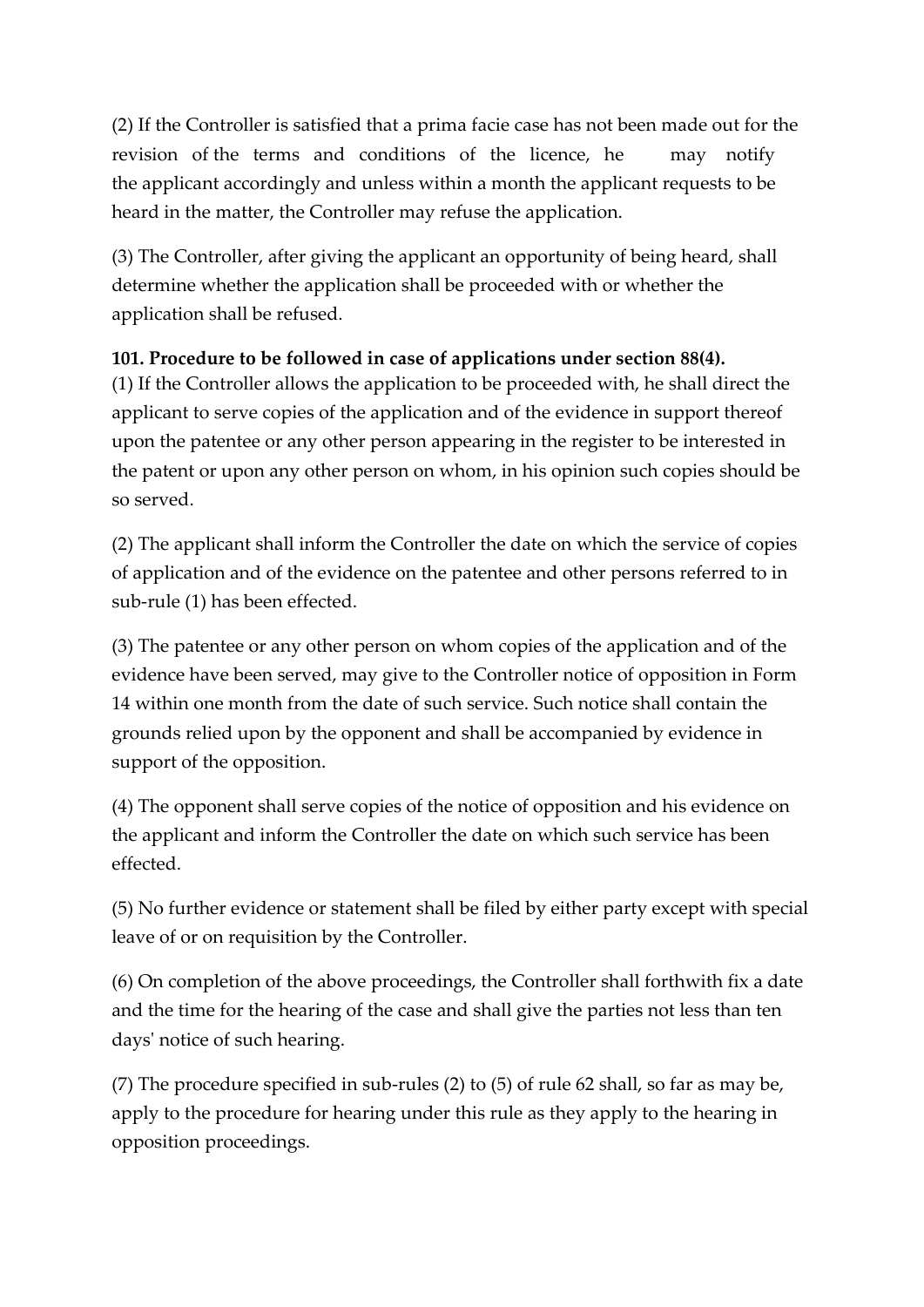(2) If the Controller is satisfied that a prima facie case has not been made out for the revision of the terms and conditions of the licence, he may notify the applicant accordingly and unless within a month the applicant requests to be heard in the matter, the Controller may refuse the application.

(3) The Controller, after giving the applicant an opportunity of being heard, shall determine whether the application shall be proceeded with or whether the application shall be refused.

**101. Procedure to be followed in case of applications under section 88(4).**

(1) If the Controller allows the application to be proceeded with, he shall direct the applicant to serve copies of the application and of the evidence in support thereof upon the patentee or any other person appearing in the register to be interested in the patent or upon any other person on whom, in his opinion such copies should be so served.

(2) The applicant shall inform the Controller the date on which the service of copies of application and of the evidence on the patentee and other persons referred to in sub-rule (1) has been effected.

(3) The patentee or any other person on whom copies of the application and of the evidence have been served, may give to the Controller notice of opposition in Form 14 within one month from the date of such service. Such notice shall contain the grounds relied upon by the opponent and shall be accompanied by evidence in support of the opposition.

(4) The opponent shall serve copies of the notice of opposition and his evidence on the applicant and inform the Controller the date on which such service has been effected.

(5) No further evidence or statement shall be filed by either party except with special leave of or on requisition by the Controller.

(6) On completion of the above proceedings, the Controller shall forthwith fix a date and the time for the hearing of the case and shall give the parties not less than ten days' notice of such hearing.

(7) The procedure specified in sub-rules (2) to (5) of rule 62 shall, so far as may be, apply to the procedure for hearing under this rule as they apply to the hearing in opposition proceedings.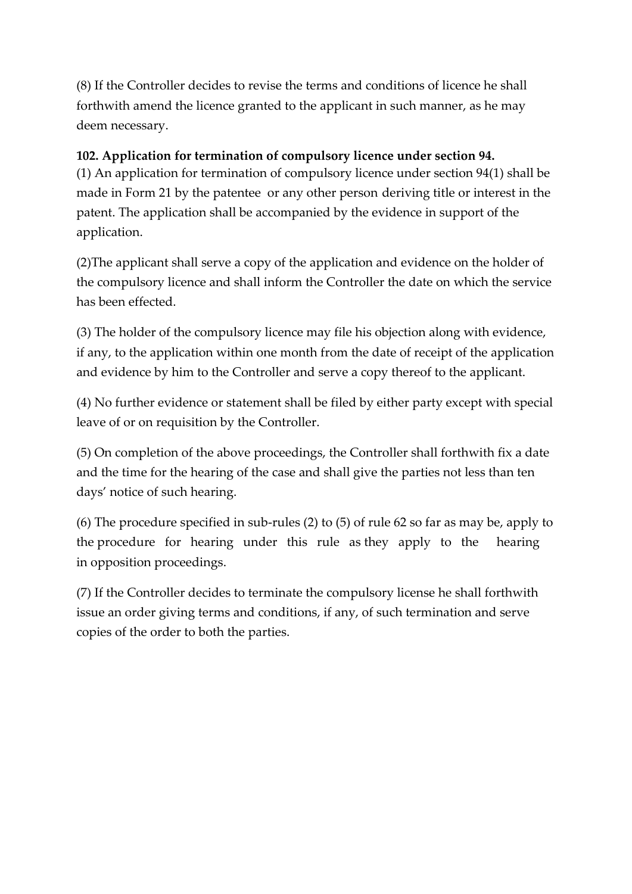(8) If the Controller decides to revise the terms and conditions of licence he shall forthwith amend the licence granted to the applicant in such manner, as he may deem necessary.

**102. Application for termination of compulsory licence under section 94.**

(1) An application for termination of compulsory licence under section 94(1) shall be made in Form 21 by the patentee or any other person deriving title or interest in the patent. The application shall be accompanied by the evidence in support of the application.

(2)The applicant shall serve a copy of the application and evidence on the holder of the compulsory licence and shall inform the Controller the date on which the service has been effected.

(3) The holder of the compulsory licence may file his objection along with evidence, if any, to the application within one month from the date of receipt of the application and evidence by him to the Controller and serve a copy thereof to the applicant.

(4) No further evidence or statement shall be filed by either party except with special leave of or on requisition by the Controller.

(5) On completion of the above proceedings, the Controller shall forthwith fix a date and the time for the hearing of the case and shall give the parties not less than ten days' notice of such hearing.

(6) The procedure specified in sub-rules (2) to (5) of rule 62 so far as may be, apply to the procedure for hearing under this rule as they apply to the hearing in opposition proceedings.

(7) If the Controller decides to terminate the compulsory license he shall forthwith issue an order giving terms and conditions, if any, of such termination and serve copies of the order to both the parties.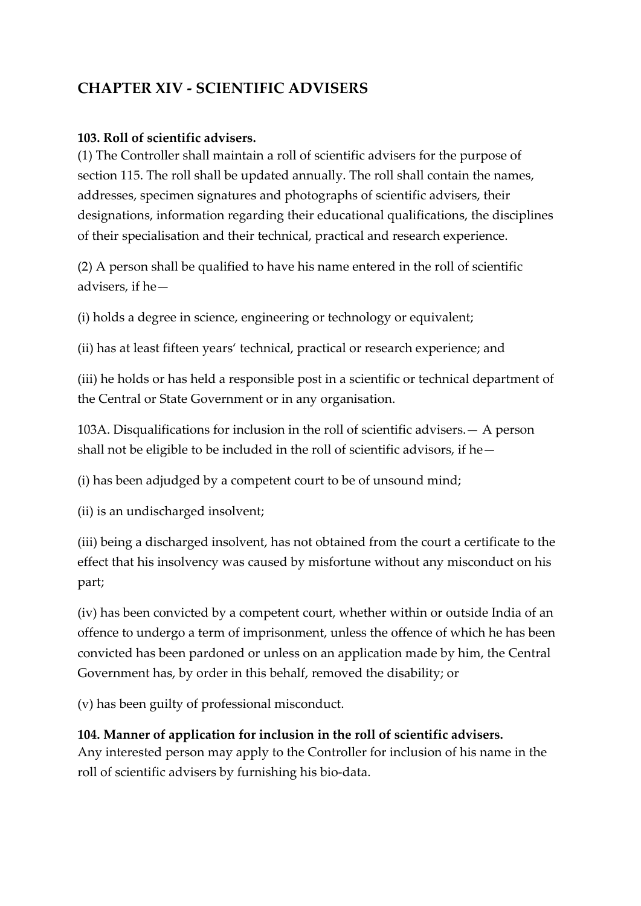## CHAPTER XIV - SCIENTIFIC ADVISERS

**103. Roll of scientific advisers.**
(1) The Controller shall maintain a roll of scientific advisers for the purpose of section 115. The roll shall be updated annually. The roll shall contain the names, addresses, specimen signatures and photographs of scientific advisers, their designations, information regarding their educational qualifications, the disciplines of their specialisation and their technical, practical and research experience.

(2) A person shall be qualified to have his name entered in the roll of scientific advisers, if he—

(i) holds a degree in science, engineering or technology or equivalent;

(ii) has at least fifteen years' technical, practical or research experience; and

(iii) he holds or has held a responsible post in a scientific or technical department of the Central or State Government or in any organisation.

103A. Disqualifications for inclusion in the roll of scientific advisers.— A person shall not be eligible to be included in the roll of scientific advisors, if he—

(i) has been adjudged by a competent court to be of unsound mind;

(ii) is an undischarged insolvent;

(iii) being a discharged insolvent, has not obtained from the court a certificate to the effect that his insolvency was caused by misfortune without any misconduct on his part;

(iv) has been convicted by a competent court, whether within or outside India of an offence to undergo a term of imprisonment, unless the offence of which he has been convicted has been pardoned or unless on an application made by him, the Central Government has, by order in this behalf, removed the disability; or

(v) has been guilty of professional misconduct.

**104. Manner of application for inclusion in the roll of scientific advisers.**
Any interested person may apply to the Controller for inclusion of his name in the roll of scientific advisers by furnishing his bio-data.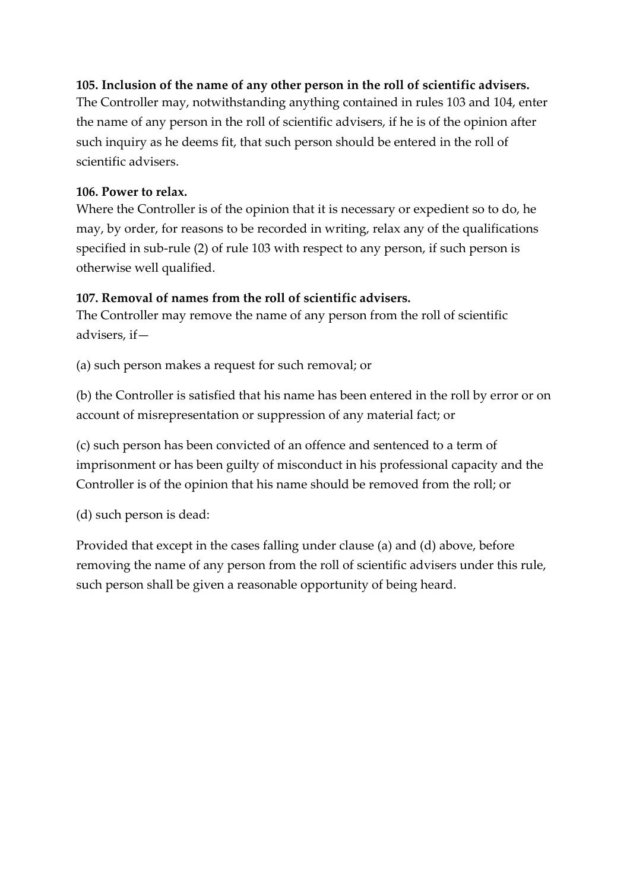**105. Inclusion of the name of any other person in the roll of scientific advisers.**
The Controller may, notwithstanding anything contained in rules 103 and 104, enter the name of any person in the roll of scientific advisers, if he is of the opinion after such inquiry as he deems fit, that such person should be entered in the roll of scientific advisers.

**106. Power to relax.**
Where the Controller is of the opinion that it is necessary or expedient so to do, he may, by order, for reasons to be recorded in writing, relax any of the qualifications specified in sub-rule (2) of rule 103 with respect to any person, if such person is otherwise well qualified.

**107. Removal of names from the roll of scientific advisers.**
The Controller may remove the name of any person from the roll of scientific advisers, if—

(a) such person makes a request for such removal; or

(b) the Controller is satisfied that his name has been entered in the roll by error or on account of misrepresentation or suppression of any material fact; or

(c) such person has been convicted of an offence and sentenced to a term of imprisonment or has been guilty of misconduct in his professional capacity and the Controller is of the opinion that his name should be removed from the roll; or

(d) such person is dead:

Provided that except in the cases falling under clause (a) and (d) above, before removing the name of any person from the roll of scientific advisers under this rule, such person shall be given a reasonable opportunity of being heard.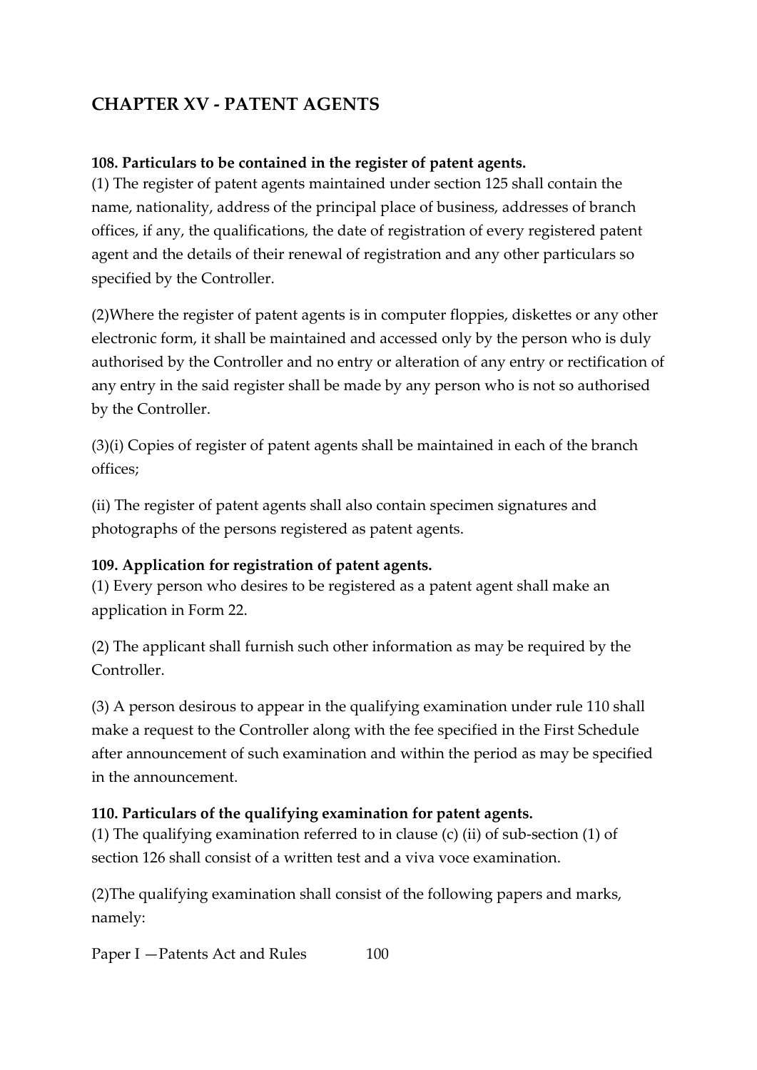## CHAPTER XV - PATENT AGENTS

**108. Particulars to be contained in the register of patent agents.**
(1) The register of patent agents maintained under section 125 shall contain the name, nationality, address of the principal place of business, addresses of branch offices, if any, the qualifications, the date of registration of every registered patent agent and the details of their renewal of registration and any other particulars so specified by the Controller.

(2)Where the register of patent agents is in computer floppies, diskettes or any other electronic form, it shall be maintained and accessed only by the person who is duly authorised by the Controller and no entry or alteration of any entry or rectification of any entry in the said register shall be made by any person who is not so authorised by the Controller.

(3)(i) Copies of register of patent agents shall be maintained in each of the branch offices;

(ii) The register of patent agents shall also contain specimen signatures and photographs of the persons registered as patent agents.

**109. Application for registration of patent agents.**
(1) Every person who desires to be registered as a patent agent shall make an application in Form 22.

(2) The applicant shall furnish such other information as may be required by the Controller.

(3) A person desirous to appear in the qualifying examination under rule 110 shall make a request to the Controller along with the fee specified in the First Schedule after announcement of such examination and within the period as may be specified in the announcement.

**110. Particulars of the qualifying examination for patent agents.**
(1) The qualifying examination referred to in clause (c) (ii) of sub-section (1) of section 126 shall consist of a written test and a viva voce examination.

(2)The qualifying examination shall consist of the following papers and marks, namely:

Paper I —Patents Act and Rules 100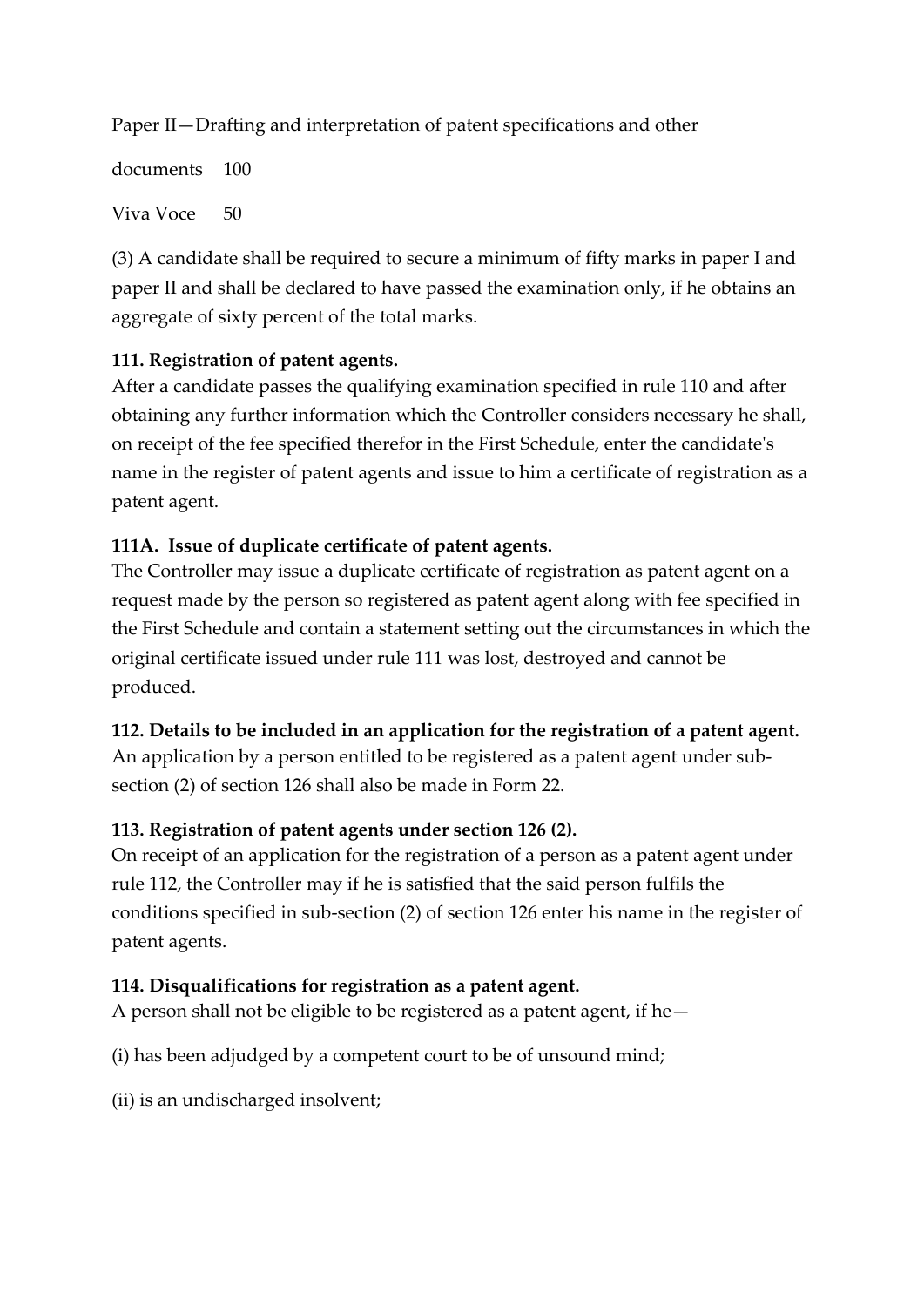Paper II—Drafting and interpretation of patent specifications and other

documents 100

Viva Voce 50

(3) A candidate shall be required to secure a minimum of fifty marks in paper I and paper II and shall be declared to have passed the examination only, if he obtains an aggregate of sixty percent of the total marks.

**111. Registration of patent agents.**

After a candidate passes the qualifying examination specified in rule 110 and after obtaining any further information which the Controller considers necessary he shall, on receipt of the fee specified therefor in the First Schedule, enter the candidate's name in the register of patent agents and issue to him a certificate of registration as a patent agent.

**111A. Issue of duplicate certificate of patent agents.**

The Controller may issue a duplicate certificate of registration as patent agent on a request made by the person so registered as patent agent along with fee specified in the First Schedule and contain a statement setting out the circumstances in which the original certificate issued under rule 111 was lost, destroyed and cannot be produced.

**112. Details to be included in an application for the registration of a patent agent.**

An application by a person entitled to be registered as a patent agent under sub-section (2) of section 126 shall also be made in Form 22.

**113. Registration of patent agents under section 126 (2).**

On receipt of an application for the registration of a person as a patent agent under rule 112, the Controller may if he is satisfied that the said person fulfils the conditions specified in sub-section (2) of section 126 enter his name in the register of patent agents.

**114. Disqualifications for registration as a patent agent.**

A person shall not be eligible to be registered as a patent agent, if he—

(i) has been adjudged by a competent court to be of unsound mind;

(ii) is an undischarged insolvent;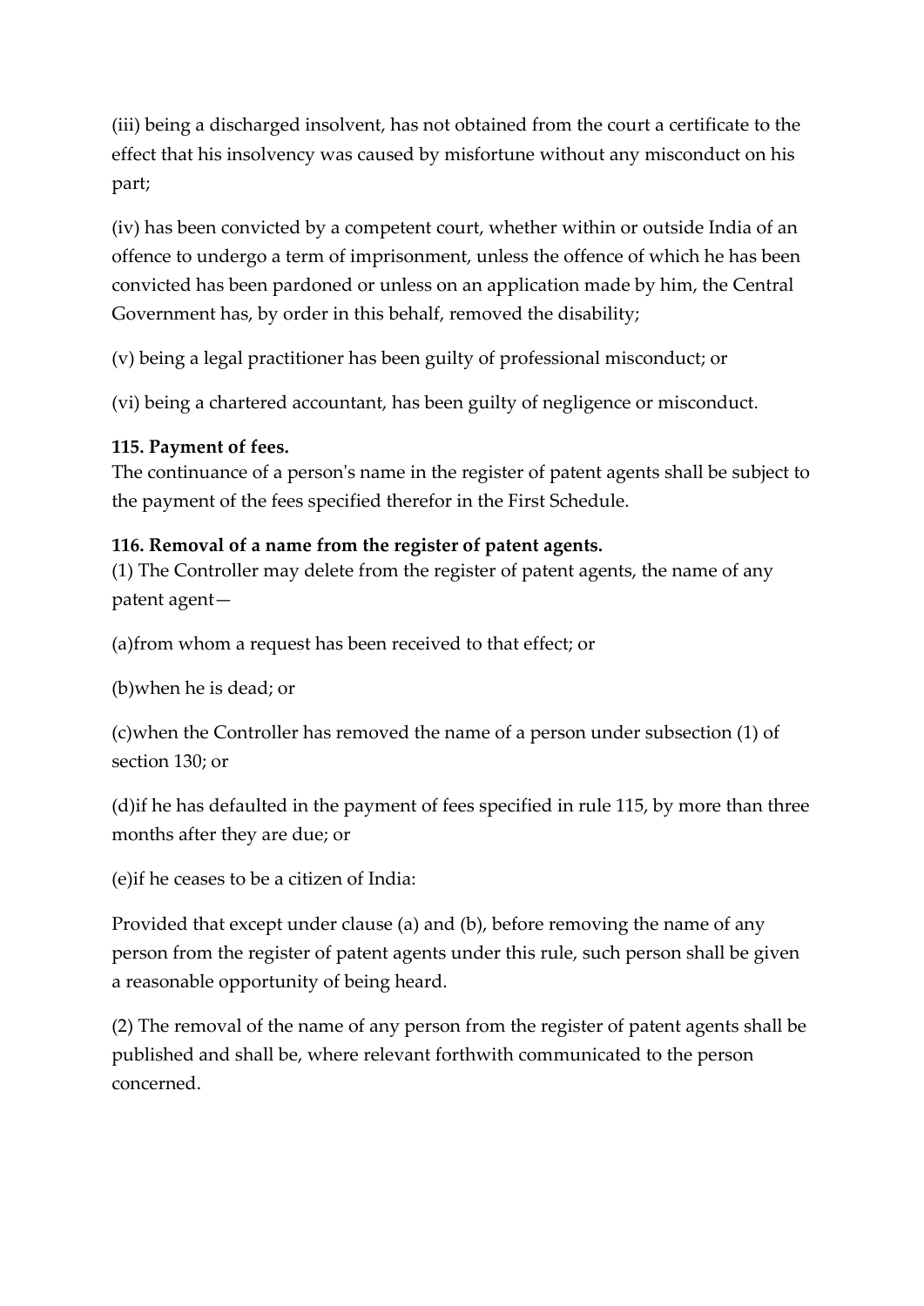(iii) being a discharged insolvent, has not obtained from the court a certificate to the effect that his insolvency was caused by misfortune without any misconduct on his part;

(iv) has been convicted by a competent court, whether within or outside India of an offence to undergo a term of imprisonment, unless the offence of which he has been convicted has been pardoned or unless on an application made by him, the Central Government has, by order in this behalf, removed the disability;

(v) being a legal practitioner has been guilty of professional misconduct; or

(vi) being a chartered accountant, has been guilty of negligence or misconduct.

**115. Payment of fees.**
The continuance of a person's name in the register of patent agents shall be subject to the payment of the fees specified therefor in the First Schedule.

**116. Removal of a name from the register of patent agents.**
(1) The Controller may delete from the register of patent agents, the name of any patent agent—

(a)from whom a request has been received to that effect; or

(b)when he is dead; or

(c)when the Controller has removed the name of a person under subsection (1) of section 130; or

(d)if he has defaulted in the payment of fees specified in rule 115, by more than three months after they are due; or

(e)if he ceases to be a citizen of India:

Provided that except under clause (a) and (b), before removing the name of any person from the register of patent agents under this rule, such person shall be given a reasonable opportunity of being heard.

(2) The removal of the name of any person from the register of patent agents shall be published and shall be, where relevant forthwith communicated to the person concerned.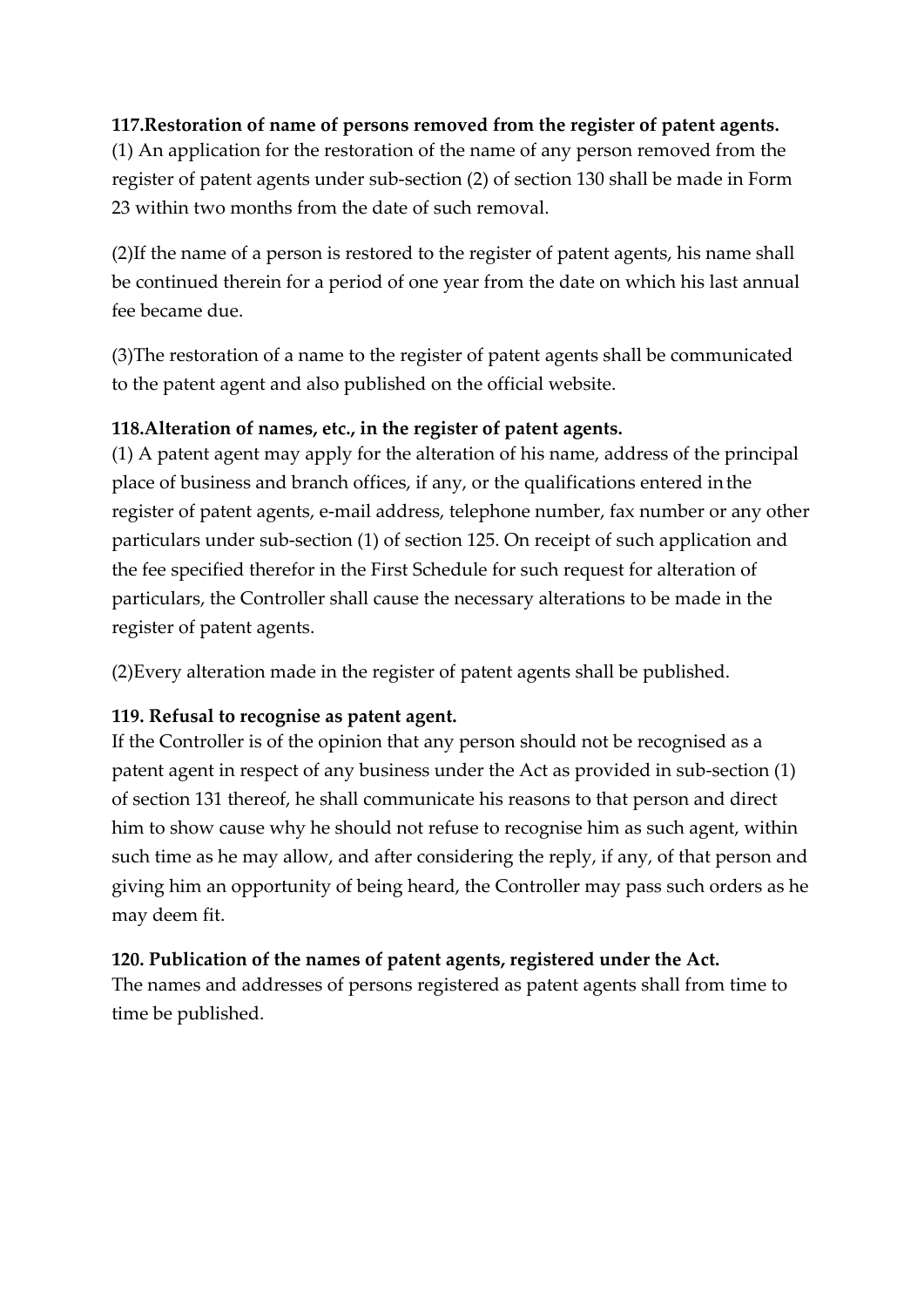**117.Restoration of name of persons removed from the register of patent agents.**
(1) An application for the restoration of the name of any person removed from the register of patent agents under sub-section (2) of section 130 shall be made in Form 23 within two months from the date of such removal.

(2)If the name of a person is restored to the register of patent agents, his name shall be continued therein for a period of one year from the date on which his last annual fee became due.

(3)The restoration of a name to the register of patent agents shall be communicated to the patent agent and also published on the official website.

**118.Alteration of names, etc., in the register of patent agents.**
(1) A patent agent may apply for the alteration of his name, address of the principal place of business and branch offices, if any, or the qualifications entered in the register of patent agents, e-mail address, telephone number, fax number or any other particulars under sub-section (1) of section 125. On receipt of such application and the fee specified therefor in the First Schedule for such request for alteration of particulars, the Controller shall cause the necessary alterations to be made in the register of patent agents.

(2)Every alteration made in the register of patent agents shall be published.

**119. Refusal to recognise as patent agent.**
If the Controller is of the opinion that any person should not be recognised as a patent agent in respect of any business under the Act as provided in sub-section (1) of section 131 thereof, he shall communicate his reasons to that person and direct him to show cause why he should not refuse to recognise him as such agent, within such time as he may allow, and after considering the reply, if any, of that person and giving him an opportunity of being heard, the Controller may pass such orders as he may deem fit.

**120. Publication of the names of patent agents, registered under the Act.**
The names and addresses of persons registered as patent agents shall from time to time be published.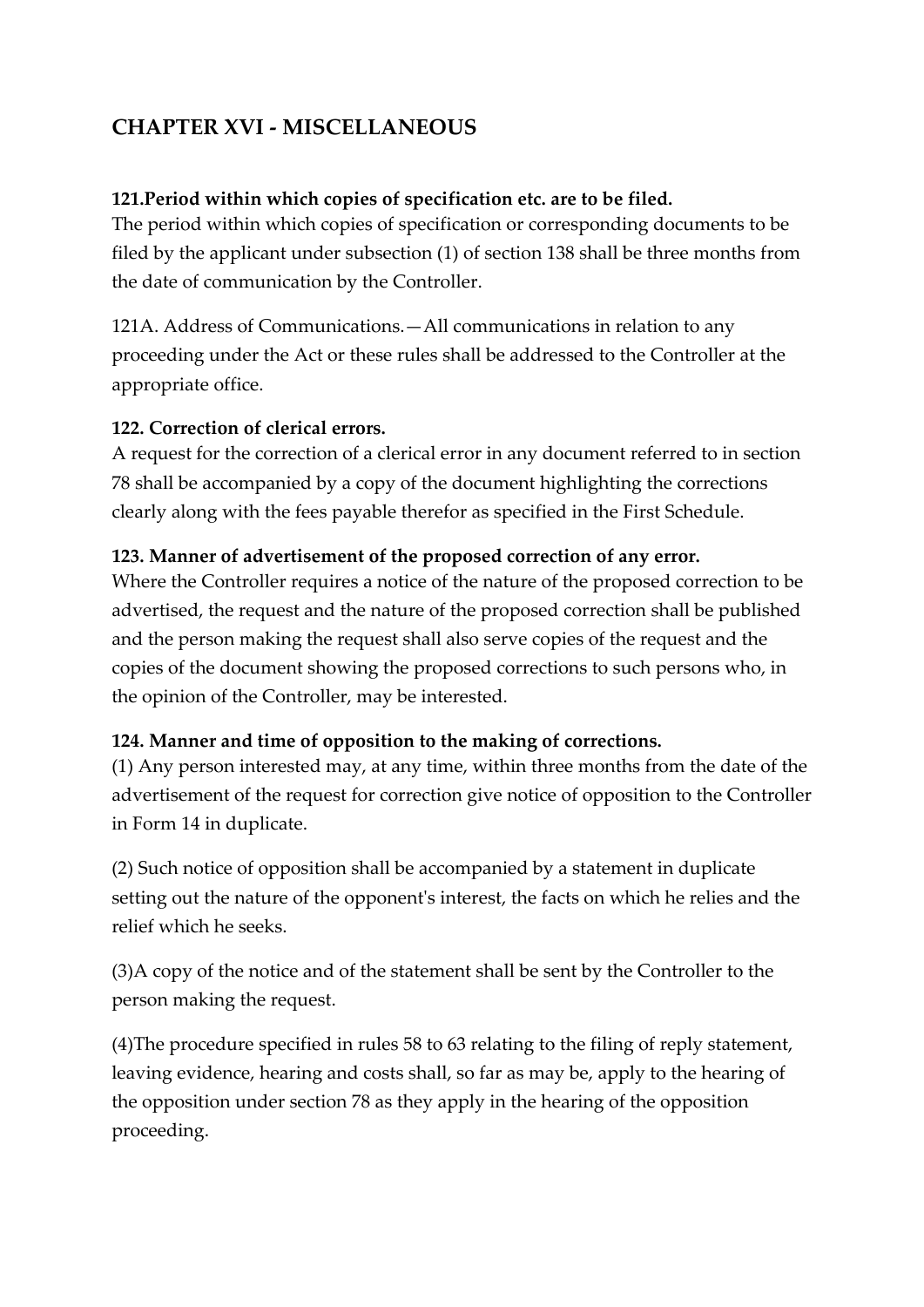## CHAPTER XVI - MISCELLANEOUS

**121.Period within which copies of specification etc. are to be filed.**
The period within which copies of specification or corresponding documents to be filed by the applicant under subsection (1) of section 138 shall be three months from the date of communication by the Controller.

121A. Address of Communications.—All communications in relation to any proceeding under the Act or these rules shall be addressed to the Controller at the appropriate office.

**122. Correction of clerical errors.**
A request for the correction of a clerical error in any document referred to in section 78 shall be accompanied by a copy of the document highlighting the corrections clearly along with the fees payable therefor as specified in the First Schedule.

**123. Manner of advertisement of the proposed correction of any error.**
Where the Controller requires a notice of the nature of the proposed correction to be advertised, the request and the nature of the proposed correction shall be published and the person making the request shall also serve copies of the request and the copies of the document showing the proposed corrections to such persons who, in the opinion of the Controller, may be interested.

**124. Manner and time of opposition to the making of corrections.**
(1) Any person interested may, at any time, within three months from the date of the advertisement of the request for correction give notice of opposition to the Controller in Form 14 in duplicate.

(2) Such notice of opposition shall be accompanied by a statement in duplicate setting out the nature of the opponent's interest, the facts on which he relies and the relief which he seeks.

(3)A copy of the notice and of the statement shall be sent by the Controller to the person making the request.

(4)The procedure specified in rules 58 to 63 relating to the filing of reply statement, leaving evidence, hearing and costs shall, so far as may be, apply to the hearing of the opposition under section 78 as they apply in the hearing of the opposition proceeding.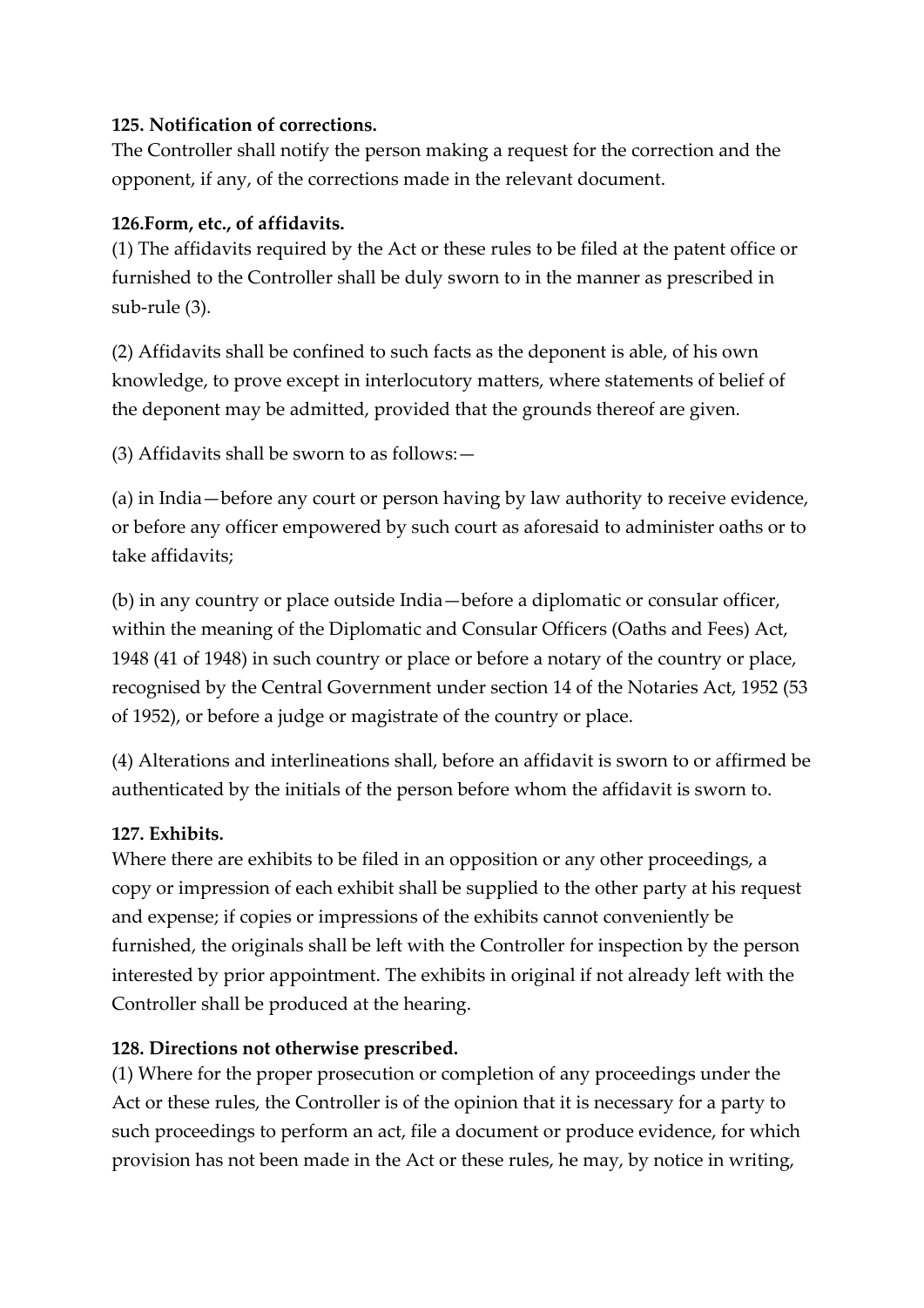**125. Notification of corrections.**
The Controller shall notify the person making a request for the correction and the opponent, if any, of the corrections made in the relevant document.

**126.Form, etc., of affidavits.**
(1) The affidavits required by the Act or these rules to be filed at the patent office or furnished to the Controller shall be duly sworn to in the manner as prescribed in sub-rule (3).

(2) Affidavits shall be confined to such facts as the deponent is able, of his own knowledge, to prove except in interlocutory matters, where statements of belief of the deponent may be admitted, provided that the grounds thereof are given.

(3) Affidavits shall be sworn to as follows:—

(a) in India—before any court or person having by law authority to receive evidence, or before any officer empowered by such court as aforesaid to administer oaths or to take affidavits;

(b) in any country or place outside India—before a diplomatic or consular officer, within the meaning of the Diplomatic and Consular Officers (Oaths and Fees) Act, 1948 (41 of 1948) in such country or place or before a notary of the country or place, recognised by the Central Government under section 14 of the Notaries Act, 1952 (53 of 1952), or before a judge or magistrate of the country or place.

(4) Alterations and interlineations shall, before an affidavit is sworn to or affirmed be authenticated by the initials of the person before whom the affidavit is sworn to.

**127. Exhibits.**
Where there are exhibits to be filed in an opposition or any other proceedings, a copy or impression of each exhibit shall be supplied to the other party at his request and expense; if copies or impressions of the exhibits cannot conveniently be furnished, the originals shall be left with the Controller for inspection by the person interested by prior appointment. The exhibits in original if not already left with the Controller shall be produced at the hearing.

**128. Directions not otherwise prescribed.**
(1) Where for the proper prosecution or completion of any proceedings under the Act or these rules, the Controller is of the opinion that it is necessary for a party to such proceedings to perform an act, file a document or produce evidence, for which provision has not been made in the Act or these rules, he may, by notice in writing,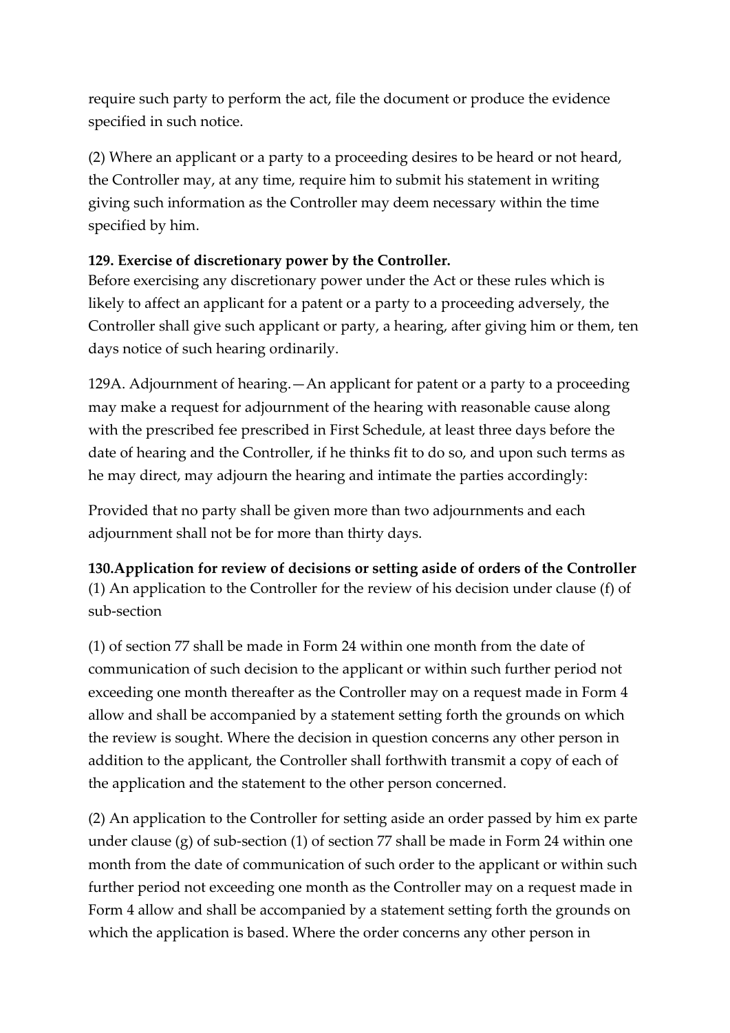require such party to perform the act, file the document or produce the evidence specified in such notice.

(2) Where an applicant or a party to a proceeding desires to be heard or not heard, the Controller may, at any time, require him to submit his statement in writing giving such information as the Controller may deem necessary within the time specified by him.

**129. Exercise of discretionary power by the Controller.**
Before exercising any discretionary power under the Act or these rules which is likely to affect an applicant for a patent or a party to a proceeding adversely, the Controller shall give such applicant or party, a hearing, after giving him or them, ten days notice of such hearing ordinarily.

129A. Adjournment of hearing.—An applicant for patent or a party to a proceeding may make a request for adjournment of the hearing with reasonable cause along with the prescribed fee prescribed in First Schedule, at least three days before the date of hearing and the Controller, if he thinks fit to do so, and upon such terms as he may direct, may adjourn the hearing and intimate the parties accordingly:

Provided that no party shall be given more than two adjournments and each adjournment shall not be for more than thirty days.

**130.Application for review of decisions or setting aside of orders of the Controller**
(1) An application to the Controller for the review of his decision under clause (f) of sub-section

(1) of section 77 shall be made in Form 24 within one month from the date of communication of such decision to the applicant or within such further period not exceeding one month thereafter as the Controller may on a request made in Form 4 allow and shall be accompanied by a statement setting forth the grounds on which the review is sought. Where the decision in question concerns any other person in addition to the applicant, the Controller shall forthwith transmit a copy of each of the application and the statement to the other person concerned.

(2) An application to the Controller for setting aside an order passed by him ex parte under clause (g) of sub-section (1) of section 77 shall be made in Form 24 within one month from the date of communication of such order to the applicant or within such further period not exceeding one month as the Controller may on a request made in Form 4 allow and shall be accompanied by a statement setting forth the grounds on which the application is based. Where the order concerns any other person in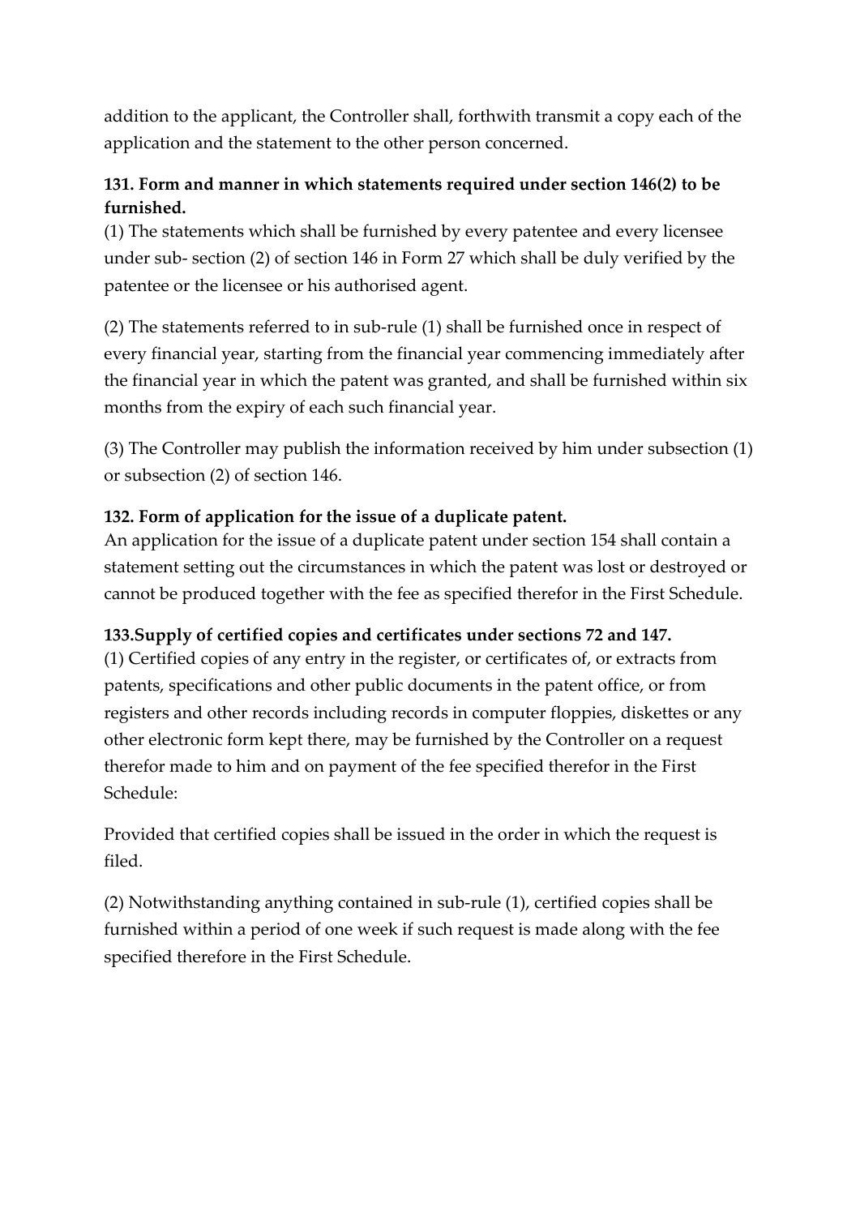addition to the applicant, the Controller shall, forthwith transmit a copy each of the application and the statement to the other person concerned.

**131. Form and manner in which statements required under section 146(2) to be furnished.**

(1) The statements which shall be furnished by every patentee and every licensee under sub- section (2) of section 146 in Form 27 which shall be duly verified by the patentee or the licensee or his authorised agent.

(2) The statements referred to in sub-rule (1) shall be furnished once in respect of every financial year, starting from the financial year commencing immediately after the financial year in which the patent was granted, and shall be furnished within six months from the expiry of each such financial year.

(3) The Controller may publish the information received by him under subsection (1) or subsection (2) of section 146.

**132. Form of application for the issue of a duplicate patent.**

An application for the issue of a duplicate patent under section 154 shall contain a statement setting out the circumstances in which the patent was lost or destroyed or cannot be produced together with the fee as specified therefor in the First Schedule.

**133.Supply of certified copies and certificates under sections 72 and 147.**

(1) Certified copies of any entry in the register, or certificates of, or extracts from patents, specifications and other public documents in the patent office, or from registers and other records including records in computer floppies, diskettes or any other electronic form kept there, may be furnished by the Controller on a request therefor made to him and on payment of the fee specified therefor in the First Schedule:

Provided that certified copies shall be issued in the order in which the request is filed.

(2) Notwithstanding anything contained in sub-rule (1), certified copies shall be furnished within a period of one week if such request is made along with the fee specified therefore in the First Schedule.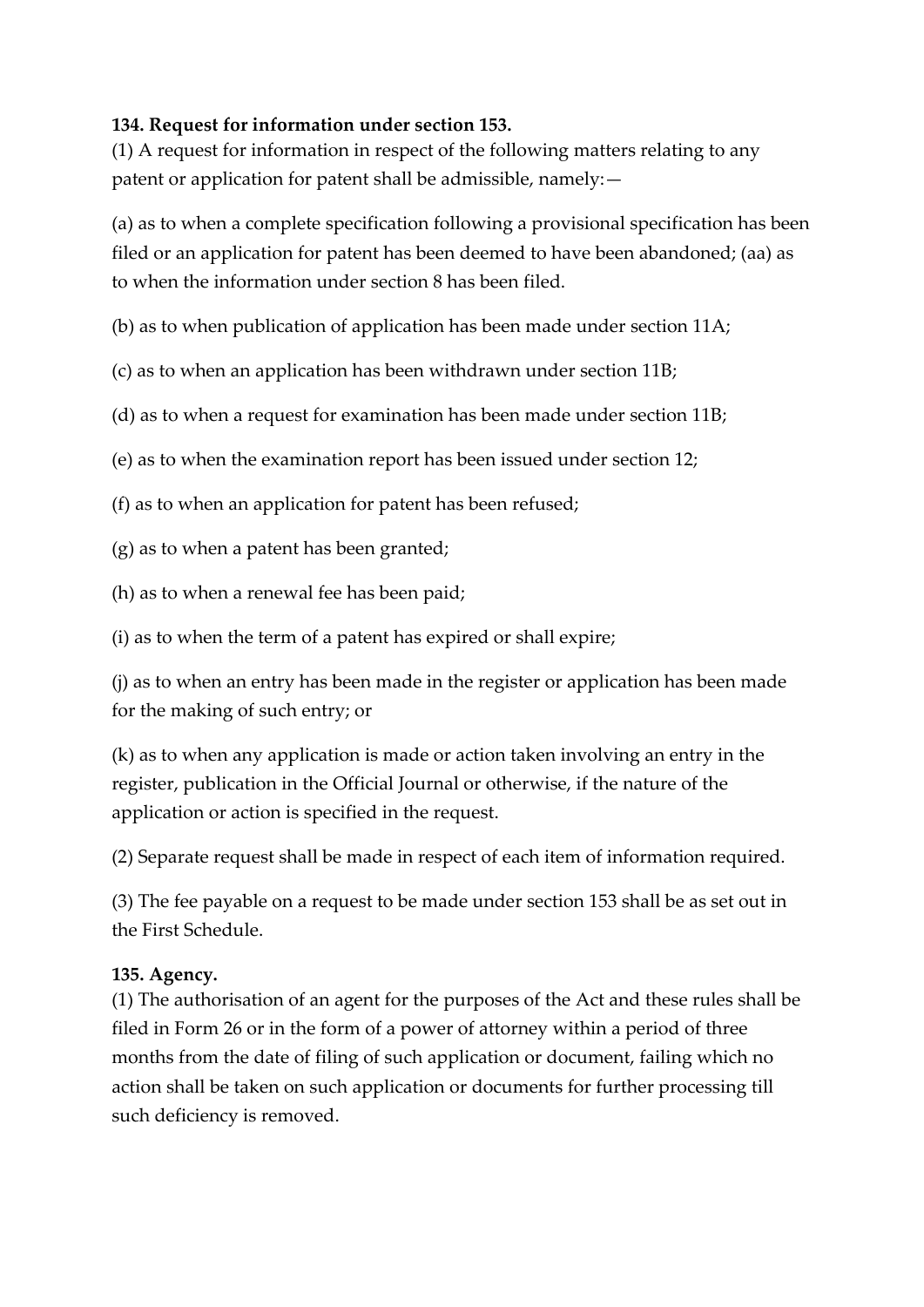**134. Request for information under section 153.**

(1) A request for information in respect of the following matters relating to any patent or application for patent shall be admissible, namely:—

(a) as to when a complete specification following a provisional specification has been filed or an application for patent has been deemed to have been abandoned; (aa) as to when the information under section 8 has been filed.

(b) as to when publication of application has been made under section 11A;

(c) as to when an application has been withdrawn under section 11B;

(d) as to when a request for examination has been made under section 11B;

(e) as to when the examination report has been issued under section 12;

(f) as to when an application for patent has been refused;

(g) as to when a patent has been granted;

(h) as to when a renewal fee has been paid;

(i) as to when the term of a patent has expired or shall expire;

(j) as to when an entry has been made in the register or application has been made for the making of such entry; or

(k) as to when any application is made or action taken involving an entry in the register, publication in the Official Journal or otherwise, if the nature of the application or action is specified in the request.

(2) Separate request shall be made in respect of each item of information required.

(3) The fee payable on a request to be made under section 153 shall be as set out in the First Schedule.

**135. Agency.**

(1) The authorisation of an agent for the purposes of the Act and these rules shall be filed in Form 26 or in the form of a power of attorney within a period of three months from the date of filing of such application or document, failing which no action shall be taken on such application or documents for further processing till such deficiency is removed.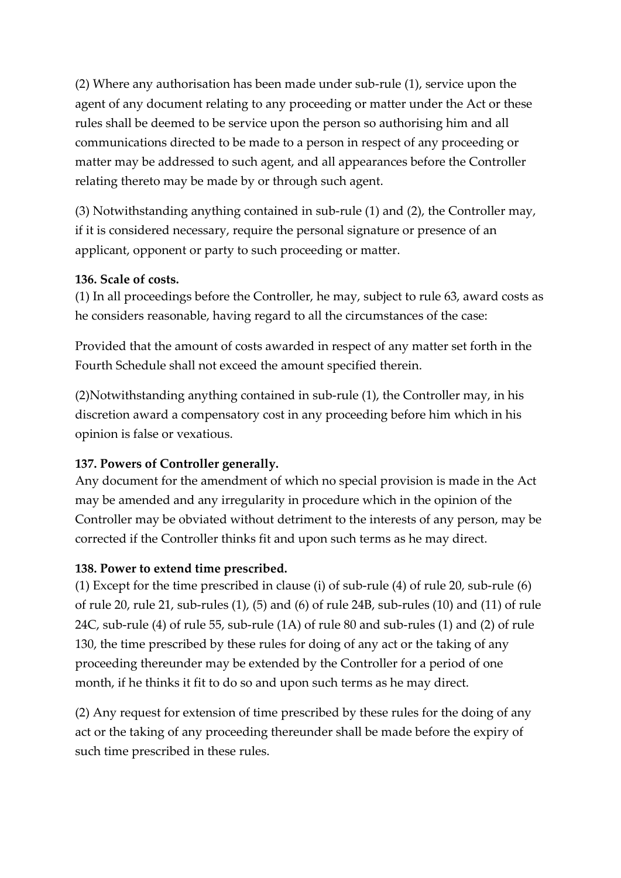(2) Where any authorisation has been made under sub-rule (1), service upon the agent of any document relating to any proceeding or matter under the Act or these rules shall be deemed to be service upon the person so authorising him and all communications directed to be made to a person in respect of any proceeding or matter may be addressed to such agent, and all appearances before the Controller relating thereto may be made by or through such agent.

(3) Notwithstanding anything contained in sub-rule (1) and (2), the Controller may, if it is considered necessary, require the personal signature or presence of an applicant, opponent or party to such proceeding or matter.

**136. Scale of costs.**
(1) In all proceedings before the Controller, he may, subject to rule 63, award costs as he considers reasonable, having regard to all the circumstances of the case:

Provided that the amount of costs awarded in respect of any matter set forth in the Fourth Schedule shall not exceed the amount specified therein.

(2)Notwithstanding anything contained in sub-rule (1), the Controller may, in his discretion award a compensatory cost in any proceeding before him which in his opinion is false or vexatious.

**137. Powers of Controller generally.**
Any document for the amendment of which no special provision is made in the Act may be amended and any irregularity in procedure which in the opinion of the Controller may be obviated without detriment to the interests of any person, may be corrected if the Controller thinks fit and upon such terms as he may direct.

**138. Power to extend time prescribed.**
(1) Except for the time prescribed in clause (i) of sub-rule (4) of rule 20, sub-rule (6) of rule 20, rule 21, sub-rules (1), (5) and (6) of rule 24B, sub-rules (10) and (11) of rule 24C, sub-rule (4) of rule 55, sub-rule (1A) of rule 80 and sub-rules (1) and (2) of rule 130, the time prescribed by these rules for doing of any act or the taking of any proceeding thereunder may be extended by the Controller for a period of one month, if he thinks it fit to do so and upon such terms as he may direct.

(2) Any request for extension of time prescribed by these rules for the doing of any act or the taking of any proceeding thereunder shall be made before the expiry of such time prescribed in these rules.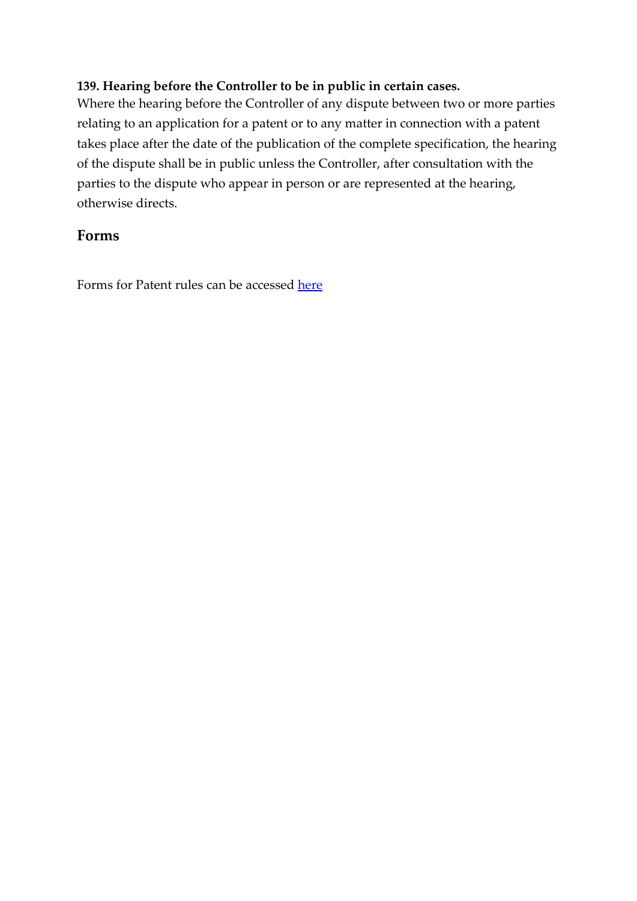**139. Hearing before the Controller to be in public in certain cases.**

Where the hearing before the Controller of any dispute between two or more parties relating to an application for a patent or to any matter in connection with a patent takes place after the date of the publication of the complete specification, the hearing of the dispute shall be in public unless the Controller, after consultation with the parties to the dispute who appear in person or are represented at the hearing, otherwise directs.

## Forms

Forms for Patent rules can be accessed here